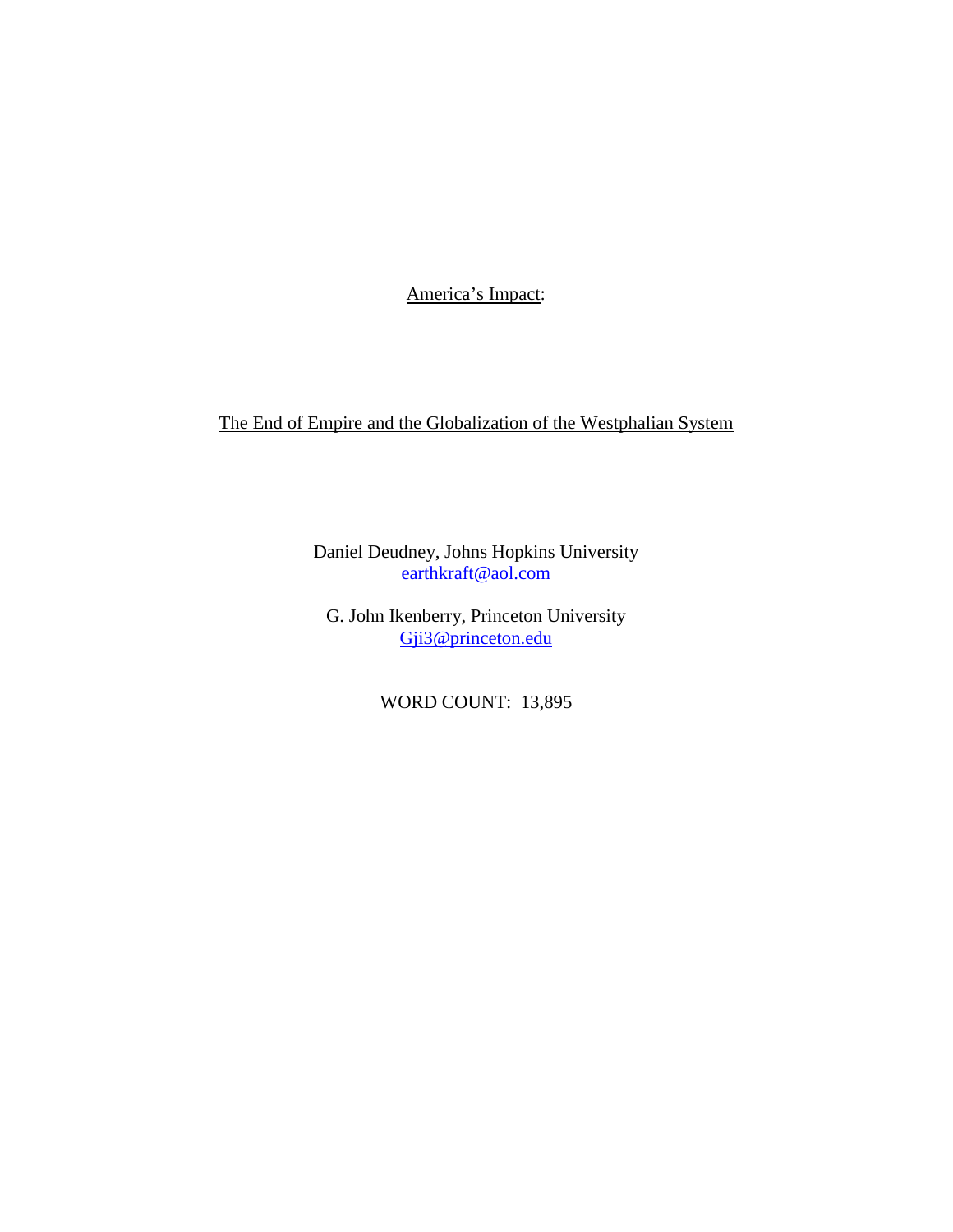America's Impact:

The End of Empire and the Globalization of the Westphalian System

Daniel Deudney, Johns Hopkins University
earthkraft@aol.com

G. John Ikenberry, Princeton University
Gji3@princeton.edu

WORD COUNT: 13,895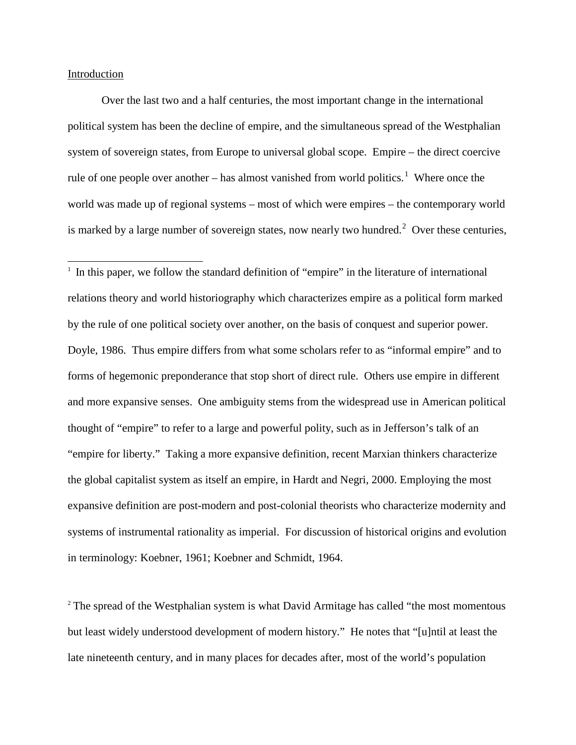Introduction

Over the last two and a half centuries, the most important change in the international political system has been the decline of empire, and the simultaneous spread of the Westphalian system of sovereign states, from Europe to universal global scope. Empire – the direct coercive rule of one people over another – has almost vanished from world politics.[1] Where once the world was made up of regional systems – most of which were empires – the contemporary world is marked by a large number of sovereign states, now nearly two hundred.[2] Over these centuries,

---

[1] In this paper, we follow the standard definition of "empire" in the literature of international relations theory and world historiography which characterizes empire as a political form marked by the rule of one political society over another, on the basis of conquest and superior power. Doyle, 1986. Thus empire differs from what some scholars refer to as "informal empire" and to forms of hegemonic preponderance that stop short of direct rule. Others use empire in different and more expansive senses. One ambiguity stems from the widespread use in American political thought of "empire" to refer to a large and powerful polity, such as in Jefferson's talk of an "empire for liberty." Taking a more expansive definition, recent Marxian thinkers characterize the global capitalist system as itself an empire, in Hardt and Negri, 2000. Employing the most expansive definition are post-modern and post-colonial theorists who characterize modernity and systems of instrumental rationality as imperial. For discussion of historical origins and evolution in terminology: Koebner, 1961; Koebner and Schmidt, 1964.

[2] The spread of the Westphalian system is what David Armitage has called "the most momentous but least widely understood development of modern history." He notes that "[u]ntil at least the late nineteenth century, and in many places for decades after, most of the world's population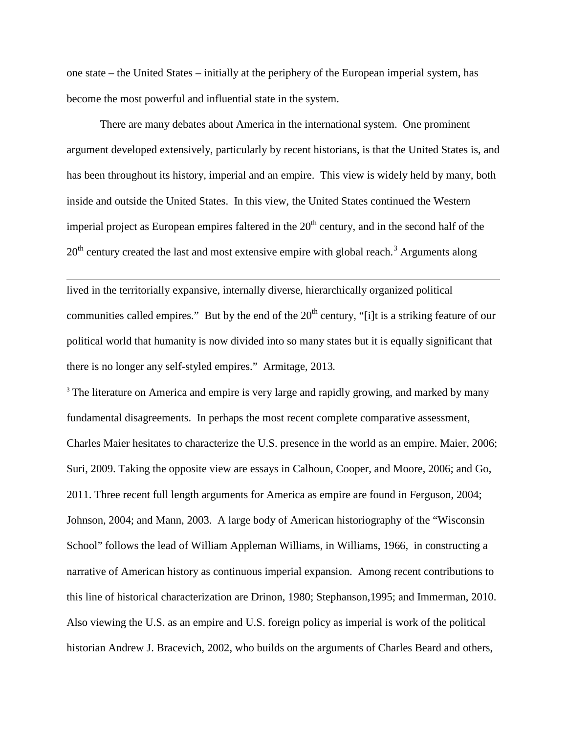one state – the United States – initially at the periphery of the European imperial system, has become the most powerful and influential state in the system.

There are many debates about America in the international system. One prominent argument developed extensively, particularly by recent historians, is that the United States is, and has been throughout its history, imperial and an empire. This view is widely held by many, both inside and outside the United States. In this view, the United States continued the Western imperial project as European empires faltered in the 20th century, and in the second half of the 20th century created the last and most extensive empire with global reach.[3] Arguments along

---

lived in the territorially expansive, internally diverse, hierarchically organized political communities called empires." But by the end of the 20th century, "[i]t is a striking feature of our political world that humanity is now divided into so many states but it is equally significant that there is no longer any self-styled empires." Armitage, 2013.

[3] The literature on America and empire is very large and rapidly growing, and marked by many fundamental disagreements. In perhaps the most recent complete comparative assessment, Charles Maier hesitates to characterize the U.S. presence in the world as an empire. Maier, 2006; Suri, 2009. Taking the opposite view are essays in Calhoun, Cooper, and Moore, 2006; and Go, 2011. Three recent full length arguments for America as empire are found in Ferguson, 2004; Johnson, 2004; and Mann, 2003. A large body of American historiography of the "Wisconsin School" follows the lead of William Appleman Williams, in Williams, 1966, in constructing a narrative of American history as continuous imperial expansion. Among recent contributions to this line of historical characterization are Drinon, 1980; Stephanson,1995; and Immerman, 2010. Also viewing the U.S. as an empire and U.S. foreign policy as imperial is work of the political historian Andrew J. Bracevich, 2002, who builds on the arguments of Charles Beard and others,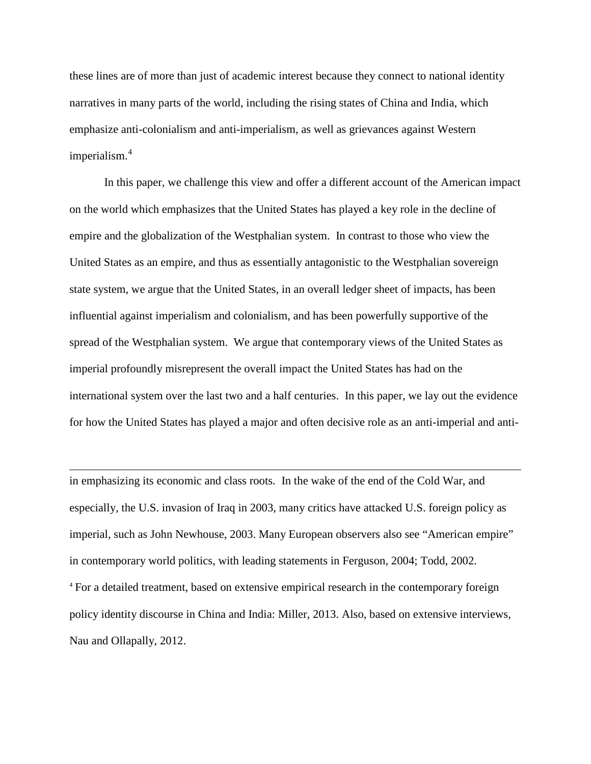these lines are of more than just of academic interest because they connect to national identity narratives in many parts of the world, including the rising states of China and India, which emphasize anti-colonialism and anti-imperialism, as well as grievances against Western imperialism.[4]

In this paper, we challenge this view and offer a different account of the American impact on the world which emphasizes that the United States has played a key role in the decline of empire and the globalization of the Westphalian system. In contrast to those who view the United States as an empire, and thus as essentially antagonistic to the Westphalian sovereign state system, we argue that the United States, in an overall ledger sheet of impacts, has been influential against imperialism and colonialism, and has been powerfully supportive of the spread of the Westphalian system. We argue that contemporary views of the United States as imperial profoundly misrepresent the overall impact the United States has had on the international system over the last two and a half centuries. In this paper, we lay out the evidence for how the United States has played a major and often decisive role as an anti-imperial and anti-

---

in emphasizing its economic and class roots. In the wake of the end of the Cold War, and especially, the U.S. invasion of Iraq in 2003, many critics have attacked U.S. foreign policy as imperial, such as John Newhouse, 2003. Many European observers also see "American empire" in contemporary world politics, with leading statements in Ferguson, 2004; Todd, 2002.

[4] For a detailed treatment, based on extensive empirical research in the contemporary foreign policy identity discourse in China and India: Miller, 2013. Also, based on extensive interviews, Nau and Ollapally, 2012.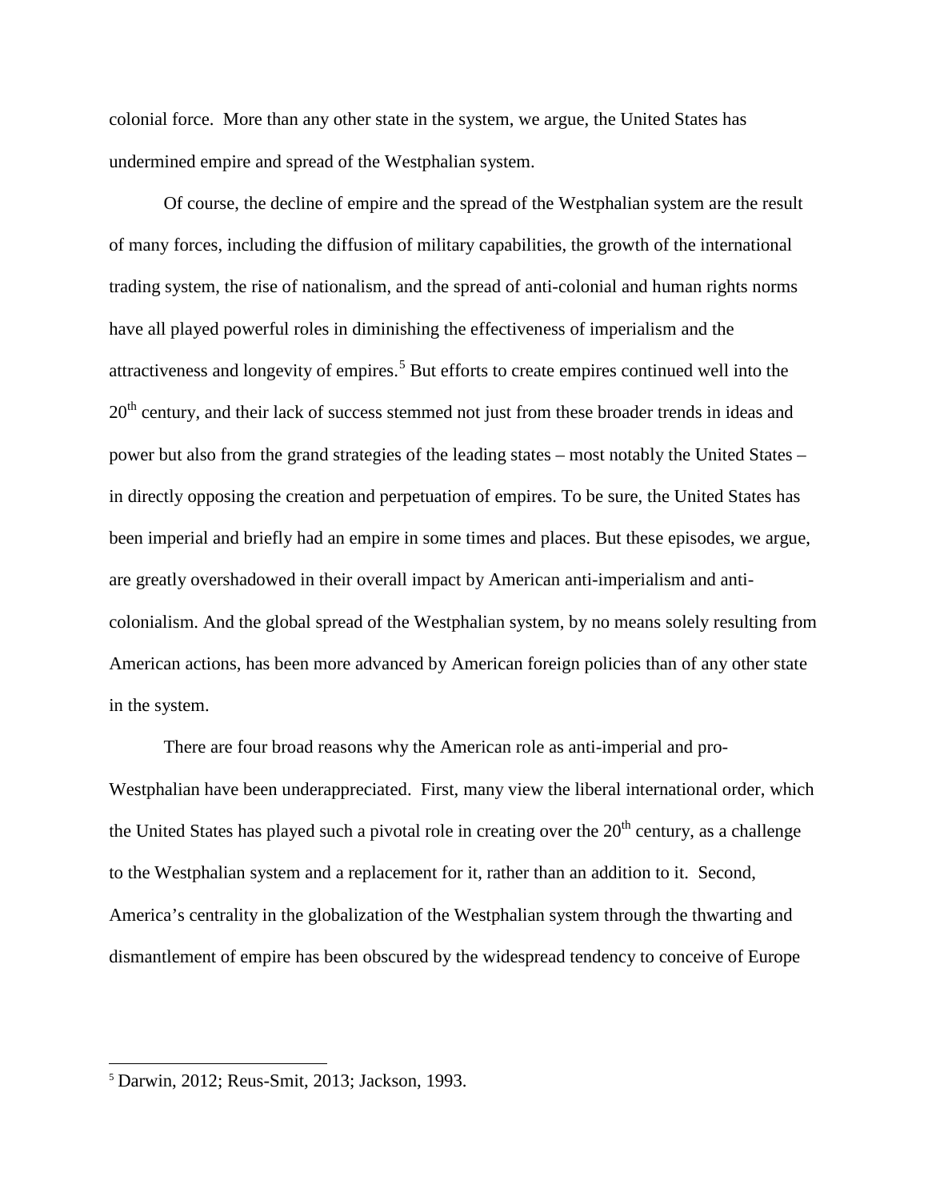colonial force. More than any other state in the system, we argue, the United States has undermined empire and spread of the Westphalian system.

Of course, the decline of empire and the spread of the Westphalian system are the result of many forces, including the diffusion of military capabilities, the growth of the international trading system, the rise of nationalism, and the spread of anti-colonial and human rights norms have all played powerful roles in diminishing the effectiveness of imperialism and the attractiveness and longevity of empires.[5] But efforts to create empires continued well into the 20th century, and their lack of success stemmed not just from these broader trends in ideas and power but also from the grand strategies of the leading states – most notably the United States – in directly opposing the creation and perpetuation of empires. To be sure, the United States has been imperial and briefly had an empire in some times and places. But these episodes, we argue, are greatly overshadowed in their overall impact by American anti-imperialism and anti-colonialism. And the global spread of the Westphalian system, by no means solely resulting from American actions, has been more advanced by American foreign policies than of any other state in the system.

There are four broad reasons why the American role as anti-imperial and pro-Westphalian have been underappreciated. First, many view the liberal international order, which the United States has played such a pivotal role in creating over the 20th century, as a challenge to the Westphalian system and a replacement for it, rather than an addition to it. Second, America's centrality in the globalization of the Westphalian system through the thwarting and dismantlement of empire has been obscured by the widespread tendency to conceive of Europe

[5] Darwin, 2012; Reus-Smit, 2013; Jackson, 1993.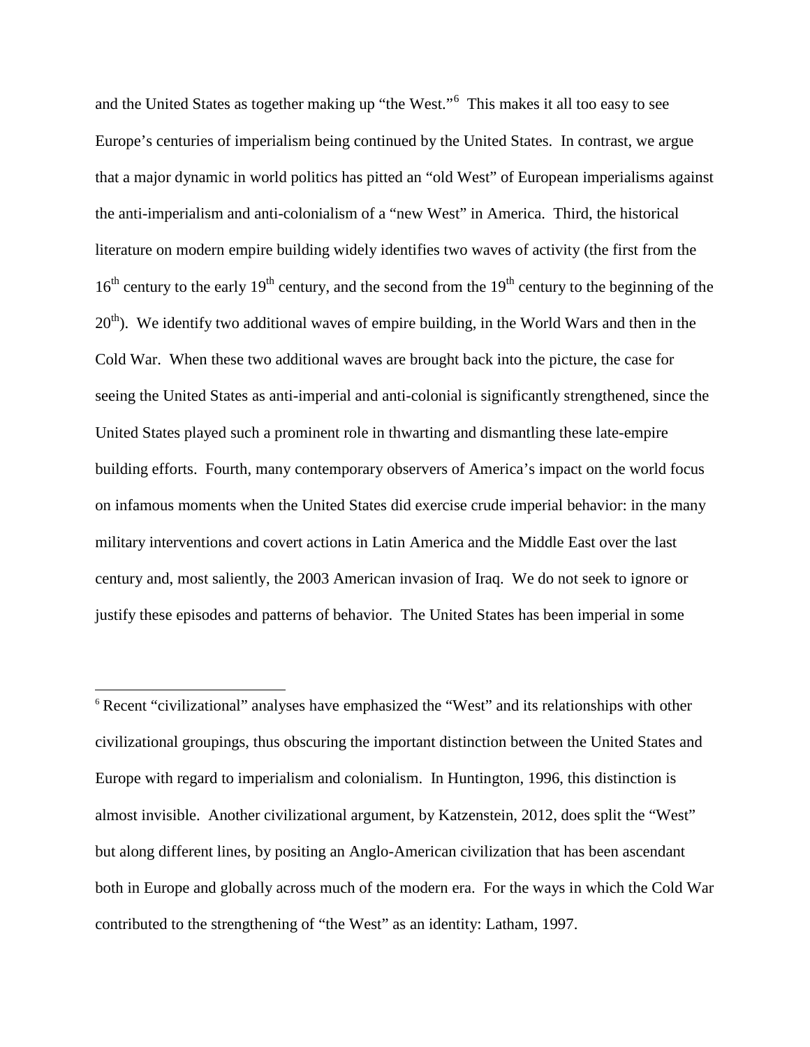and the United States as together making up "the West."[6] This makes it all too easy to see Europe's centuries of imperialism being continued by the United States. In contrast, we argue that a major dynamic in world politics has pitted an "old West" of European imperialisms against the anti-imperialism and anti-colonialism of a "new West" in America. Third, the historical literature on modern empire building widely identifies two waves of activity (the first from the 16th century to the early 19th century, and the second from the 19th century to the beginning of the 20th). We identify two additional waves of empire building, in the World Wars and then in the Cold War. When these two additional waves are brought back into the picture, the case for seeing the United States as anti-imperial and anti-colonial is significantly strengthened, since the United States played such a prominent role in thwarting and dismantling these late-empire building efforts. Fourth, many contemporary observers of America's impact on the world focus on infamous moments when the United States did exercise crude imperial behavior: in the many military interventions and covert actions in Latin America and the Middle East over the last century and, most saliently, the 2003 American invasion of Iraq. We do not seek to ignore or justify these episodes and patterns of behavior. The United States has been imperial in some

[6] Recent "civilizational" analyses have emphasized the "West" and its relationships with other civilizational groupings, thus obscuring the important distinction between the United States and Europe with regard to imperialism and colonialism. In Huntington, 1996, this distinction is almost invisible. Another civilizational argument, by Katzenstein, 2012, does split the "West" but along different lines, by positing an Anglo-American civilization that has been ascendant both in Europe and globally across much of the modern era. For the ways in which the Cold War contributed to the strengthening of "the West" as an identity: Latham, 1997.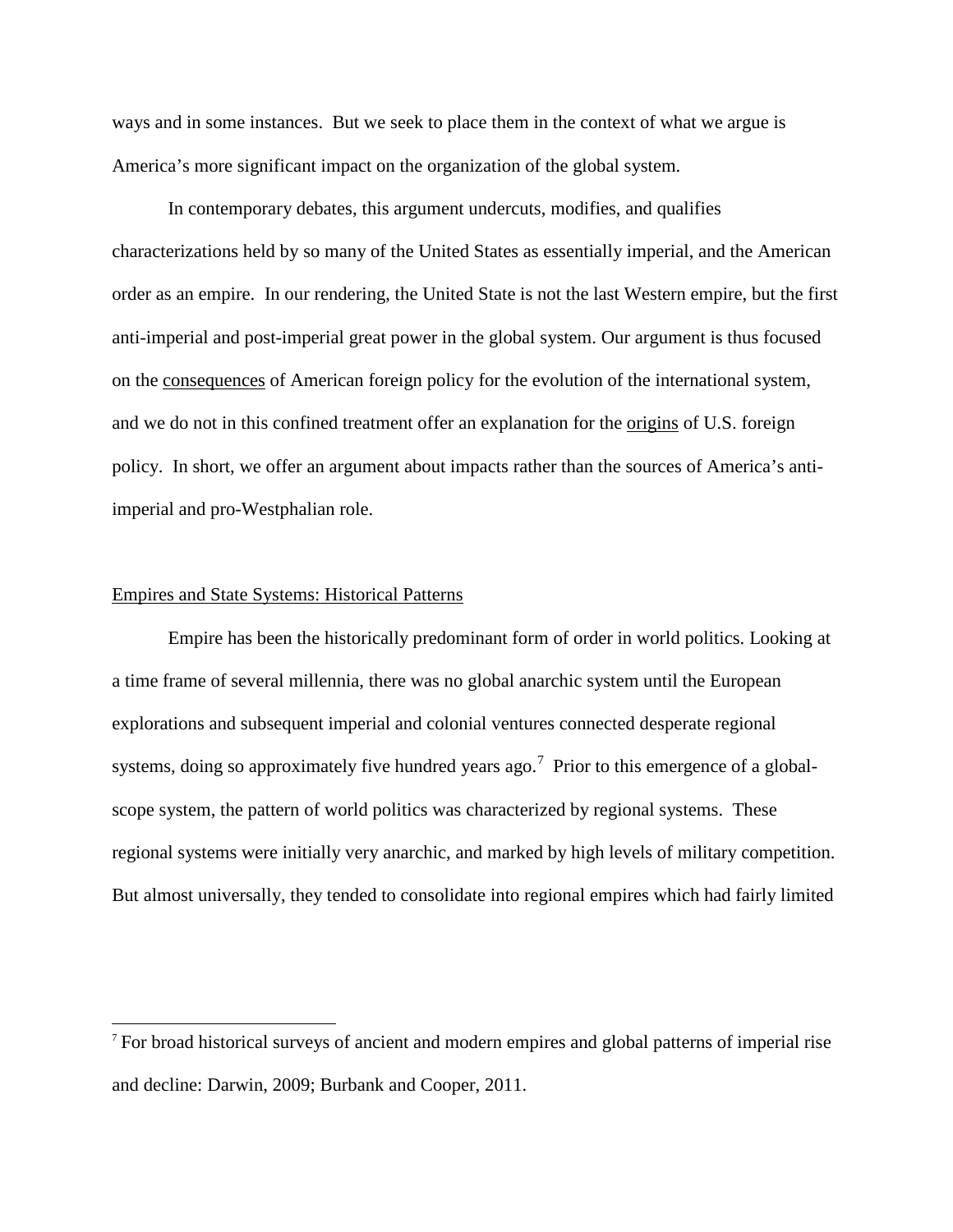ways and in some instances. But we seek to place them in the context of what we argue is America's more significant impact on the organization of the global system.

In contemporary debates, this argument undercuts, modifies, and qualifies characterizations held by so many of the United States as essentially imperial, and the American order as an empire. In our rendering, the United State is not the last Western empire, but the first anti-imperial and post-imperial great power in the global system. Our argument is thus focused on the consequences of American foreign policy for the evolution of the international system, and we do not in this confined treatment offer an explanation for the origins of U.S. foreign policy. In short, we offer an argument about impacts rather than the sources of America's anti-imperial and pro-Westphalian role.

## Empires and State Systems: Historical Patterns

Empire has been the historically predominant form of order in world politics. Looking at a time frame of several millennia, there was no global anarchic system until the European explorations and subsequent imperial and colonial ventures connected desperate regional systems, doing so approximately five hundred years ago.[7] Prior to this emergence of a global-scope system, the pattern of world politics was characterized by regional systems. These regional systems were initially very anarchic, and marked by high levels of military competition. But almost universally, they tended to consolidate into regional empires which had fairly limited

[7] For broad historical surveys of ancient and modern empires and global patterns of imperial rise and decline: Darwin, 2009; Burbank and Cooper, 2011.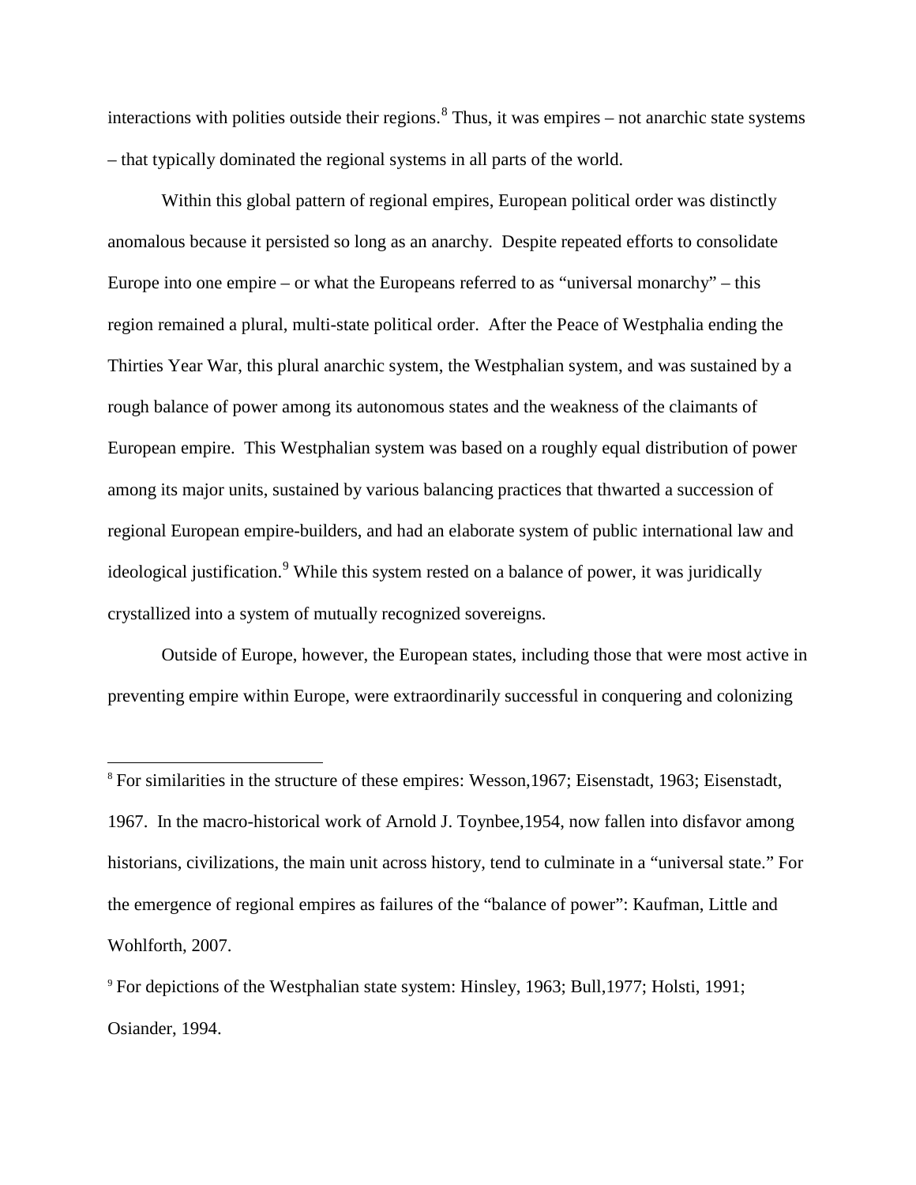interactions with polities outside their regions.[8] Thus, it was empires – not anarchic state systems – that typically dominated the regional systems in all parts of the world.

Within this global pattern of regional empires, European political order was distinctly anomalous because it persisted so long as an anarchy. Despite repeated efforts to consolidate Europe into one empire – or what the Europeans referred to as "universal monarchy" – this region remained a plural, multi-state political order. After the Peace of Westphalia ending the Thirties Year War, this plural anarchic system, the Westphalian system, and was sustained by a rough balance of power among its autonomous states and the weakness of the claimants of European empire. This Westphalian system was based on a roughly equal distribution of power among its major units, sustained by various balancing practices that thwarted a succession of regional European empire-builders, and had an elaborate system of public international law and ideological justification.[9] While this system rested on a balance of power, it was juridically crystallized into a system of mutually recognized sovereigns.

Outside of Europe, however, the European states, including those that were most active in preventing empire within Europe, were extraordinarily successful in conquering and colonizing

---

[8] For similarities in the structure of these empires: Wesson,1967; Eisenstadt, 1963; Eisenstadt, 1967. In the macro-historical work of Arnold J. Toynbee,1954, now fallen into disfavor among historians, civilizations, the main unit across history, tend to culminate in a "universal state." For the emergence of regional empires as failures of the "balance of power": Kaufman, Little and Wohlforth, 2007.

[9] For depictions of the Westphalian state system: Hinsley, 1963; Bull,1977; Holsti, 1991; Osiander, 1994.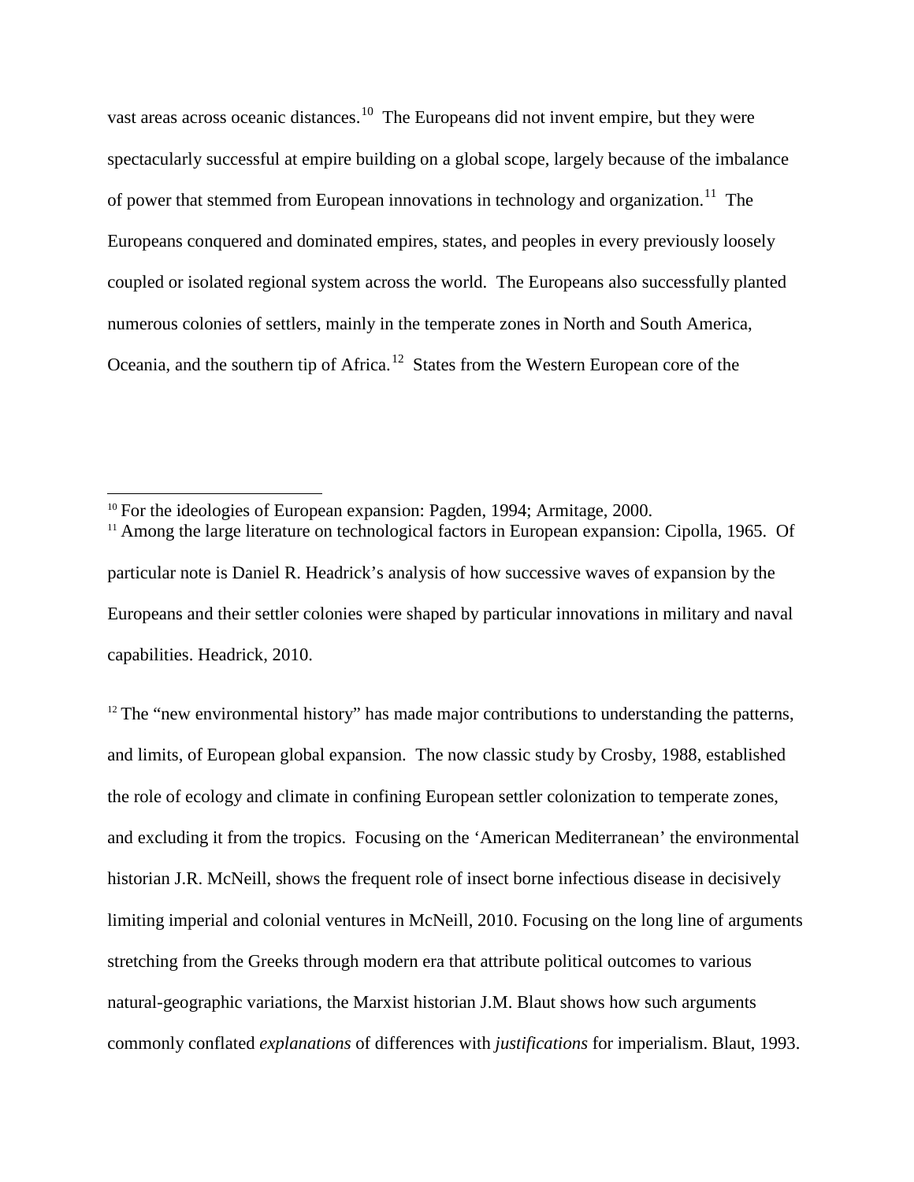vast areas across oceanic distances.[10] The Europeans did not invent empire, but they were spectacularly successful at empire building on a global scope, largely because of the imbalance of power that stemmed from European innovations in technology and organization.[11] The Europeans conquered and dominated empires, states, and peoples in every previously loosely coupled or isolated regional system across the world. The Europeans also successfully planted numerous colonies of settlers, mainly in the temperate zones in North and South America, Oceania, and the southern tip of Africa.[12] States from the Western European core of the

---

[10] For the ideologies of European expansion: Pagden, 1994; Armitage, 2000.

[11] Among the large literature on technological factors in European expansion: Cipolla, 1965. Of particular note is Daniel R. Headrick's analysis of how successive waves of expansion by the Europeans and their settler colonies were shaped by particular innovations in military and naval capabilities. Headrick, 2010.

[12] The "new environmental history" has made major contributions to understanding the patterns, and limits, of European global expansion. The now classic study by Crosby, 1988, established the role of ecology and climate in confining European settler colonization to temperate zones, and excluding it from the tropics. Focusing on the 'American Mediterranean' the environmental historian J.R. McNeill, shows the frequent role of insect borne infectious disease in decisively limiting imperial and colonial ventures in McNeill, 2010. Focusing on the long line of arguments stretching from the Greeks through modern era that attribute political outcomes to various natural-geographic variations, the Marxist historian J.M. Blaut shows how such arguments commonly conflated *explanations* of differences with *justifications* for imperialism. Blaut, 1993.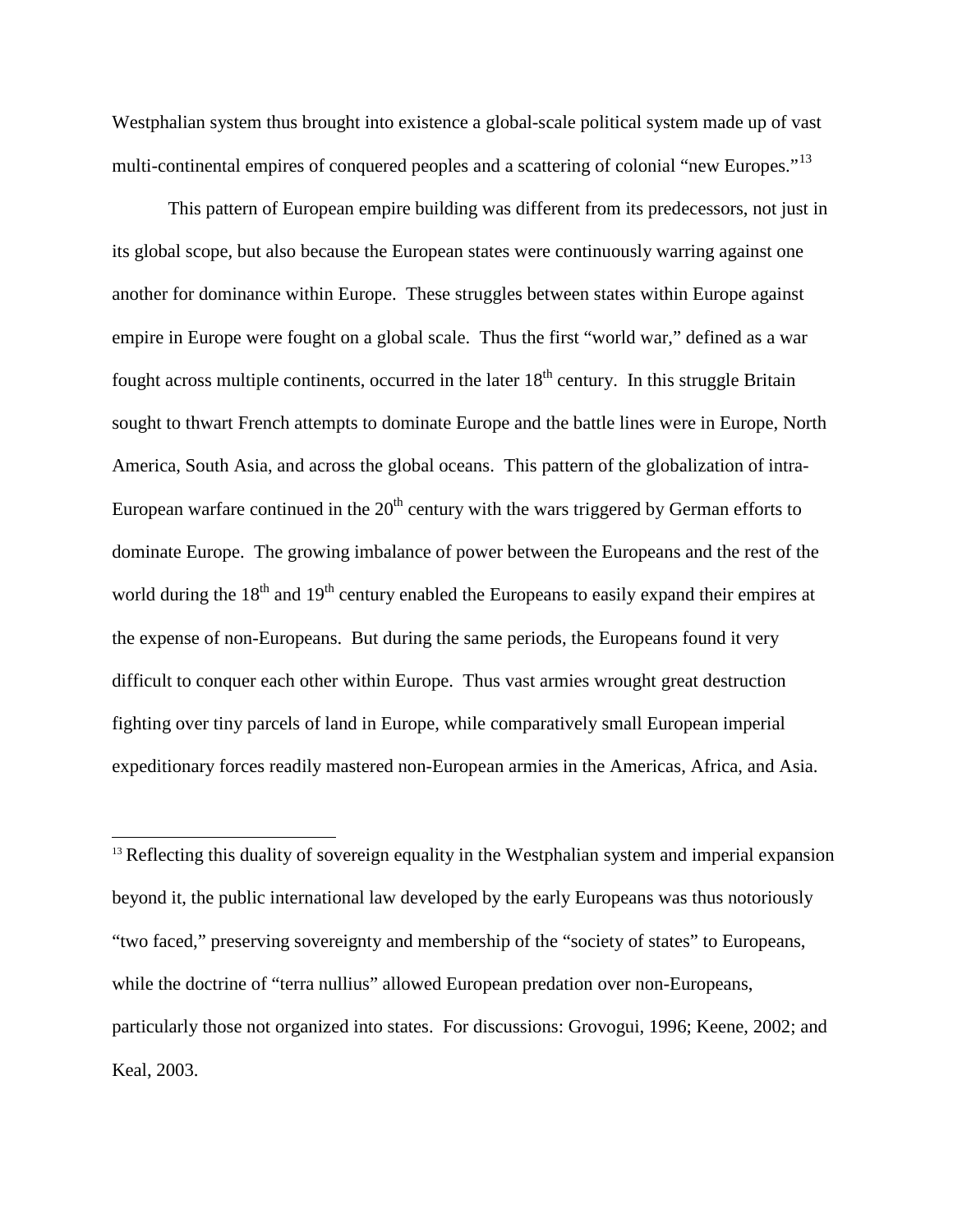Westphalian system thus brought into existence a global-scale political system made up of vast multi-continental empires of conquered peoples and a scattering of colonial "new Europes."[13]

This pattern of European empire building was different from its predecessors, not just in its global scope, but also because the European states were continuously warring against one another for dominance within Europe. These struggles between states within Europe against empire in Europe were fought on a global scale. Thus the first "world war," defined as a war fought across multiple continents, occurred in the later 18th century. In this struggle Britain sought to thwart French attempts to dominate Europe and the battle lines were in Europe, North America, South Asia, and across the global oceans. This pattern of the globalization of intra-European warfare continued in the 20th century with the wars triggered by German efforts to dominate Europe. The growing imbalance of power between the Europeans and the rest of the world during the 18th and 19th century enabled the Europeans to easily expand their empires at the expense of non-Europeans. But during the same periods, the Europeans found it very difficult to conquer each other within Europe. Thus vast armies wrought great destruction fighting over tiny parcels of land in Europe, while comparatively small European imperial expeditionary forces readily mastered non-European armies in the Americas, Africa, and Asia.

---

[13] Reflecting this duality of sovereign equality in the Westphalian system and imperial expansion beyond it, the public international law developed by the early Europeans was thus notoriously "two faced," preserving sovereignty and membership of the "society of states" to Europeans, while the doctrine of "terra nullius" allowed European predation over non-Europeans, particularly those not organized into states. For discussions: Grovogui, 1996; Keene, 2002; and Keal, 2003.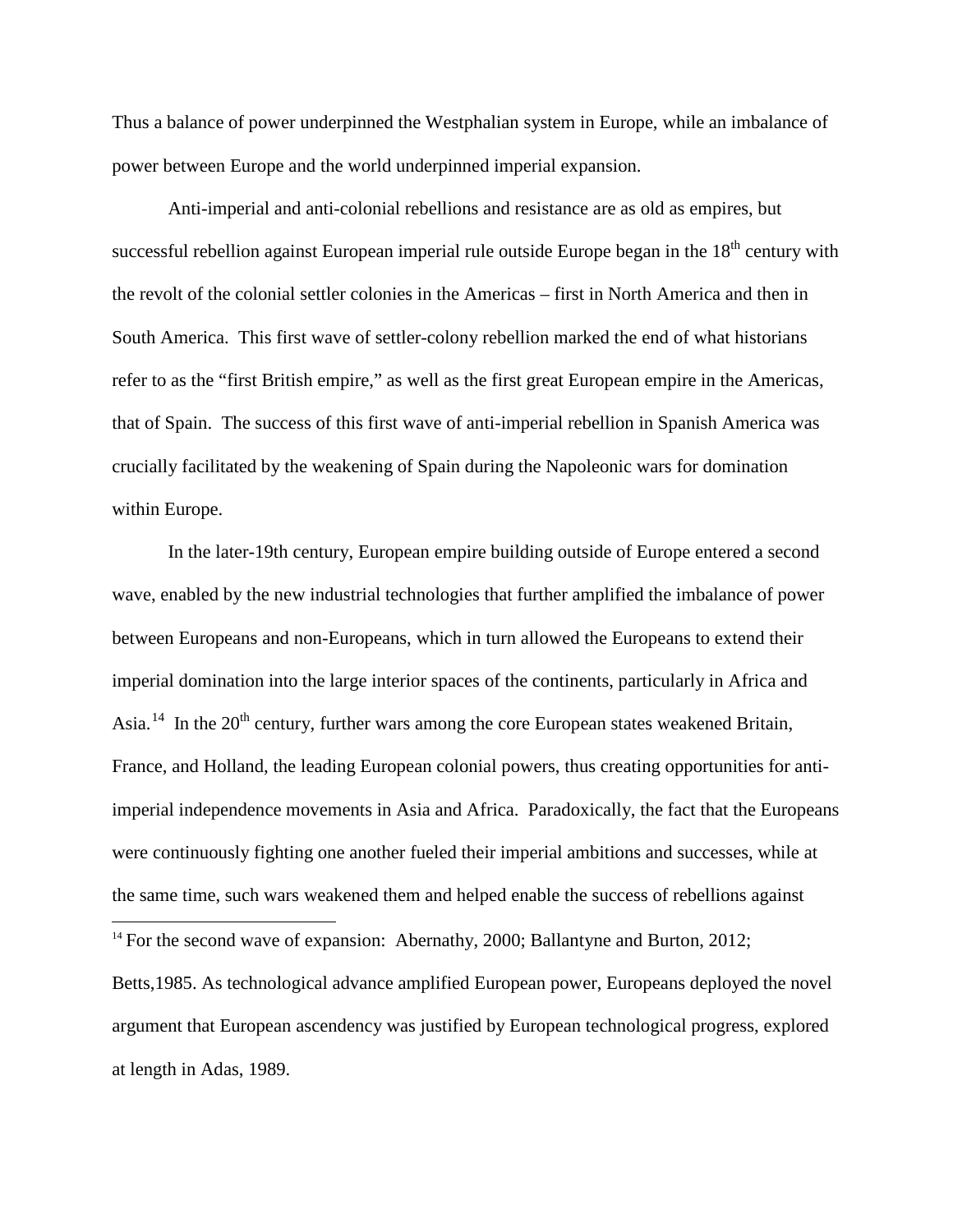Thus a balance of power underpinned the Westphalian system in Europe, while an imbalance of power between Europe and the world underpinned imperial expansion.

Anti-imperial and anti-colonial rebellions and resistance are as old as empires, but successful rebellion against European imperial rule outside Europe began in the 18th century with the revolt of the colonial settler colonies in the Americas – first in North America and then in South America. This first wave of settler-colony rebellion marked the end of what historians refer to as the "first British empire," as well as the first great European empire in the Americas, that of Spain. The success of this first wave of anti-imperial rebellion in Spanish America was crucially facilitated by the weakening of Spain during the Napoleonic wars for domination within Europe.

In the later-19th century, European empire building outside of Europe entered a second wave, enabled by the new industrial technologies that further amplified the imbalance of power between Europeans and non-Europeans, which in turn allowed the Europeans to extend their imperial domination into the large interior spaces of the continents, particularly in Africa and Asia.[14] In the 20th century, further wars among the core European states weakened Britain, France, and Holland, the leading European colonial powers, thus creating opportunities for anti-imperial independence movements in Asia and Africa. Paradoxically, the fact that the Europeans were continuously fighting one another fueled their imperial ambitions and successes, while at the same time, such wars weakened them and helped enable the success of rebellions against

[14] For the second wave of expansion: Abernathy, 2000; Ballantyne and Burton, 2012; Betts,1985. As technological advance amplified European power, Europeans deployed the novel argument that European ascendency was justified by European technological progress, explored at length in Adas, 1989.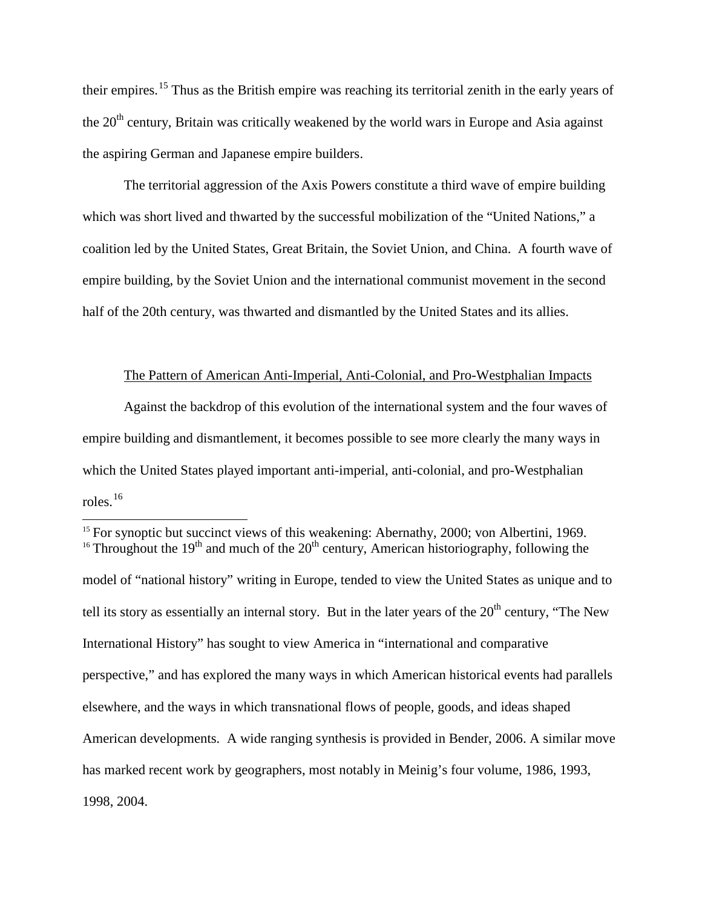their empires.[15] Thus as the British empire was reaching its territorial zenith in the early years of the 20th century, Britain was critically weakened by the world wars in Europe and Asia against the aspiring German and Japanese empire builders.

The territorial aggression of the Axis Powers constitute a third wave of empire building which was short lived and thwarted by the successful mobilization of the "United Nations," a coalition led by the United States, Great Britain, the Soviet Union, and China. A fourth wave of empire building, by the Soviet Union and the international communist movement in the second half of the 20th century, was thwarted and dismantled by the United States and its allies.

The Pattern of American Anti-Imperial, Anti-Colonial, and Pro-Westphalian Impacts

Against the backdrop of this evolution of the international system and the four waves of empire building and dismantlement, it becomes possible to see more clearly the many ways in which the United States played important anti-imperial, anti-colonial, and pro-Westphalian roles.[16]

---

[15] For synoptic but succinct views of this weakening: Abernathy, 2000; von Albertini, 1969.

[16] Throughout the 19th and much of the 20th century, American historiography, following the model of "national history" writing in Europe, tended to view the United States as unique and to tell its story as essentially an internal story. But in the later years of the 20th century, "The New International History" has sought to view America in "international and comparative perspective," and has explored the many ways in which American historical events had parallels elsewhere, and the ways in which transnational flows of people, goods, and ideas shaped American developments. A wide ranging synthesis is provided in Bender, 2006. A similar move has marked recent work by geographers, most notably in Meinig's four volume, 1986, 1993, 1998, 2004.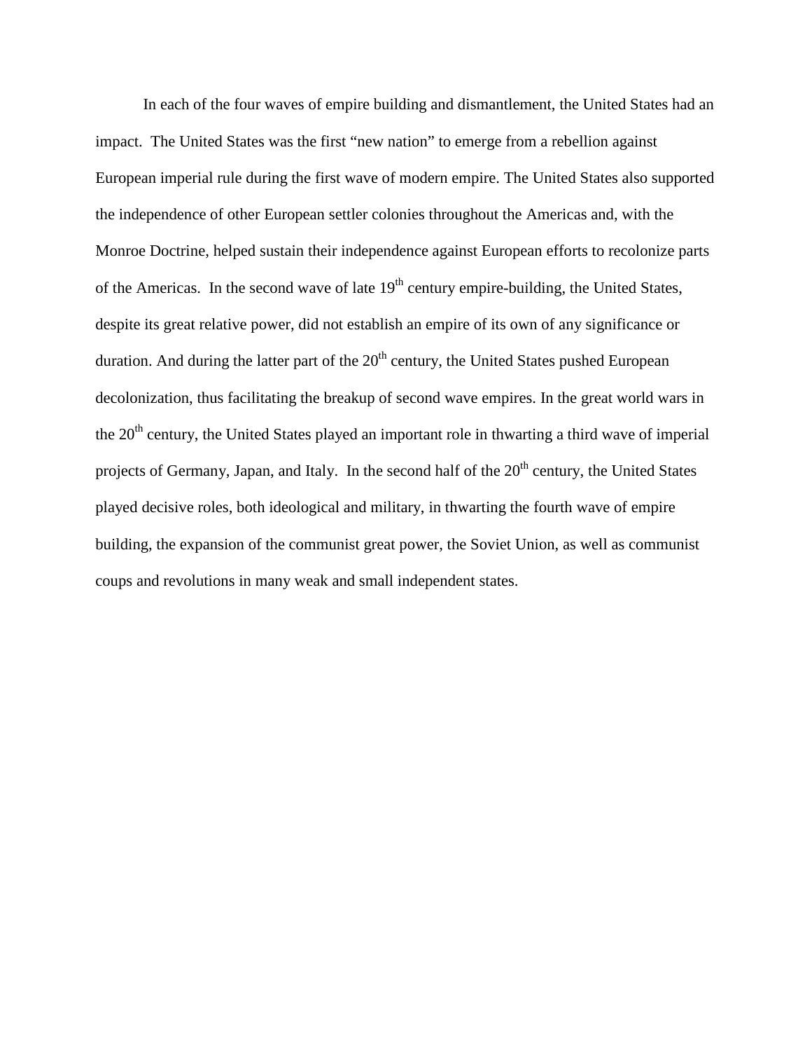In each of the four waves of empire building and dismantlement, the United States had an impact. The United States was the first "new nation" to emerge from a rebellion against European imperial rule during the first wave of modern empire. The United States also supported the independence of other European settler colonies throughout the Americas and, with the Monroe Doctrine, helped sustain their independence against European efforts to recolonize parts of the Americas. In the second wave of late 19th century empire-building, the United States, despite its great relative power, did not establish an empire of its own of any significance or duration. And during the latter part of the 20th century, the United States pushed European decolonization, thus facilitating the breakup of second wave empires. In the great world wars in the 20th century, the United States played an important role in thwarting a third wave of imperial projects of Germany, Japan, and Italy. In the second half of the 20th century, the United States played decisive roles, both ideological and military, in thwarting the fourth wave of empire building, the expansion of the communist great power, the Soviet Union, as well as communist coups and revolutions in many weak and small independent states.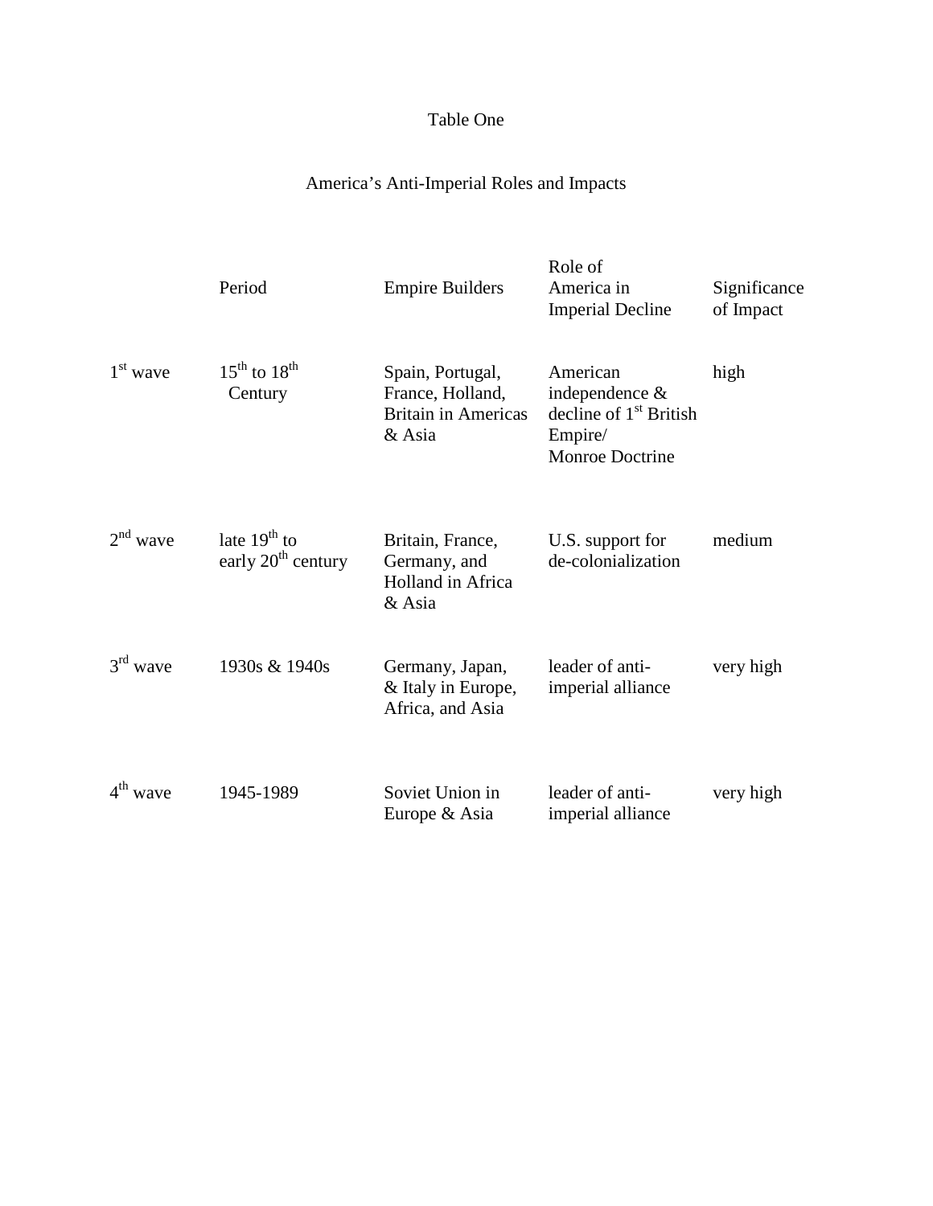Table One

America's Anti-Imperial Roles and Impacts

| | Period | Empire Builders | Role of America in Imperial Decline | Significance of Impact |
|---|---|---|---|---|
| 1st wave | 15th to 18th Century | Spain, Portugal, France, Holland, Britain in Americas & Asia | American independence & decline of 1st British Empire/ Monroe Doctrine | high |
| 2nd wave | late 19th to early 20th century | Britain, France, Germany, and Holland in Africa & Asia | U.S. support for de-colonialization | medium |
| 3rd wave | 1930s & 1940s | Germany, Japan, & Italy in Europe, Africa, and Asia | leader of anti-imperial alliance | very high |
| 4th wave | 1945-1989 | Soviet Union in Europe & Asia | leader of anti-imperial alliance | very high |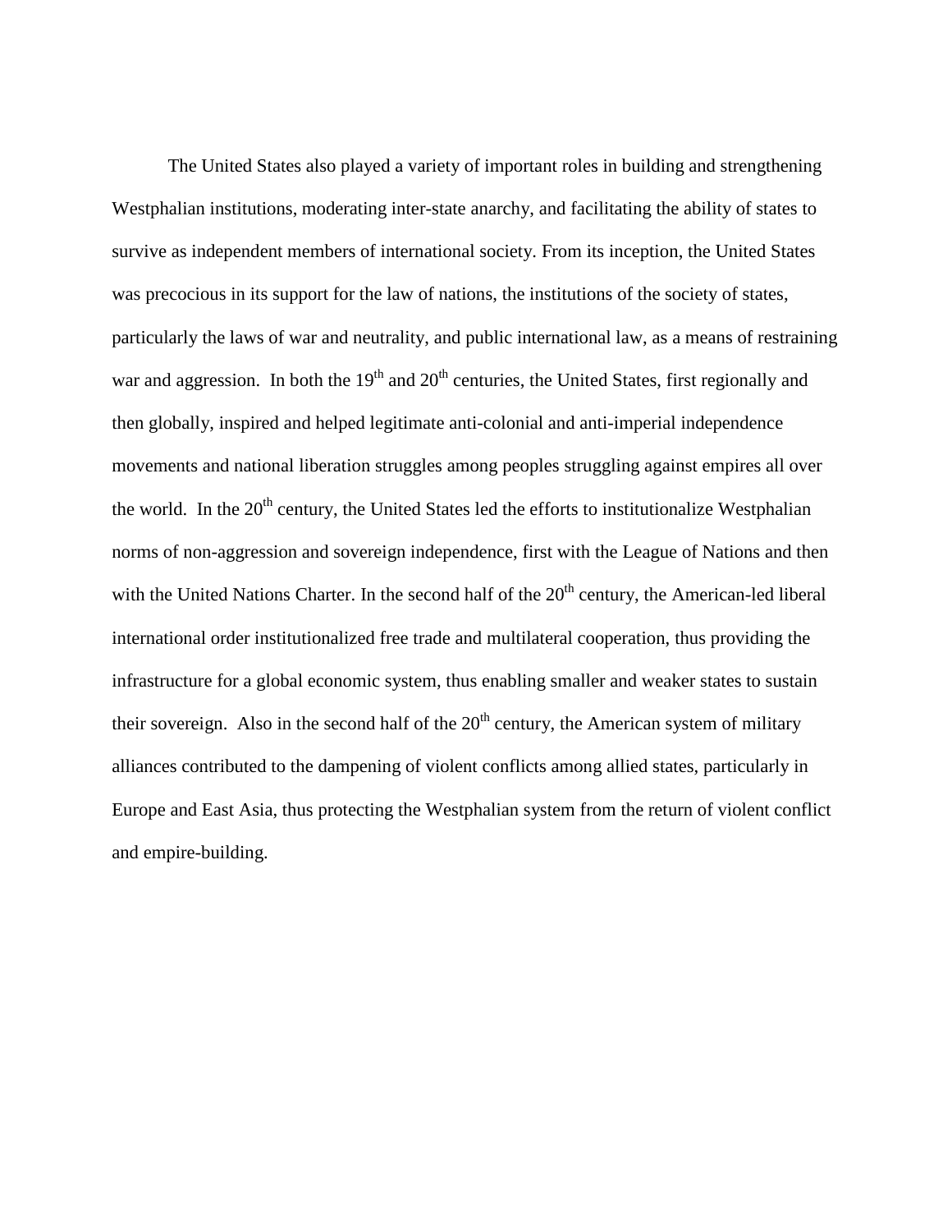The United States also played a variety of important roles in building and strengthening Westphalian institutions, moderating inter-state anarchy, and facilitating the ability of states to survive as independent members of international society. From its inception, the United States was precocious in its support for the law of nations, the institutions of the society of states, particularly the laws of war and neutrality, and public international law, as a means of restraining war and aggression. In both the 19th and 20th centuries, the United States, first regionally and then globally, inspired and helped legitimate anti-colonial and anti-imperial independence movements and national liberation struggles among peoples struggling against empires all over the world. In the 20th century, the United States led the efforts to institutionalize Westphalian norms of non-aggression and sovereign independence, first with the League of Nations and then with the United Nations Charter. In the second half of the 20th century, the American-led liberal international order institutionalized free trade and multilateral cooperation, thus providing the infrastructure for a global economic system, thus enabling smaller and weaker states to sustain their sovereign. Also in the second half of the 20th century, the American system of military alliances contributed to the dampening of violent conflicts among allied states, particularly in Europe and East Asia, thus protecting the Westphalian system from the return of violent conflict and empire-building.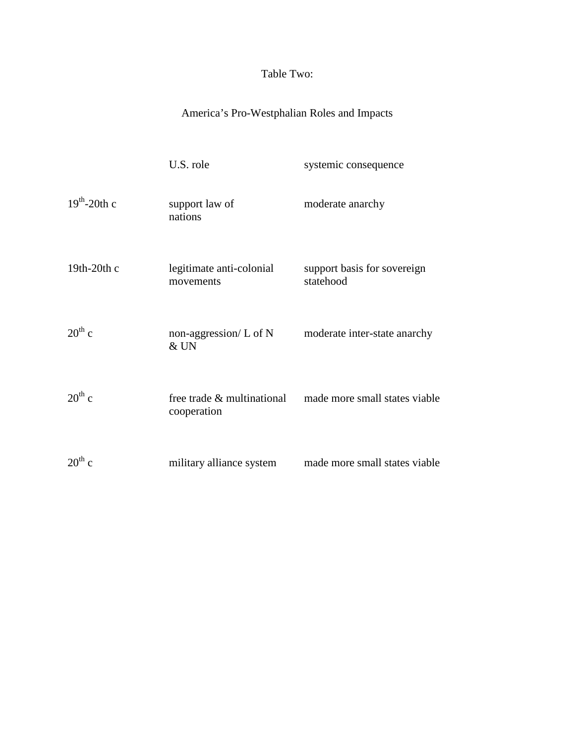Table Two:

America's Pro-Westphalian Roles and Impacts

| | U.S. role | systemic consequence |
|---|---|---|
| 19th-20th c | support law of nations | moderate anarchy |
| 19th-20th c | legitimate anti-colonial movements | support basis for sovereign statehood |
| 20th c | non-aggression/ L of N & UN | moderate inter-state anarchy |
| 20th c | free trade & multinational cooperation | made more small states viable |
| 20th c | military alliance system | made more small states viable |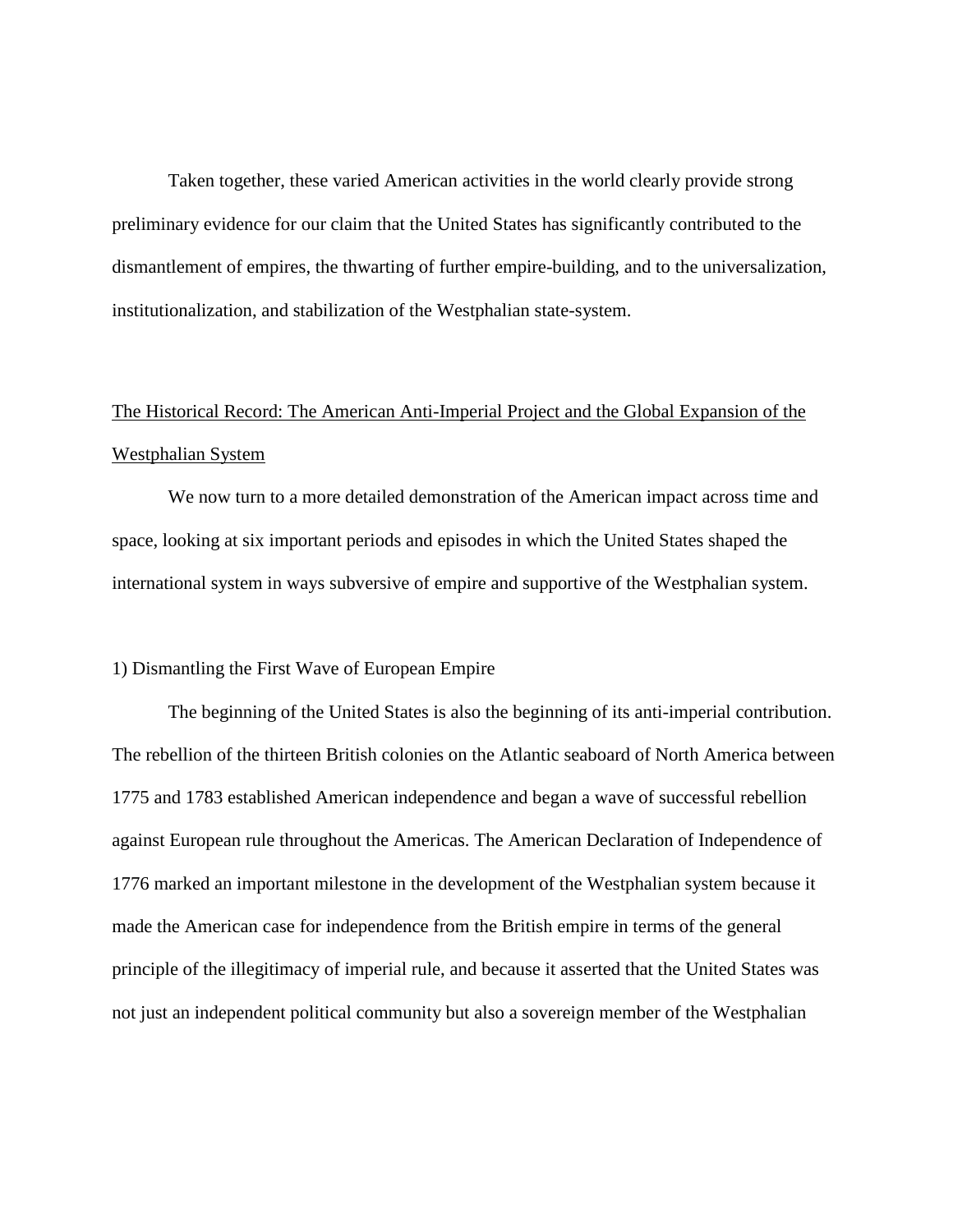Taken together, these varied American activities in the world clearly provide strong preliminary evidence for our claim that the United States has significantly contributed to the dismantlement of empires, the thwarting of further empire-building, and to the universalization, institutionalization, and stabilization of the Westphalian state-system.

## The Historical Record: The American Anti-Imperial Project and the Global Expansion of the Westphalian System

We now turn to a more detailed demonstration of the American impact across time and space, looking at six important periods and episodes in which the United States shaped the international system in ways subversive of empire and supportive of the Westphalian system.

### 1) Dismantling the First Wave of European Empire

The beginning of the United States is also the beginning of its anti-imperial contribution. The rebellion of the thirteen British colonies on the Atlantic seaboard of North America between 1775 and 1783 established American independence and began a wave of successful rebellion against European rule throughout the Americas. The American Declaration of Independence of 1776 marked an important milestone in the development of the Westphalian system because it made the American case for independence from the British empire in terms of the general principle of the illegitimacy of imperial rule, and because it asserted that the United States was not just an independent political community but also a sovereign member of the Westphalian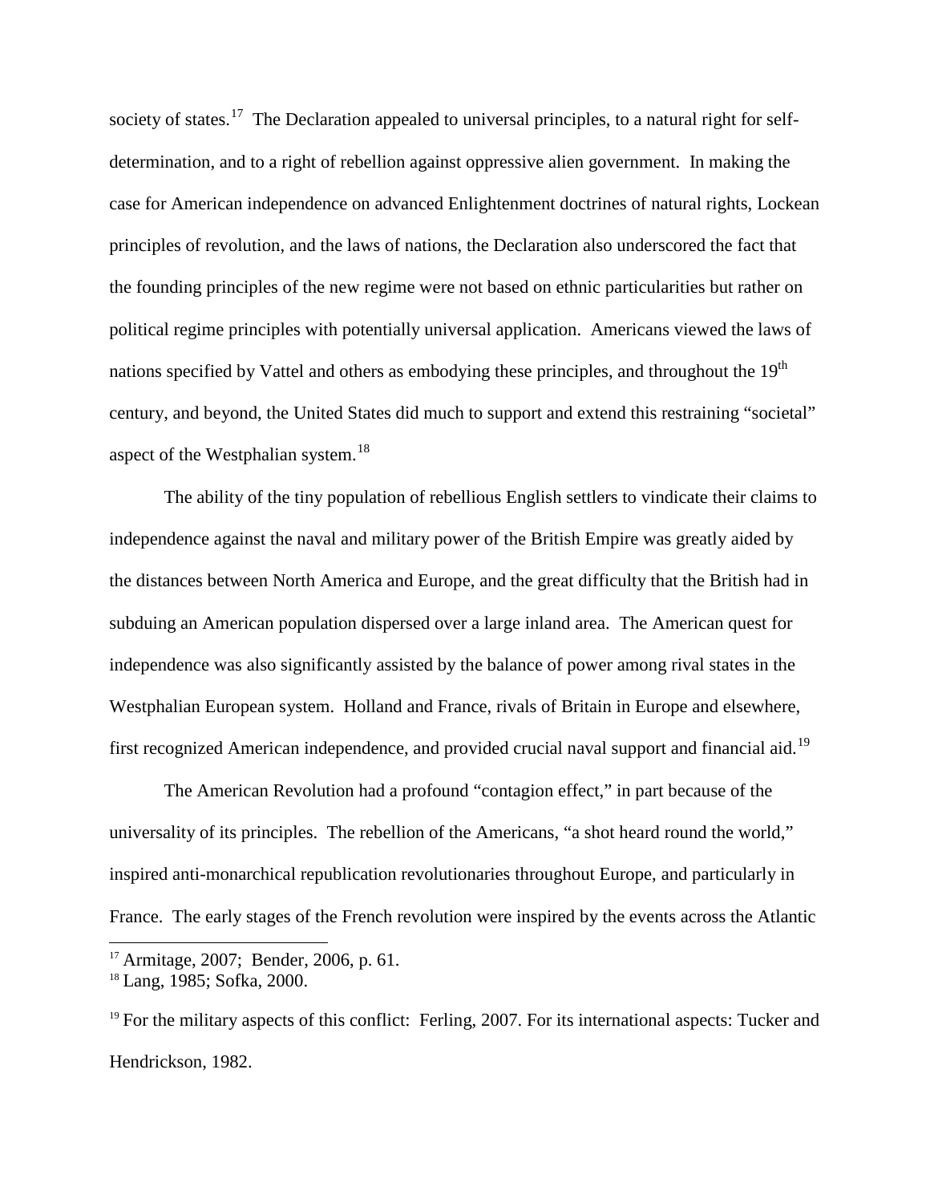society of states.[17] The Declaration appealed to universal principles, to a natural right for self-determination, and to a right of rebellion against oppressive alien government. In making the case for American independence on advanced Enlightenment doctrines of natural rights, Lockean principles of revolution, and the laws of nations, the Declaration also underscored the fact that the founding principles of the new regime were not based on ethnic particularities but rather on political regime principles with potentially universal application. Americans viewed the laws of nations specified by Vattel and others as embodying these principles, and throughout the 19th century, and beyond, the United States did much to support and extend this restraining "societal" aspect of the Westphalian system.[18]

The ability of the tiny population of rebellious English settlers to vindicate their claims to independence against the naval and military power of the British Empire was greatly aided by the distances between North America and Europe, and the great difficulty that the British had in subduing an American population dispersed over a large inland area. The American quest for independence was also significantly assisted by the balance of power among rival states in the Westphalian European system. Holland and France, rivals of Britain in Europe and elsewhere, first recognized American independence, and provided crucial naval support and financial aid.[19]

The American Revolution had a profound "contagion effect," in part because of the universality of its principles. The rebellion of the Americans, "a shot heard round the world," inspired anti-monarchical republication revolutionaries throughout Europe, and particularly in France. The early stages of the French revolution were inspired by the events across the Atlantic

---

[17] Armitage, 2007; Bender, 2006, p. 61.

[18] Lang, 1985; Sofka, 2000.

[19] For the military aspects of this conflict: Ferling, 2007. For its international aspects: Tucker and Hendrickson, 1982.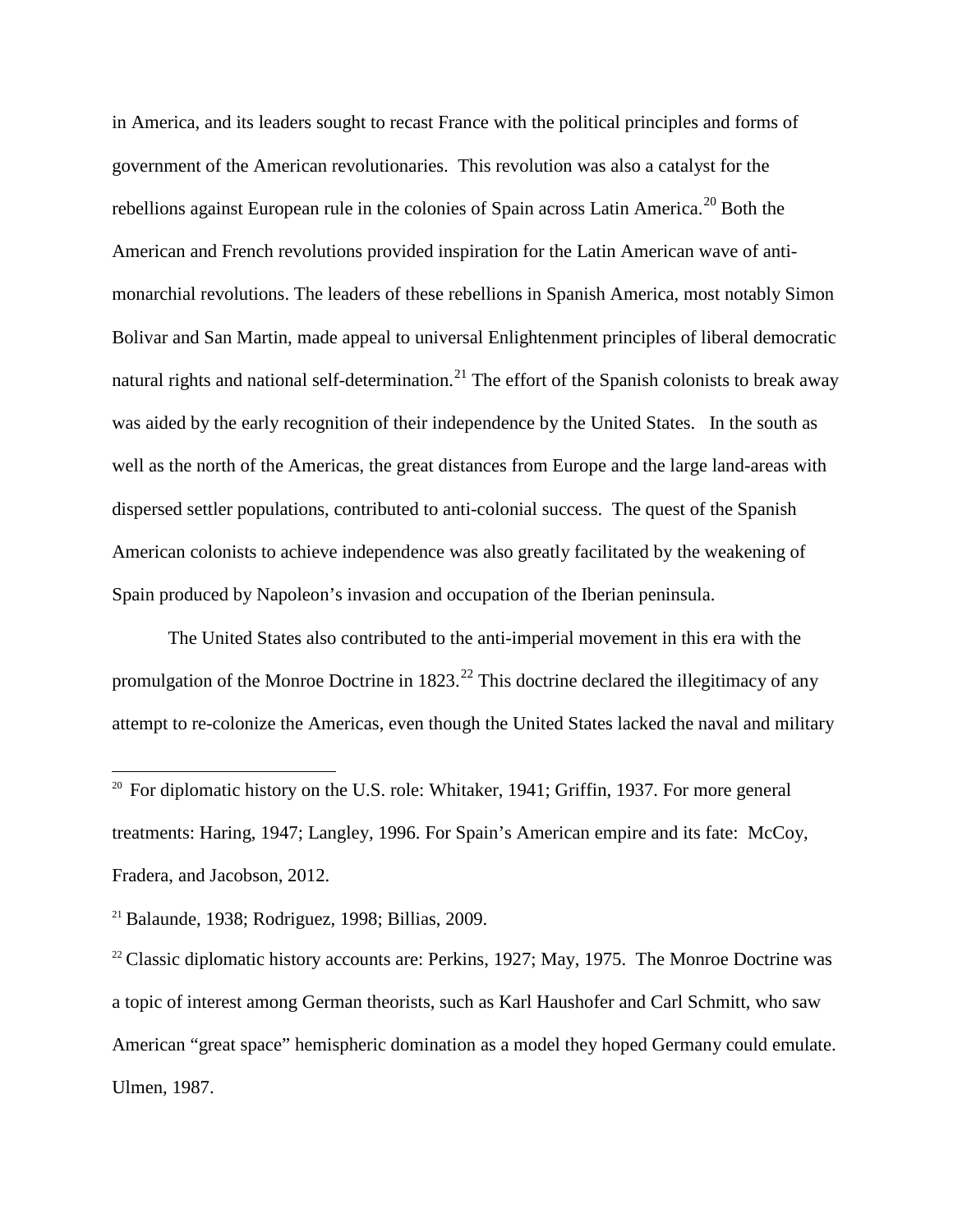in America, and its leaders sought to recast France with the political principles and forms of government of the American revolutionaries. This revolution was also a catalyst for the rebellions against European rule in the colonies of Spain across Latin America.[20] Both the American and French revolutions provided inspiration for the Latin American wave of anti-monarchial revolutions. The leaders of these rebellions in Spanish America, most notably Simon Bolivar and San Martin, made appeal to universal Enlightenment principles of liberal democratic natural rights and national self-determination.[21] The effort of the Spanish colonists to break away was aided by the early recognition of their independence by the United States. In the south as well as the north of the Americas, the great distances from Europe and the large land-areas with dispersed settler populations, contributed to anti-colonial success. The quest of the Spanish American colonists to achieve independence was also greatly facilitated by the weakening of Spain produced by Napoleon's invasion and occupation of the Iberian peninsula.

The United States also contributed to the anti-imperial movement in this era with the promulgation of the Monroe Doctrine in 1823.[22] This doctrine declared the illegitimacy of any attempt to re-colonize the Americas, even though the United States lacked the naval and military

---

[20] For diplomatic history on the U.S. role: Whitaker, 1941; Griffin, 1937. For more general treatments: Haring, 1947; Langley, 1996. For Spain's American empire and its fate: McCoy, Fradera, and Jacobson, 2012.

[21] Balaunde, 1938; Rodriguez, 1998; Billias, 2009.

[22] Classic diplomatic history accounts are: Perkins, 1927; May, 1975. The Monroe Doctrine was a topic of interest among German theorists, such as Karl Haushofer and Carl Schmitt, who saw American "great space" hemispheric domination as a model they hoped Germany could emulate. Ulmen, 1987.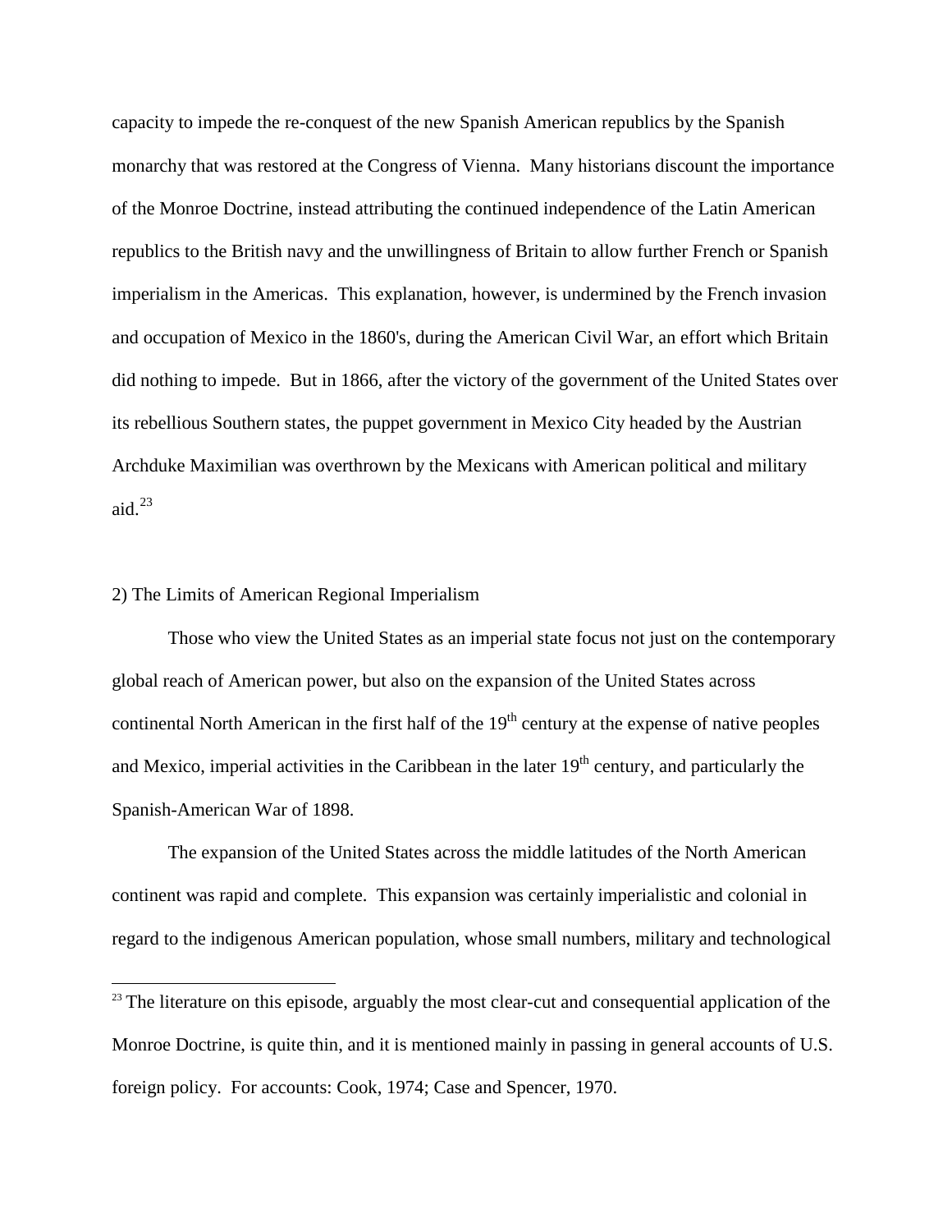capacity to impede the re-conquest of the new Spanish American republics by the Spanish monarchy that was restored at the Congress of Vienna. Many historians discount the importance of the Monroe Doctrine, instead attributing the continued independence of the Latin American republics to the British navy and the unwillingness of Britain to allow further French or Spanish imperialism in the Americas. This explanation, however, is undermined by the French invasion and occupation of Mexico in the 1860's, during the American Civil War, an effort which Britain did nothing to impede. But in 1866, after the victory of the government of the United States over its rebellious Southern states, the puppet government in Mexico City headed by the Austrian Archduke Maximilian was overthrown by the Mexicans with American political and military aid.[23]

## 2) The Limits of American Regional Imperialism

Those who view the United States as an imperial state focus not just on the contemporary global reach of American power, but also on the expansion of the United States across continental North American in the first half of the 19th century at the expense of native peoples and Mexico, imperial activities in the Caribbean in the later 19th century, and particularly the Spanish-American War of 1898.

The expansion of the United States across the middle latitudes of the North American continent was rapid and complete. This expansion was certainly imperialistic and colonial in regard to the indigenous American population, whose small numbers, military and technological

---

[23] The literature on this episode, arguably the most clear-cut and consequential application of the Monroe Doctrine, is quite thin, and it is mentioned mainly in passing in general accounts of U.S. foreign policy. For accounts: Cook, 1974; Case and Spencer, 1970.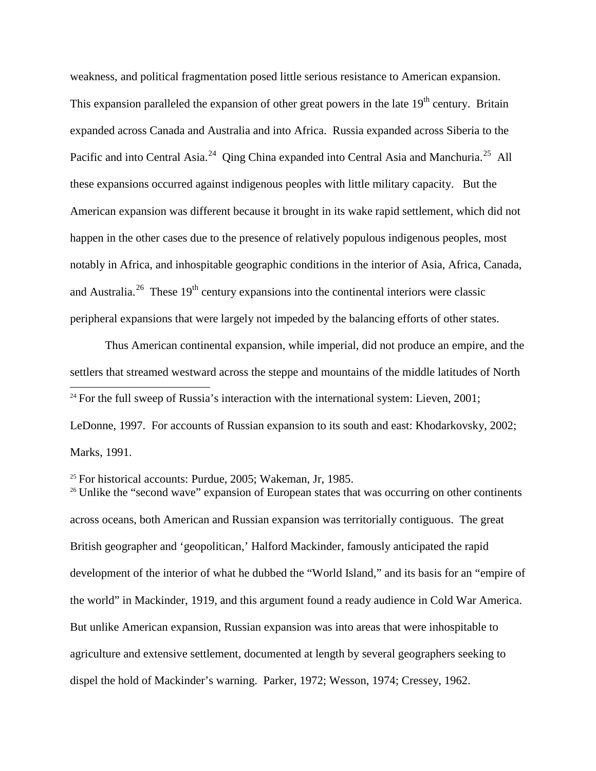weakness, and political fragmentation posed little serious resistance to American expansion. This expansion paralleled the expansion of other great powers in the late 19th century. Britain expanded across Canada and Australia and into Africa. Russia expanded across Siberia to the Pacific and into Central Asia.[24] Qing China expanded into Central Asia and Manchuria.[25] All these expansions occurred against indigenous peoples with little military capacity. But the American expansion was different because it brought in its wake rapid settlement, which did not happen in the other cases due to the presence of relatively populous indigenous peoples, most notably in Africa, and inhospitable geographic conditions in the interior of Asia, Africa, Canada, and Australia.[26] These 19th century expansions into the continental interiors were classic peripheral expansions that were largely not impeded by the balancing efforts of other states.

Thus American continental expansion, while imperial, did not produce an empire, and the settlers that streamed westward across the steppe and mountains of the middle latitudes of North

---

[24] For the full sweep of Russia's interaction with the international system: Lieven, 2001; LeDonne, 1997. For accounts of Russian expansion to its south and east: Khodarkovsky, 2002; Marks, 1991.

[25] For historical accounts: Purdue, 2005; Wakeman, Jr, 1985.

[26] Unlike the "second wave" expansion of European states that was occurring on other continents across oceans, both American and Russian expansion was territorially contiguous. The great British geographer and 'geopolitican,' Halford Mackinder, famously anticipated the rapid development of the interior of what he dubbed the "World Island," and its basis for an "empire of the world" in Mackinder, 1919, and this argument found a ready audience in Cold War America. But unlike American expansion, Russian expansion was into areas that were inhospitable to agriculture and extensive settlement, documented at length by several geographers seeking to dispel the hold of Mackinder's warning. Parker, 1972; Wesson, 1974; Cressey, 1962.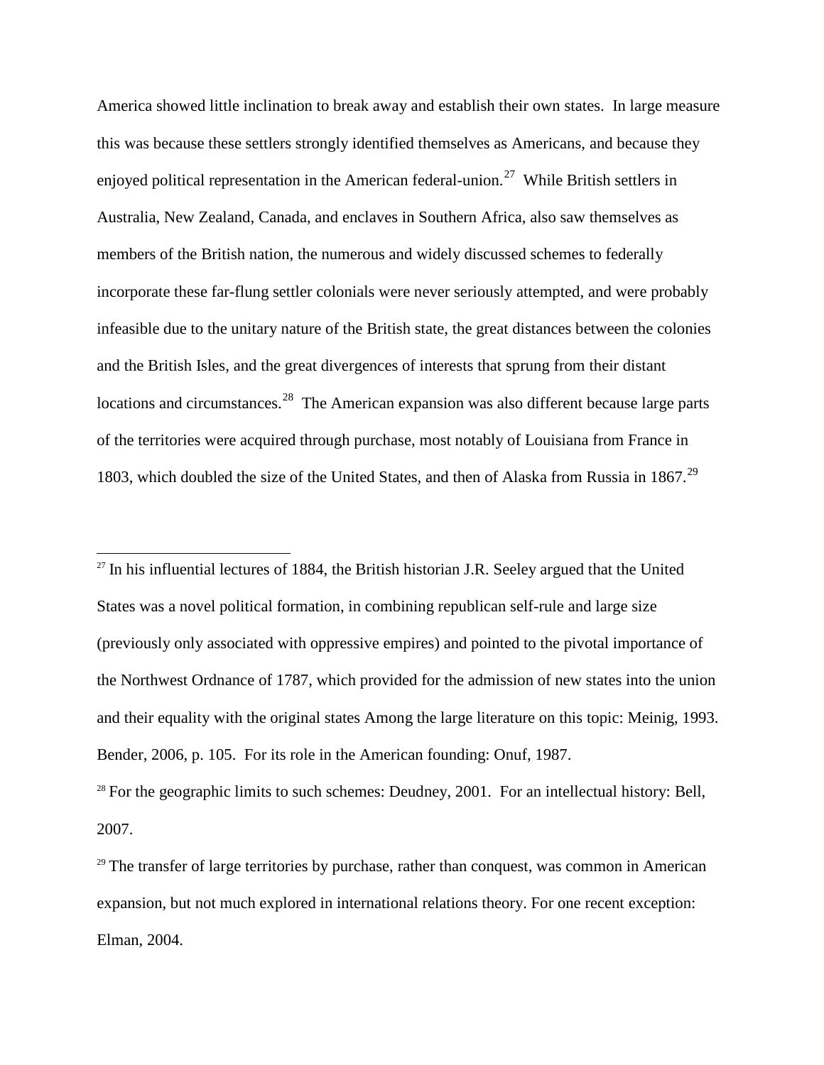America showed little inclination to break away and establish their own states. In large measure this was because these settlers strongly identified themselves as Americans, and because they enjoyed political representation in the American federal-union.[27] While British settlers in Australia, New Zealand, Canada, and enclaves in Southern Africa, also saw themselves as members of the British nation, the numerous and widely discussed schemes to federally incorporate these far-flung settler colonials were never seriously attempted, and were probably infeasible due to the unitary nature of the British state, the great distances between the colonies and the British Isles, and the great divergences of interests that sprung from their distant locations and circumstances.[28] The American expansion was also different because large parts of the territories were acquired through purchase, most notably of Louisiana from France in 1803, which doubled the size of the United States, and then of Alaska from Russia in 1867.[29]

---

[27] In his influential lectures of 1884, the British historian J.R. Seeley argued that the United States was a novel political formation, in combining republican self-rule and large size (previously only associated with oppressive empires) and pointed to the pivotal importance of the Northwest Ordnance of 1787, which provided for the admission of new states into the union and their equality with the original states Among the large literature on this topic: Meinig, 1993. Bender, 2006, p. 105. For its role in the American founding: Onuf, 1987.

[28] For the geographic limits to such schemes: Deudney, 2001. For an intellectual history: Bell, 2007.

[29] The transfer of large territories by purchase, rather than conquest, was common in American expansion, but not much explored in international relations theory. For one recent exception: Elman, 2004.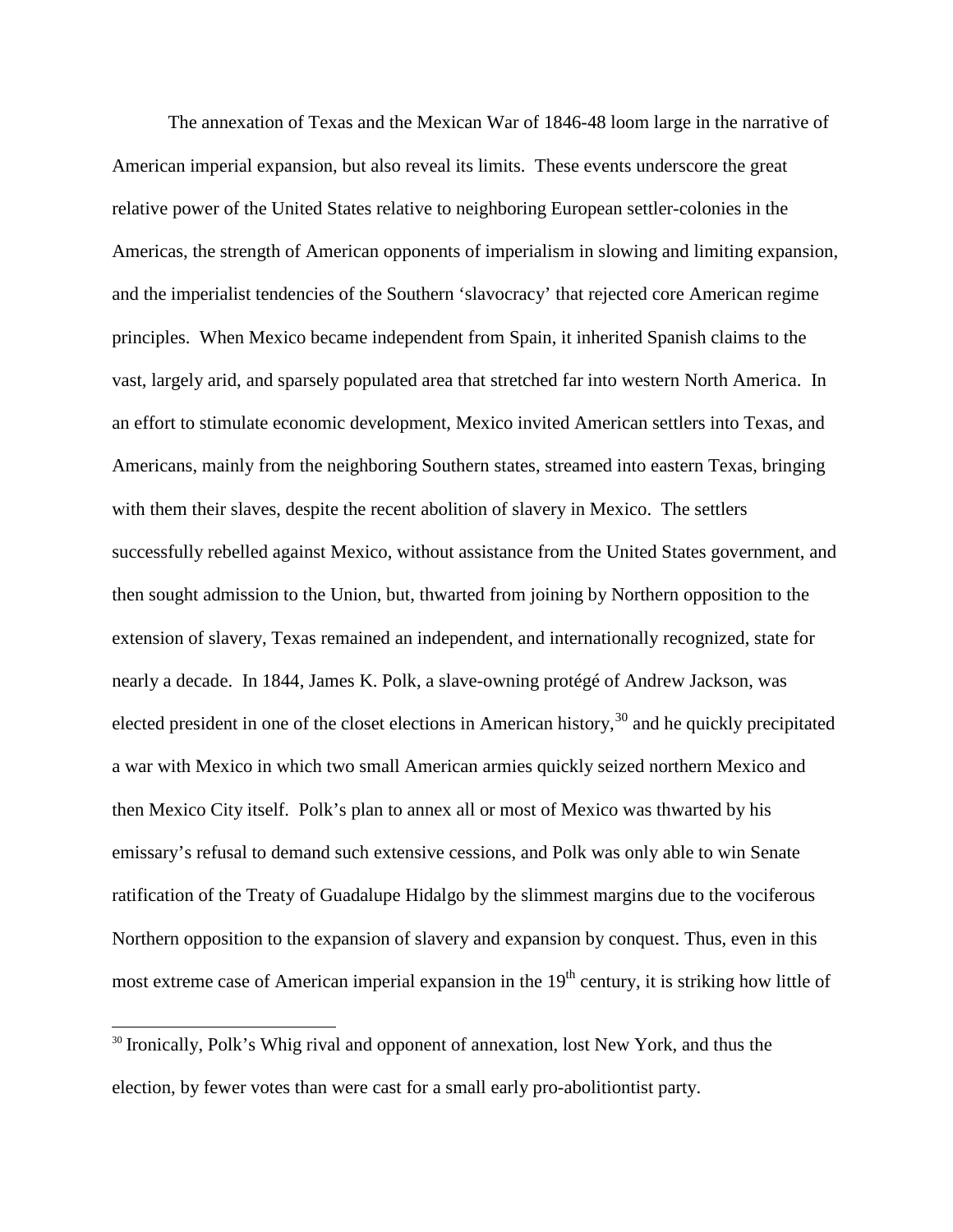The annexation of Texas and the Mexican War of 1846-48 loom large in the narrative of American imperial expansion, but also reveal its limits. These events underscore the great relative power of the United States relative to neighboring European settler-colonies in the Americas, the strength of American opponents of imperialism in slowing and limiting expansion, and the imperialist tendencies of the Southern 'slavocracy' that rejected core American regime principles. When Mexico became independent from Spain, it inherited Spanish claims to the vast, largely arid, and sparsely populated area that stretched far into western North America. In an effort to stimulate economic development, Mexico invited American settlers into Texas, and Americans, mainly from the neighboring Southern states, streamed into eastern Texas, bringing with them their slaves, despite the recent abolition of slavery in Mexico. The settlers successfully rebelled against Mexico, without assistance from the United States government, and then sought admission to the Union, but, thwarted from joining by Northern opposition to the extension of slavery, Texas remained an independent, and internationally recognized, state for nearly a decade. In 1844, James K. Polk, a slave-owning protégé of Andrew Jackson, was elected president in one of the closet elections in American history,[30] and he quickly precipitated a war with Mexico in which two small American armies quickly seized northern Mexico and then Mexico City itself. Polk's plan to annex all or most of Mexico was thwarted by his emissary's refusal to demand such extensive cessions, and Polk was only able to win Senate ratification of the Treaty of Guadalupe Hidalgo by the slimmest margins due to the vociferous Northern opposition to the expansion of slavery and expansion by conquest. Thus, even in this most extreme case of American imperial expansion in the 19th century, it is striking how little of

---

[30] Ironically, Polk's Whig rival and opponent of annexation, lost New York, and thus the election, by fewer votes than were cast for a small early pro-abolitiontist party.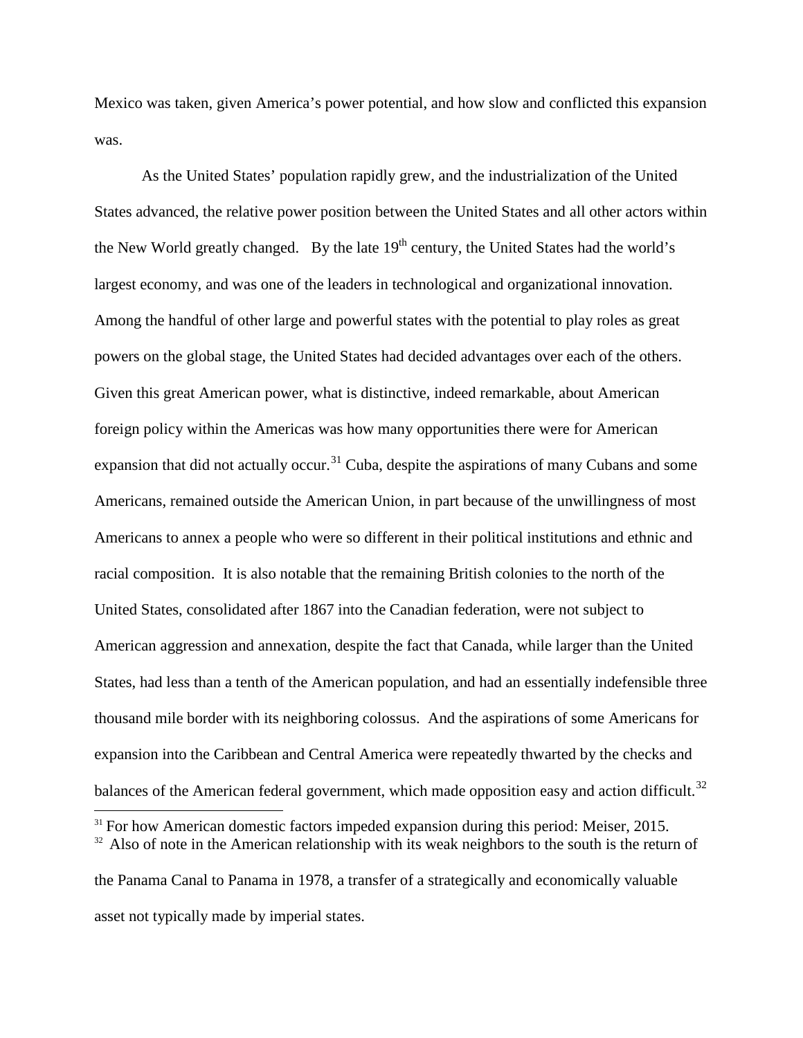Mexico was taken, given America's power potential, and how slow and conflicted this expansion was.

As the United States' population rapidly grew, and the industrialization of the United States advanced, the relative power position between the United States and all other actors within the New World greatly changed. By the late 19th century, the United States had the world's largest economy, and was one of the leaders in technological and organizational innovation. Among the handful of other large and powerful states with the potential to play roles as great powers on the global stage, the United States had decided advantages over each of the others. Given this great American power, what is distinctive, indeed remarkable, about American foreign policy within the Americas was how many opportunities there were for American expansion that did not actually occur.[31] Cuba, despite the aspirations of many Cubans and some Americans, remained outside the American Union, in part because of the unwillingness of most Americans to annex a people who were so different in their political institutions and ethnic and racial composition. It is also notable that the remaining British colonies to the north of the United States, consolidated after 1867 into the Canadian federation, were not subject to American aggression and annexation, despite the fact that Canada, while larger than the United States, had less than a tenth of the American population, and had an essentially indefensible three thousand mile border with its neighboring colossus. And the aspirations of some Americans for expansion into the Caribbean and Central America were repeatedly thwarted by the checks and balances of the American federal government, which made opposition easy and action difficult.[32]

---

[31] For how American domestic factors impeded expansion during this period: Meiser, 2015.

[32] Also of note in the American relationship with its weak neighbors to the south is the return of the Panama Canal to Panama in 1978, a transfer of a strategically and economically valuable asset not typically made by imperial states.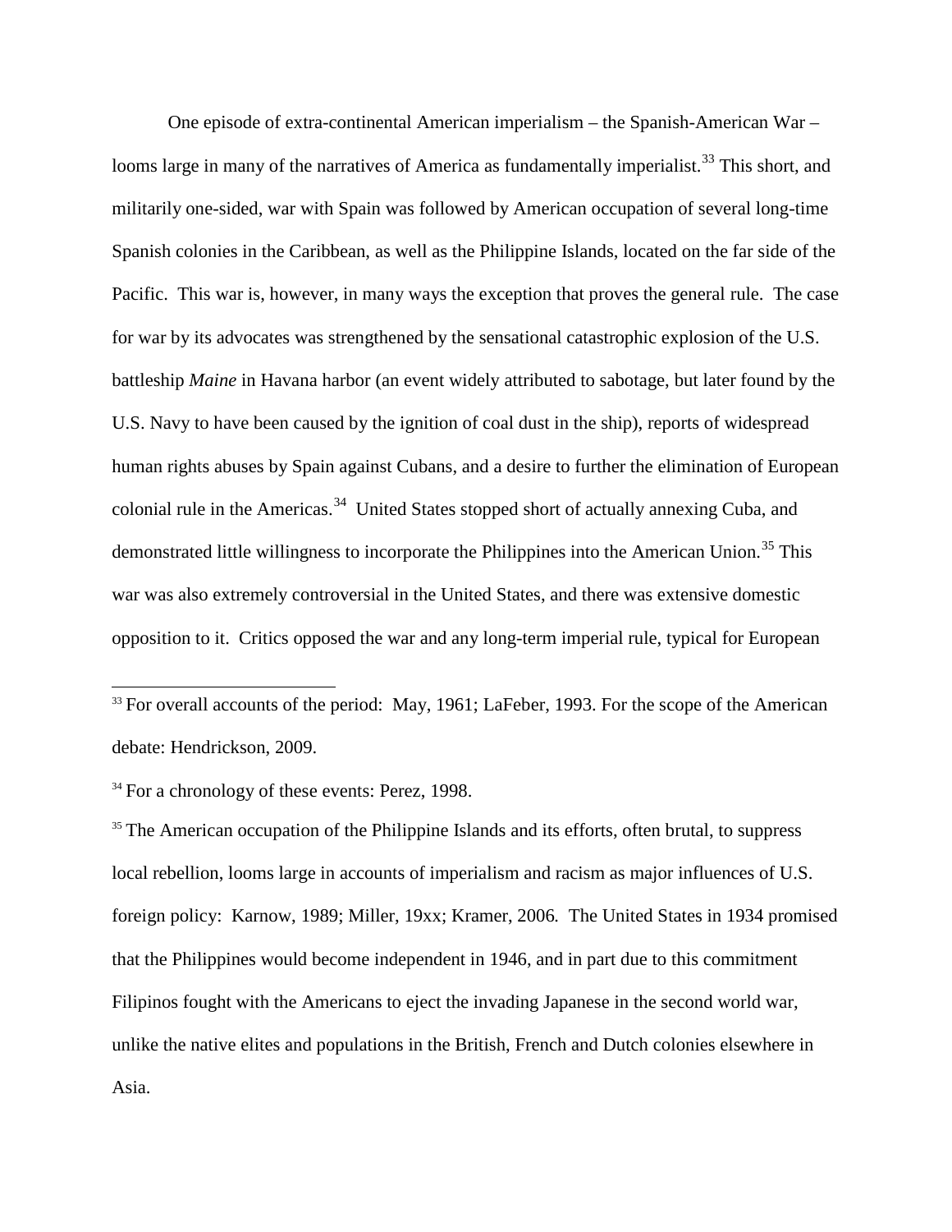One episode of extra-continental American imperialism – the Spanish-American War – looms large in many of the narratives of America as fundamentally imperialist.[33] This short, and militarily one-sided, war with Spain was followed by American occupation of several long-time Spanish colonies in the Caribbean, as well as the Philippine Islands, located on the far side of the Pacific. This war is, however, in many ways the exception that proves the general rule. The case for war by its advocates was strengthened by the sensational catastrophic explosion of the U.S. battleship *Maine* in Havana harbor (an event widely attributed to sabotage, but later found by the U.S. Navy to have been caused by the ignition of coal dust in the ship), reports of widespread human rights abuses by Spain against Cubans, and a desire to further the elimination of European colonial rule in the Americas.[34] United States stopped short of actually annexing Cuba, and demonstrated little willingness to incorporate the Philippines into the American Union.[35] This war was also extremely controversial in the United States, and there was extensive domestic opposition to it. Critics opposed the war and any long-term imperial rule, typical for European

---

[33] For overall accounts of the period: May, 1961; LaFeber, 1993. For the scope of the American debate: Hendrickson, 2009.

[34] For a chronology of these events: Perez, 1998.

[35] The American occupation of the Philippine Islands and its efforts, often brutal, to suppress local rebellion, looms large in accounts of imperialism and racism as major influences of U.S. foreign policy: Karnow, 1989; Miller, 19xx; Kramer, 2006. The United States in 1934 promised that the Philippines would become independent in 1946, and in part due to this commitment Filipinos fought with the Americans to eject the invading Japanese in the second world war, unlike the native elites and populations in the British, French and Dutch colonies elsewhere in Asia.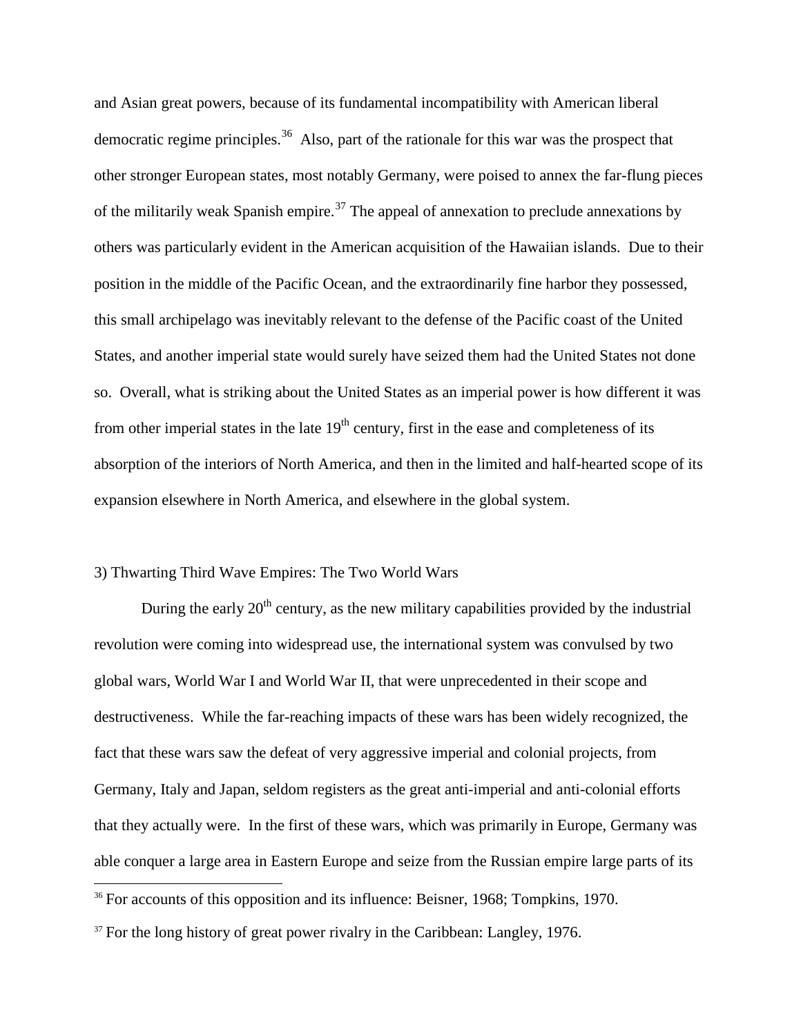and Asian great powers, because of its fundamental incompatibility with American liberal democratic regime principles.[36] Also, part of the rationale for this war was the prospect that other stronger European states, most notably Germany, were poised to annex the far-flung pieces of the militarily weak Spanish empire.[37] The appeal of annexation to preclude annexations by others was particularly evident in the American acquisition of the Hawaiian islands. Due to their position in the middle of the Pacific Ocean, and the extraordinarily fine harbor they possessed, this small archipelago was inevitably relevant to the defense of the Pacific coast of the United States, and another imperial state would surely have seized them had the United States not done so. Overall, what is striking about the United States as an imperial power is how different it was from other imperial states in the late 19th century, first in the ease and completeness of its absorption of the interiors of North America, and then in the limited and half-hearted scope of its expansion elsewhere in North America, and elsewhere in the global system.

### 3) Thwarting Third Wave Empires: The Two World Wars

During the early 20th century, as the new military capabilities provided by the industrial revolution were coming into widespread use, the international system was convulsed by two global wars, World War I and World War II, that were unprecedented in their scope and destructiveness. While the far-reaching impacts of these wars has been widely recognized, the fact that these wars saw the defeat of very aggressive imperial and colonial projects, from Germany, Italy and Japan, seldom registers as the great anti-imperial and anti-colonial efforts that they actually were. In the first of these wars, which was primarily in Europe, Germany was able conquer a large area in Eastern Europe and seize from the Russian empire large parts of its

---

[36] For accounts of this opposition and its influence: Beisner, 1968; Tompkins, 1970.

[37] For the long history of great power rivalry in the Caribbean: Langley, 1976.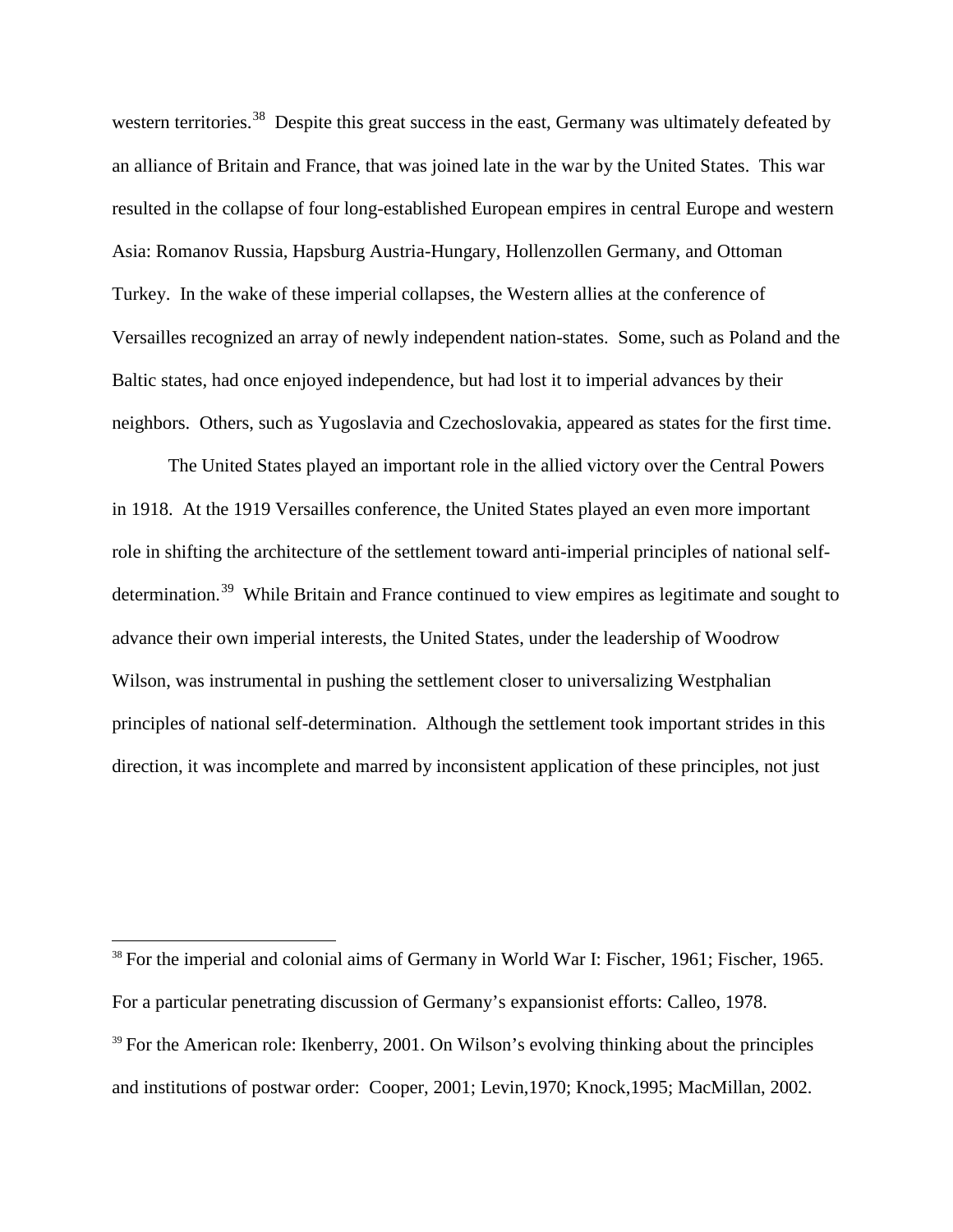western territories.[38] Despite this great success in the east, Germany was ultimately defeated by an alliance of Britain and France, that was joined late in the war by the United States. This war resulted in the collapse of four long-established European empires in central Europe and western Asia: Romanov Russia, Hapsburg Austria-Hungary, Hollenzollen Germany, and Ottoman Turkey. In the wake of these imperial collapses, the Western allies at the conference of Versailles recognized an array of newly independent nation-states. Some, such as Poland and the Baltic states, had once enjoyed independence, but had lost it to imperial advances by their neighbors. Others, such as Yugoslavia and Czechoslovakia, appeared as states for the first time.

The United States played an important role in the allied victory over the Central Powers in 1918. At the 1919 Versailles conference, the United States played an even more important role in shifting the architecture of the settlement toward anti-imperial principles of national self-determination.[39] While Britain and France continued to view empires as legitimate and sought to advance their own imperial interests, the United States, under the leadership of Woodrow Wilson, was instrumental in pushing the settlement closer to universalizing Westphalian principles of national self-determination. Although the settlement took important strides in this direction, it was incomplete and marred by inconsistent application of these principles, not just

---

[38] For the imperial and colonial aims of Germany in World War I: Fischer, 1961; Fischer, 1965. For a particular penetrating discussion of Germany's expansionist efforts: Calleo, 1978.

[39] For the American role: Ikenberry, 2001. On Wilson's evolving thinking about the principles and institutions of postwar order: Cooper, 2001; Levin,1970; Knock,1995; MacMillan, 2002.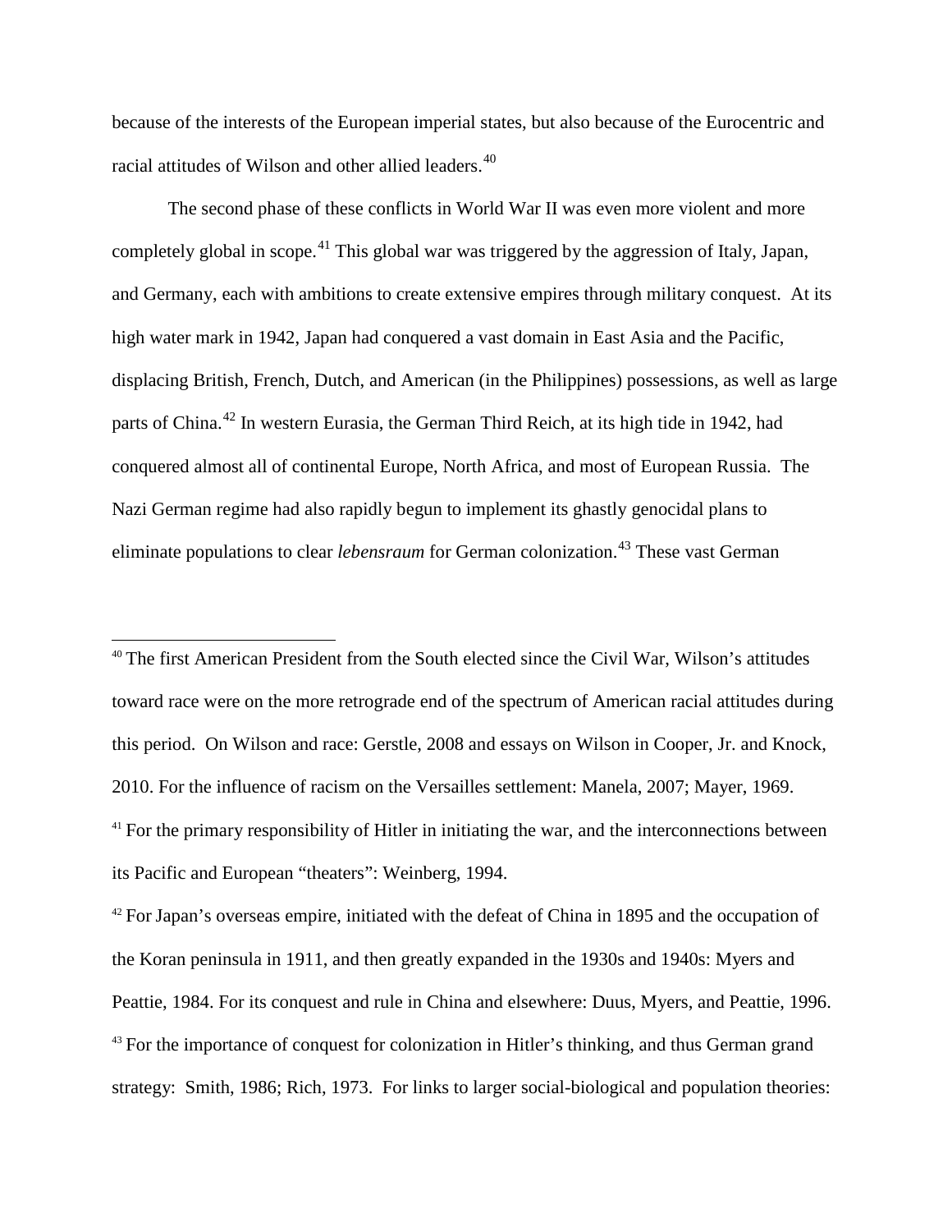because of the interests of the European imperial states, but also because of the Eurocentric and racial attitudes of Wilson and other allied leaders.[40]

The second phase of these conflicts in World War II was even more violent and more completely global in scope.[41] This global war was triggered by the aggression of Italy, Japan, and Germany, each with ambitions to create extensive empires through military conquest. At its high water mark in 1942, Japan had conquered a vast domain in East Asia and the Pacific, displacing British, French, Dutch, and American (in the Philippines) possessions, as well as large parts of China.[42] In western Eurasia, the German Third Reich, at its high tide in 1942, had conquered almost all of continental Europe, North Africa, and most of European Russia. The Nazi German regime had also rapidly begun to implement its ghastly genocidal plans to eliminate populations to clear *lebensraum* for German colonization.[43] These vast German

---

[40] The first American President from the South elected since the Civil War, Wilson's attitudes toward race were on the more retrograde end of the spectrum of American racial attitudes during this period. On Wilson and race: Gerstle, 2008 and essays on Wilson in Cooper, Jr. and Knock, 2010. For the influence of racism on the Versailles settlement: Manela, 2007; Mayer, 1969.

[41] For the primary responsibility of Hitler in initiating the war, and the interconnections between its Pacific and European "theaters": Weinberg, 1994.

[42] For Japan's overseas empire, initiated with the defeat of China in 1895 and the occupation of the Koran peninsula in 1911, and then greatly expanded in the 1930s and 1940s: Myers and Peattie, 1984. For its conquest and rule in China and elsewhere: Duus, Myers, and Peattie, 1996.

[43] For the importance of conquest for colonization in Hitler's thinking, and thus German grand strategy: Smith, 1986; Rich, 1973. For links to larger social-biological and population theories: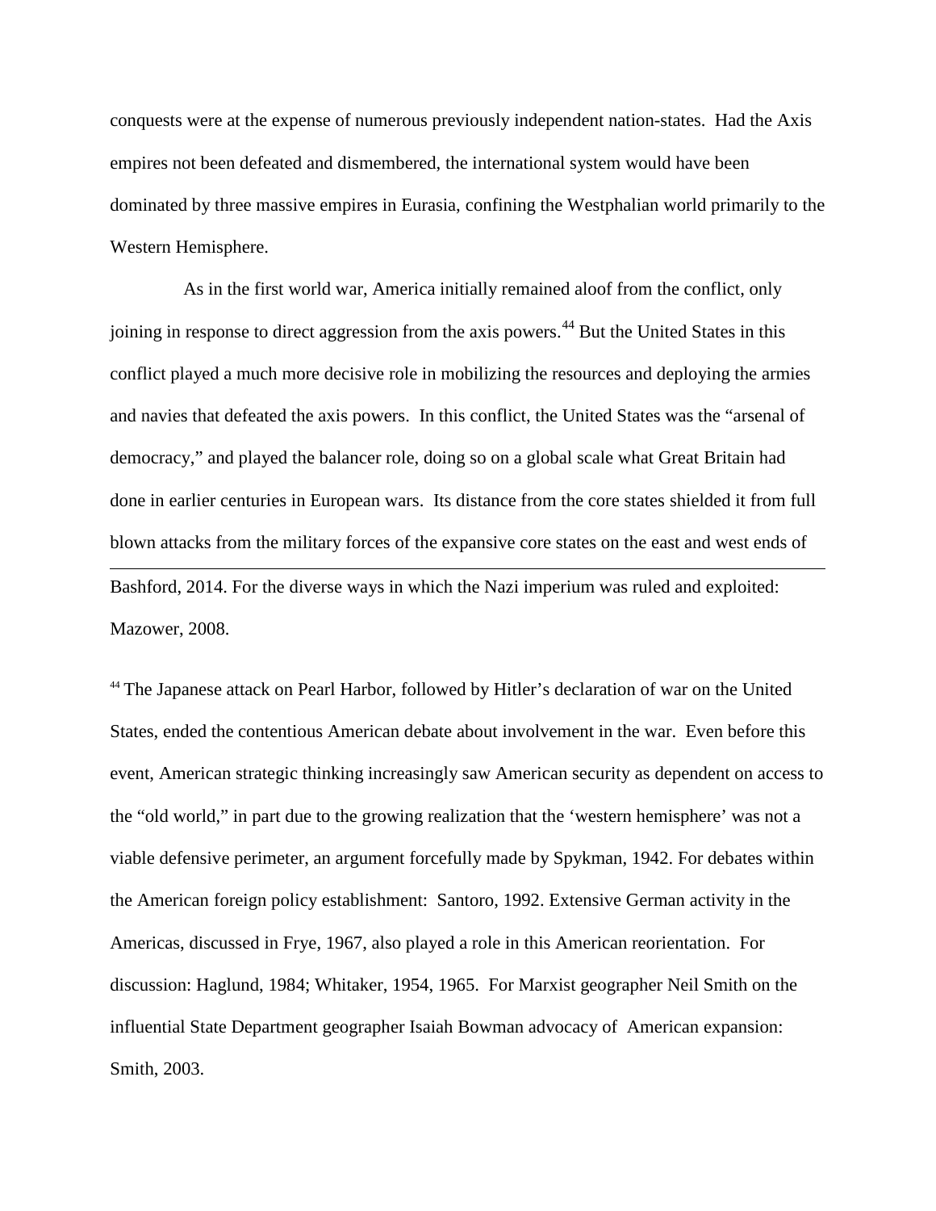conquests were at the expense of numerous previously independent nation-states. Had the Axis empires not been defeated and dismembered, the international system would have been dominated by three massive empires in Eurasia, confining the Westphalian world primarily to the Western Hemisphere.

As in the first world war, America initially remained aloof from the conflict, only joining in response to direct aggression from the axis powers.[44] But the United States in this conflict played a much more decisive role in mobilizing the resources and deploying the armies and navies that defeated the axis powers. In this conflict, the United States was the "arsenal of democracy," and played the balancer role, doing so on a global scale what Great Britain had done in earlier centuries in European wars. Its distance from the core states shielded it from full blown attacks from the military forces of the expansive core states on the east and west ends of

---

Bashford, 2014. For the diverse ways in which the Nazi imperium was ruled and exploited: Mazower, 2008.

[44] The Japanese attack on Pearl Harbor, followed by Hitler's declaration of war on the United States, ended the contentious American debate about involvement in the war. Even before this event, American strategic thinking increasingly saw American security as dependent on access to the "old world," in part due to the growing realization that the 'western hemisphere' was not a viable defensive perimeter, an argument forcefully made by Spykman, 1942. For debates within the American foreign policy establishment: Santoro, 1992. Extensive German activity in the Americas, discussed in Frye, 1967, also played a role in this American reorientation. For discussion: Haglund, 1984; Whitaker, 1954, 1965. For Marxist geographer Neil Smith on the influential State Department geographer Isaiah Bowman advocacy of American expansion: Smith, 2003.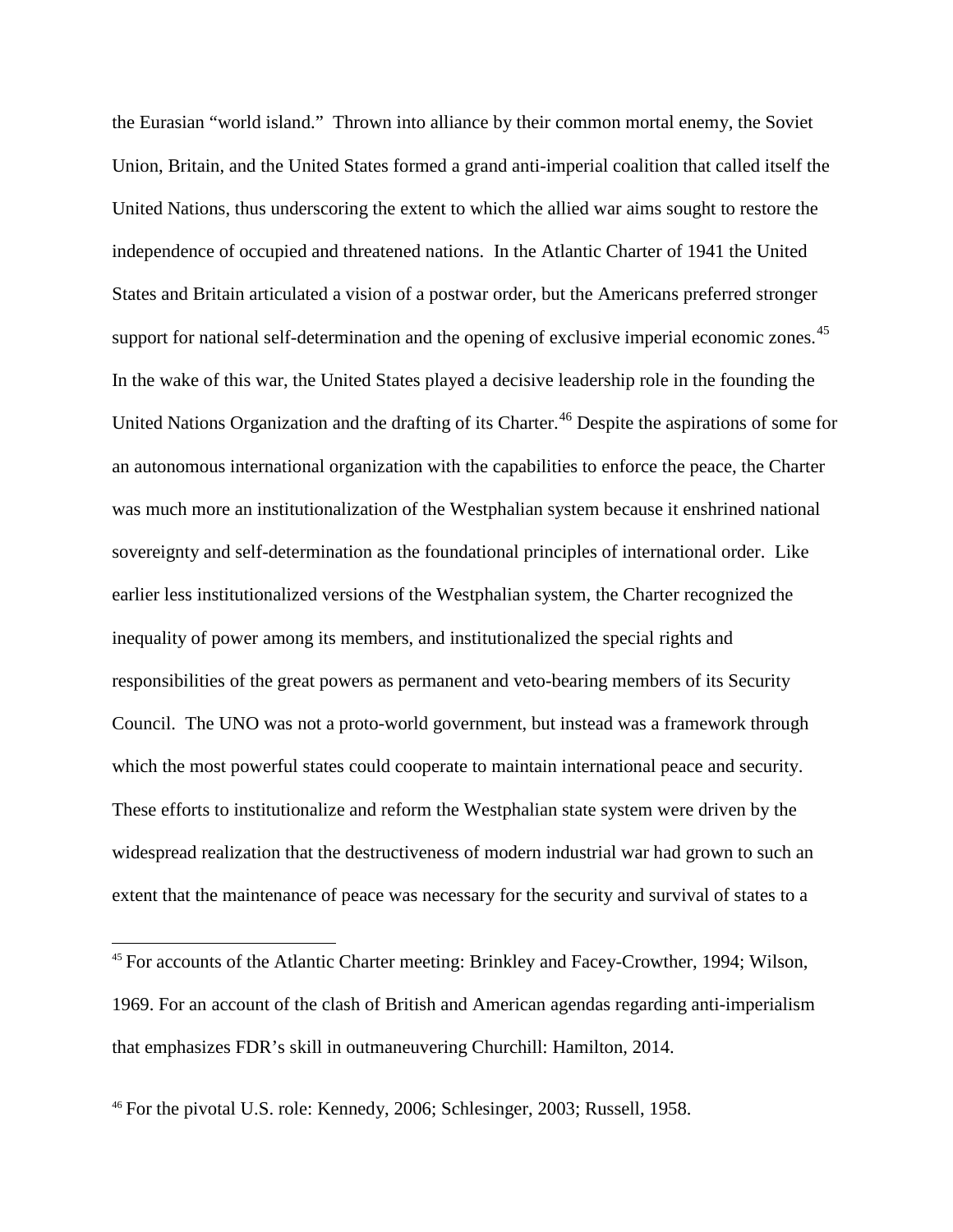the Eurasian "world island." Thrown into alliance by their common mortal enemy, the Soviet Union, Britain, and the United States formed a grand anti-imperial coalition that called itself the United Nations, thus underscoring the extent to which the allied war aims sought to restore the independence of occupied and threatened nations. In the Atlantic Charter of 1941 the United States and Britain articulated a vision of a postwar order, but the Americans preferred stronger support for national self-determination and the opening of exclusive imperial economic zones.[45] In the wake of this war, the United States played a decisive leadership role in the founding the United Nations Organization and the drafting of its Charter.[46] Despite the aspirations of some for an autonomous international organization with the capabilities to enforce the peace, the Charter was much more an institutionalization of the Westphalian system because it enshrined national sovereignty and self-determination as the foundational principles of international order. Like earlier less institutionalized versions of the Westphalian system, the Charter recognized the inequality of power among its members, and institutionalized the special rights and responsibilities of the great powers as permanent and veto-bearing members of its Security Council. The UNO was not a proto-world government, but instead was a framework through which the most powerful states could cooperate to maintain international peace and security. These efforts to institutionalize and reform the Westphalian state system were driven by the widespread realization that the destructiveness of modern industrial war had grown to such an extent that the maintenance of peace was necessary for the security and survival of states to a

[45] For accounts of the Atlantic Charter meeting: Brinkley and Facey-Crowther, 1994; Wilson, 1969. For an account of the clash of British and American agendas regarding anti-imperialism that emphasizes FDR's skill in outmaneuvering Churchill: Hamilton, 2014.

[46] For the pivotal U.S. role: Kennedy, 2006; Schlesinger, 2003; Russell, 1958.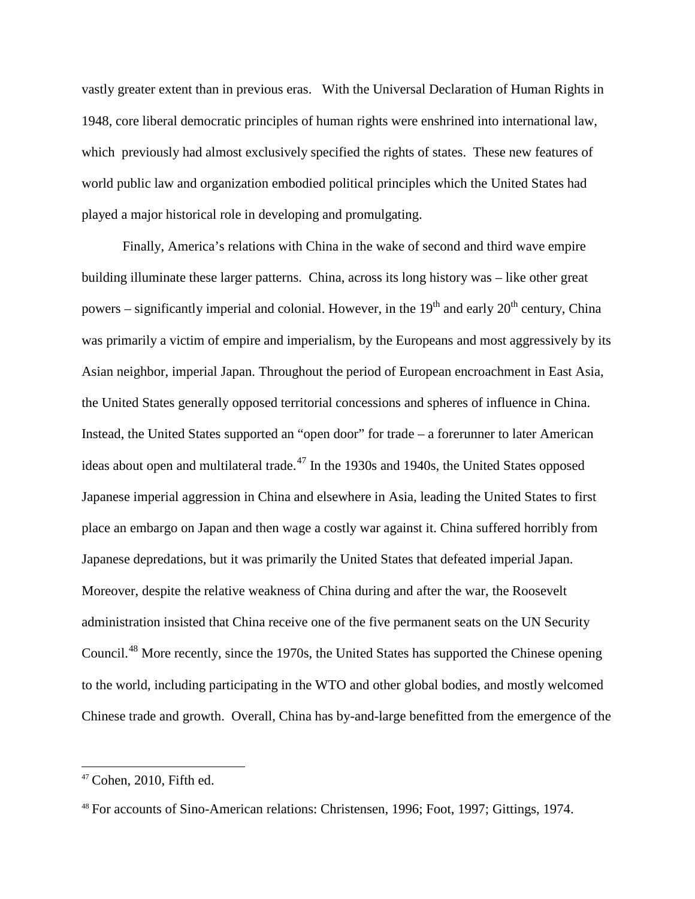vastly greater extent than in previous eras. With the Universal Declaration of Human Rights in 1948, core liberal democratic principles of human rights were enshrined into international law, which previously had almost exclusively specified the rights of states. These new features of world public law and organization embodied political principles which the United States had played a major historical role in developing and promulgating.

Finally, America's relations with China in the wake of second and third wave empire building illuminate these larger patterns. China, across its long history was – like other great powers – significantly imperial and colonial. However, in the 19th and early 20th century, China was primarily a victim of empire and imperialism, by the Europeans and most aggressively by its Asian neighbor, imperial Japan. Throughout the period of European encroachment in East Asia, the United States generally opposed territorial concessions and spheres of influence in China. Instead, the United States supported an "open door" for trade – a forerunner to later American ideas about open and multilateral trade.[47] In the 1930s and 1940s, the United States opposed Japanese imperial aggression in China and elsewhere in Asia, leading the United States to first place an embargo on Japan and then wage a costly war against it. China suffered horribly from Japanese depredations, but it was primarily the United States that defeated imperial Japan. Moreover, despite the relative weakness of China during and after the war, the Roosevelt administration insisted that China receive one of the five permanent seats on the UN Security Council.[48] More recently, since the 1970s, the United States has supported the Chinese opening to the world, including participating in the WTO and other global bodies, and mostly welcomed Chinese trade and growth. Overall, China has by-and-large benefitted from the emergence of the

---

[47] Cohen, 2010, Fifth ed.

[48] For accounts of Sino-American relations: Christensen, 1996; Foot, 1997; Gittings, 1974.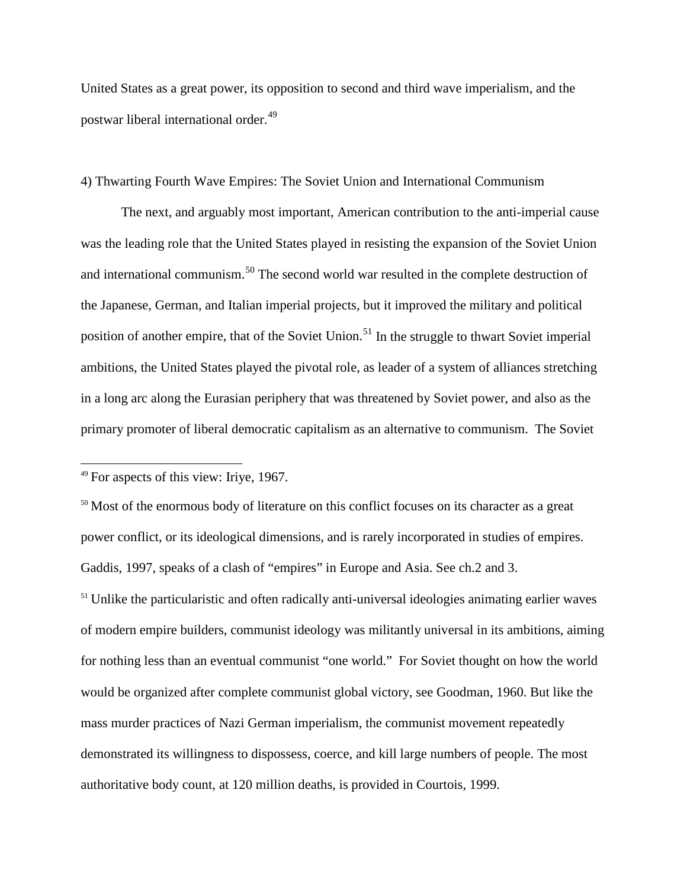United States as a great power, its opposition to second and third wave imperialism, and the postwar liberal international order.[49]

4) Thwarting Fourth Wave Empires: The Soviet Union and International Communism

The next, and arguably most important, American contribution to the anti-imperial cause was the leading role that the United States played in resisting the expansion of the Soviet Union and international communism.[50] The second world war resulted in the complete destruction of the Japanese, German, and Italian imperial projects, but it improved the military and political position of another empire, that of the Soviet Union.[51] In the struggle to thwart Soviet imperial ambitions, the United States played the pivotal role, as leader of a system of alliances stretching in a long arc along the Eurasian periphery that was threatened by Soviet power, and also as the primary promoter of liberal democratic capitalism as an alternative to communism. The Soviet

---

[49] For aspects of this view: Iriye, 1967.

[50] Most of the enormous body of literature on this conflict focuses on its character as a great power conflict, or its ideological dimensions, and is rarely incorporated in studies of empires. Gaddis, 1997, speaks of a clash of "empires" in Europe and Asia. See ch.2 and 3.

[51] Unlike the particularistic and often radically anti-universal ideologies animating earlier waves of modern empire builders, communist ideology was militantly universal in its ambitions, aiming for nothing less than an eventual communist "one world." For Soviet thought on how the world would be organized after complete communist global victory, see Goodman, 1960. But like the mass murder practices of Nazi German imperialism, the communist movement repeatedly demonstrated its willingness to dispossess, coerce, and kill large numbers of people. The most authoritative body count, at 120 million deaths, is provided in Courtois, 1999.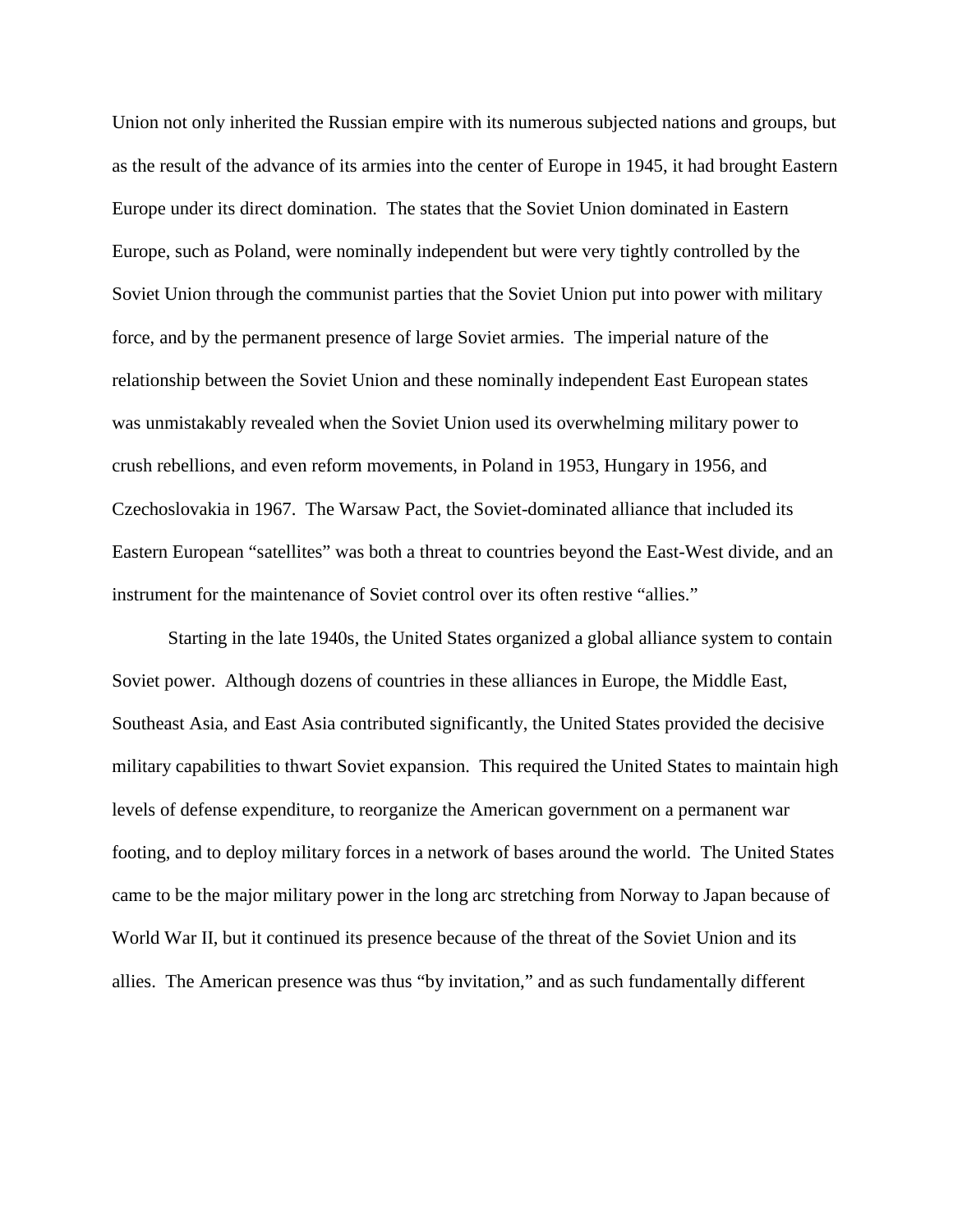Union not only inherited the Russian empire with its numerous subjected nations and groups, but as the result of the advance of its armies into the center of Europe in 1945, it had brought Eastern Europe under its direct domination. The states that the Soviet Union dominated in Eastern Europe, such as Poland, were nominally independent but were very tightly controlled by the Soviet Union through the communist parties that the Soviet Union put into power with military force, and by the permanent presence of large Soviet armies. The imperial nature of the relationship between the Soviet Union and these nominally independent East European states was unmistakably revealed when the Soviet Union used its overwhelming military power to crush rebellions, and even reform movements, in Poland in 1953, Hungary in 1956, and Czechoslovakia in 1967. The Warsaw Pact, the Soviet-dominated alliance that included its Eastern European "satellites" was both a threat to countries beyond the East-West divide, and an instrument for the maintenance of Soviet control over its often restive "allies."

Starting in the late 1940s, the United States organized a global alliance system to contain Soviet power. Although dozens of countries in these alliances in Europe, the Middle East, Southeast Asia, and East Asia contributed significantly, the United States provided the decisive military capabilities to thwart Soviet expansion. This required the United States to maintain high levels of defense expenditure, to reorganize the American government on a permanent war footing, and to deploy military forces in a network of bases around the world. The United States came to be the major military power in the long arc stretching from Norway to Japan because of World War II, but it continued its presence because of the threat of the Soviet Union and its allies. The American presence was thus "by invitation," and as such fundamentally different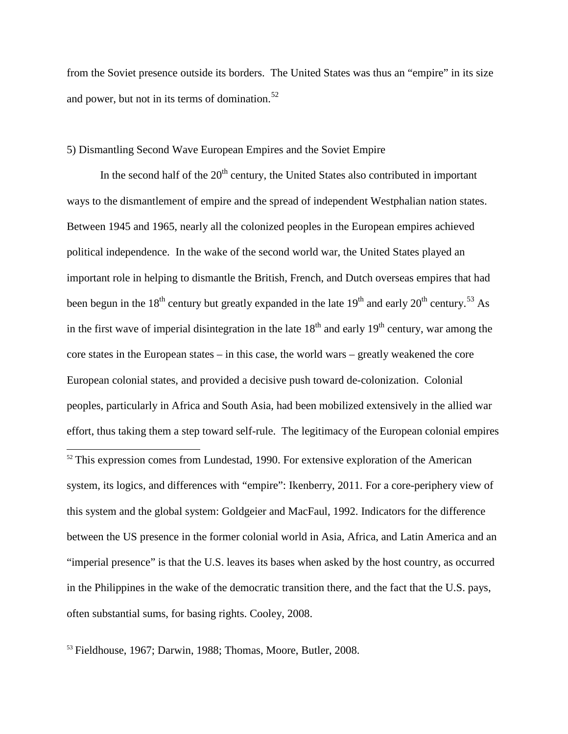from the Soviet presence outside its borders. The United States was thus an "empire" in its size and power, but not in its terms of domination.[52]

5) Dismantling Second Wave European Empires and the Soviet Empire

In the second half of the 20th century, the United States also contributed in important ways to the dismantlement of empire and the spread of independent Westphalian nation states. Between 1945 and 1965, nearly all the colonized peoples in the European empires achieved political independence. In the wake of the second world war, the United States played an important role in helping to dismantle the British, French, and Dutch overseas empires that had been begun in the 18th century but greatly expanded in the late 19th and early 20th century.[53] As in the first wave of imperial disintegration in the late 18th and early 19th century, war among the core states in the European states – in this case, the world wars – greatly weakened the core European colonial states, and provided a decisive push toward de-colonization. Colonial peoples, particularly in Africa and South Asia, had been mobilized extensively in the allied war effort, thus taking them a step toward self-rule. The legitimacy of the European colonial empires

[52] This expression comes from Lundestad, 1990. For extensive exploration of the American system, its logics, and differences with "empire": Ikenberry, 2011. For a core-periphery view of this system and the global system: Goldgeier and MacFaul, 1992. Indicators for the difference between the US presence in the former colonial world in Asia, Africa, and Latin America and an "imperial presence" is that the U.S. leaves its bases when asked by the host country, as occurred in the Philippines in the wake of the democratic transition there, and the fact that the U.S. pays, often substantial sums, for basing rights. Cooley, 2008.

[53] Fieldhouse, 1967; Darwin, 1988; Thomas, Moore, Butler, 2008.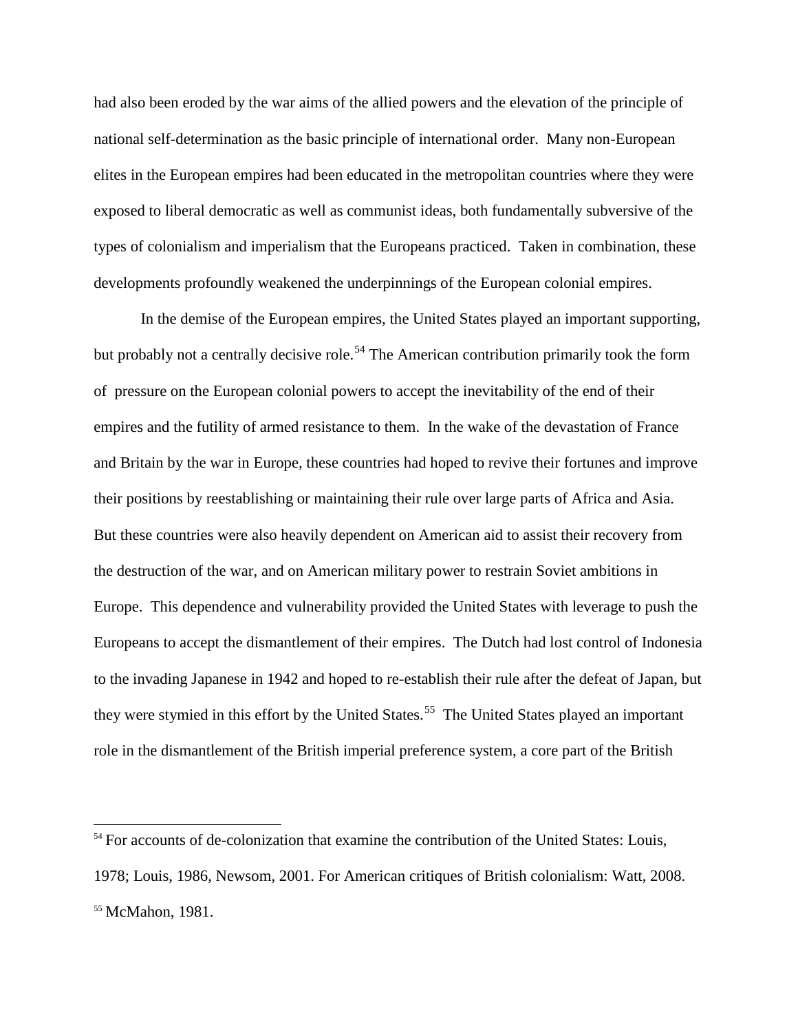had also been eroded by the war aims of the allied powers and the elevation of the principle of national self-determination as the basic principle of international order. Many non-European elites in the European empires had been educated in the metropolitan countries where they were exposed to liberal democratic as well as communist ideas, both fundamentally subversive of the types of colonialism and imperialism that the Europeans practiced. Taken in combination, these developments profoundly weakened the underpinnings of the European colonial empires.

In the demise of the European empires, the United States played an important supporting, but probably not a centrally decisive role.[54] The American contribution primarily took the form of pressure on the European colonial powers to accept the inevitability of the end of their empires and the futility of armed resistance to them. In the wake of the devastation of France and Britain by the war in Europe, these countries had hoped to revive their fortunes and improve their positions by reestablishing or maintaining their rule over large parts of Africa and Asia. But these countries were also heavily dependent on American aid to assist their recovery from the destruction of the war, and on American military power to restrain Soviet ambitions in Europe. This dependence and vulnerability provided the United States with leverage to push the Europeans to accept the dismantlement of their empires. The Dutch had lost control of Indonesia to the invading Japanese in 1942 and hoped to re-establish their rule after the defeat of Japan, but they were stymied in this effort by the United States.[55] The United States played an important role in the dismantlement of the British imperial preference system, a core part of the British

[54] For accounts of de-colonization that examine the contribution of the United States: Louis, 1978; Louis, 1986, Newsom, 2001. For American critiques of British colonialism: Watt, 2008.

[55] McMahon, 1981.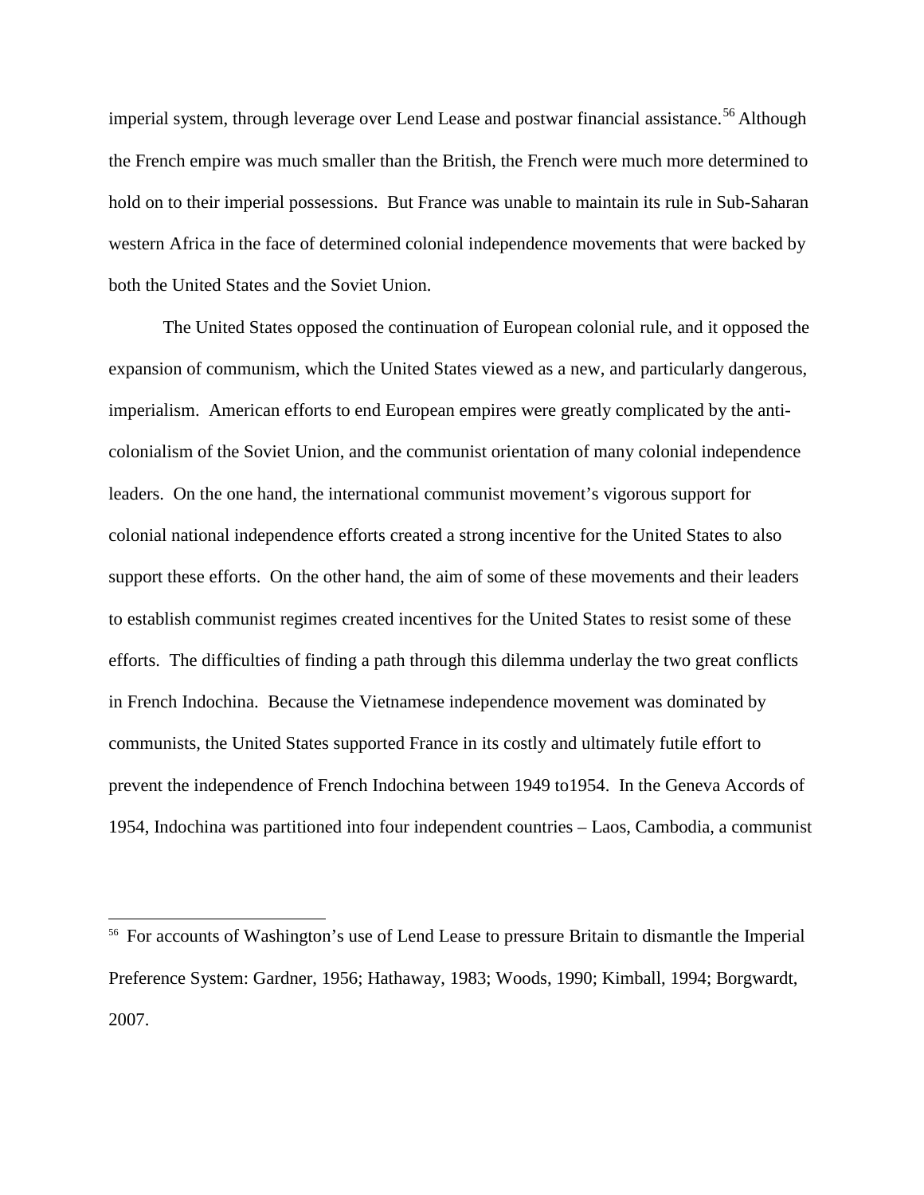imperial system, through leverage over Lend Lease and postwar financial assistance.[56] Although the French empire was much smaller than the British, the French were much more determined to hold on to their imperial possessions. But France was unable to maintain its rule in Sub-Saharan western Africa in the face of determined colonial independence movements that were backed by both the United States and the Soviet Union.

The United States opposed the continuation of European colonial rule, and it opposed the expansion of communism, which the United States viewed as a new, and particularly dangerous, imperialism. American efforts to end European empires were greatly complicated by the anti-colonialism of the Soviet Union, and the communist orientation of many colonial independence leaders. On the one hand, the international communist movement's vigorous support for colonial national independence efforts created a strong incentive for the United States to also support these efforts. On the other hand, the aim of some of these movements and their leaders to establish communist regimes created incentives for the United States to resist some of these efforts. The difficulties of finding a path through this dilemma underlay the two great conflicts in French Indochina. Because the Vietnamese independence movement was dominated by communists, the United States supported France in its costly and ultimately futile effort to prevent the independence of French Indochina between 1949 to1954. In the Geneva Accords of 1954, Indochina was partitioned into four independent countries – Laos, Cambodia, a communist

[56] For accounts of Washington's use of Lend Lease to pressure Britain to dismantle the Imperial Preference System: Gardner, 1956; Hathaway, 1983; Woods, 1990; Kimball, 1994; Borgwardt, 2007.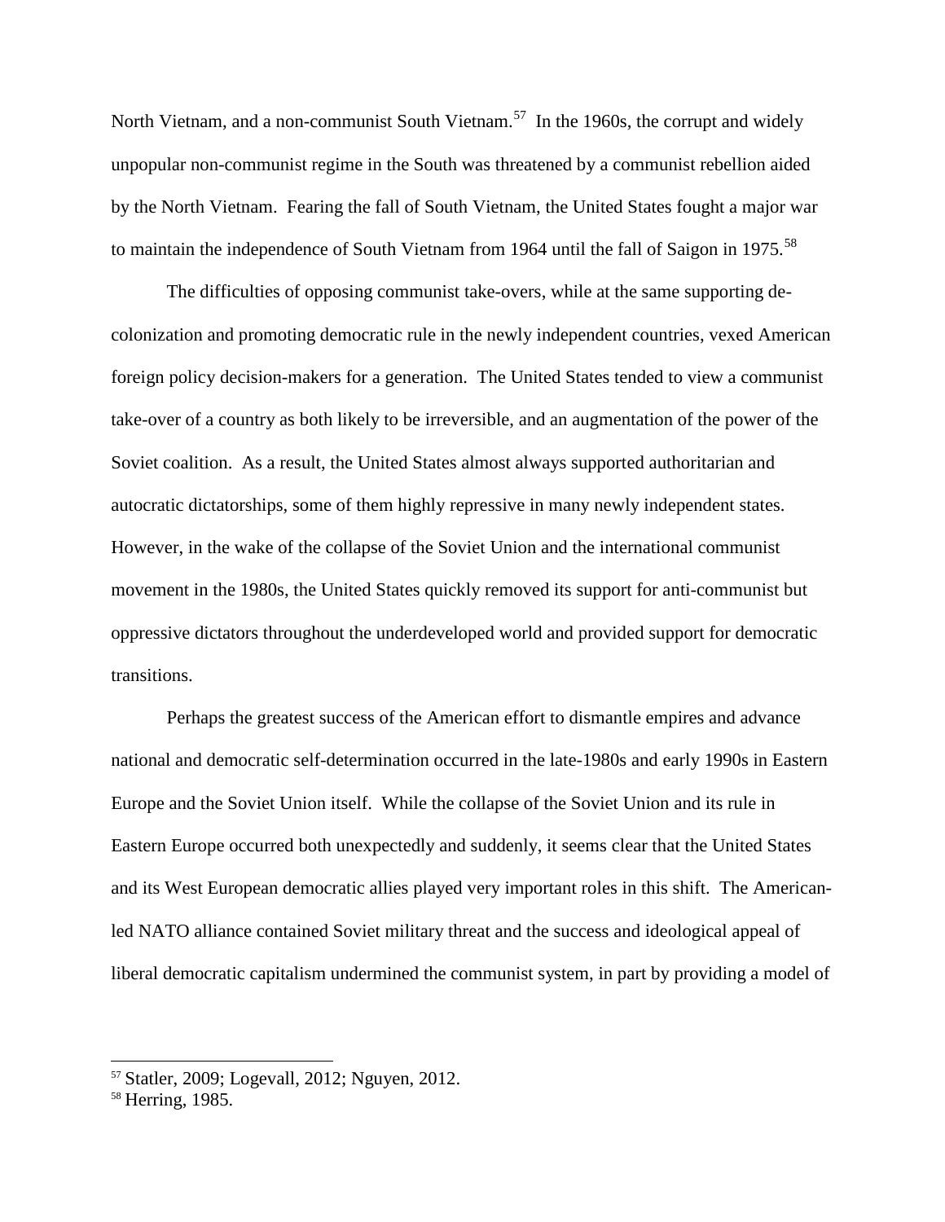North Vietnam, and a non-communist South Vietnam.[57] In the 1960s, the corrupt and widely unpopular non-communist regime in the South was threatened by a communist rebellion aided by the North Vietnam. Fearing the fall of South Vietnam, the United States fought a major war to maintain the independence of South Vietnam from 1964 until the fall of Saigon in 1975.[58]

The difficulties of opposing communist take-overs, while at the same supporting de-colonization and promoting democratic rule in the newly independent countries, vexed American foreign policy decision-makers for a generation. The United States tended to view a communist take-over of a country as both likely to be irreversible, and an augmentation of the power of the Soviet coalition. As a result, the United States almost always supported authoritarian and autocratic dictatorships, some of them highly repressive in many newly independent states. However, in the wake of the collapse of the Soviet Union and the international communist movement in the 1980s, the United States quickly removed its support for anti-communist but oppressive dictators throughout the underdeveloped world and provided support for democratic transitions.

Perhaps the greatest success of the American effort to dismantle empires and advance national and democratic self-determination occurred in the late-1980s and early 1990s in Eastern Europe and the Soviet Union itself. While the collapse of the Soviet Union and its rule in Eastern Europe occurred both unexpectedly and suddenly, it seems clear that the United States and its West European democratic allies played very important roles in this shift. The American-led NATO alliance contained Soviet military threat and the success and ideological appeal of liberal democratic capitalism undermined the communist system, in part by providing a model of

---

[57] Statler, 2009; Logevall, 2012; Nguyen, 2012.

[58] Herring, 1985.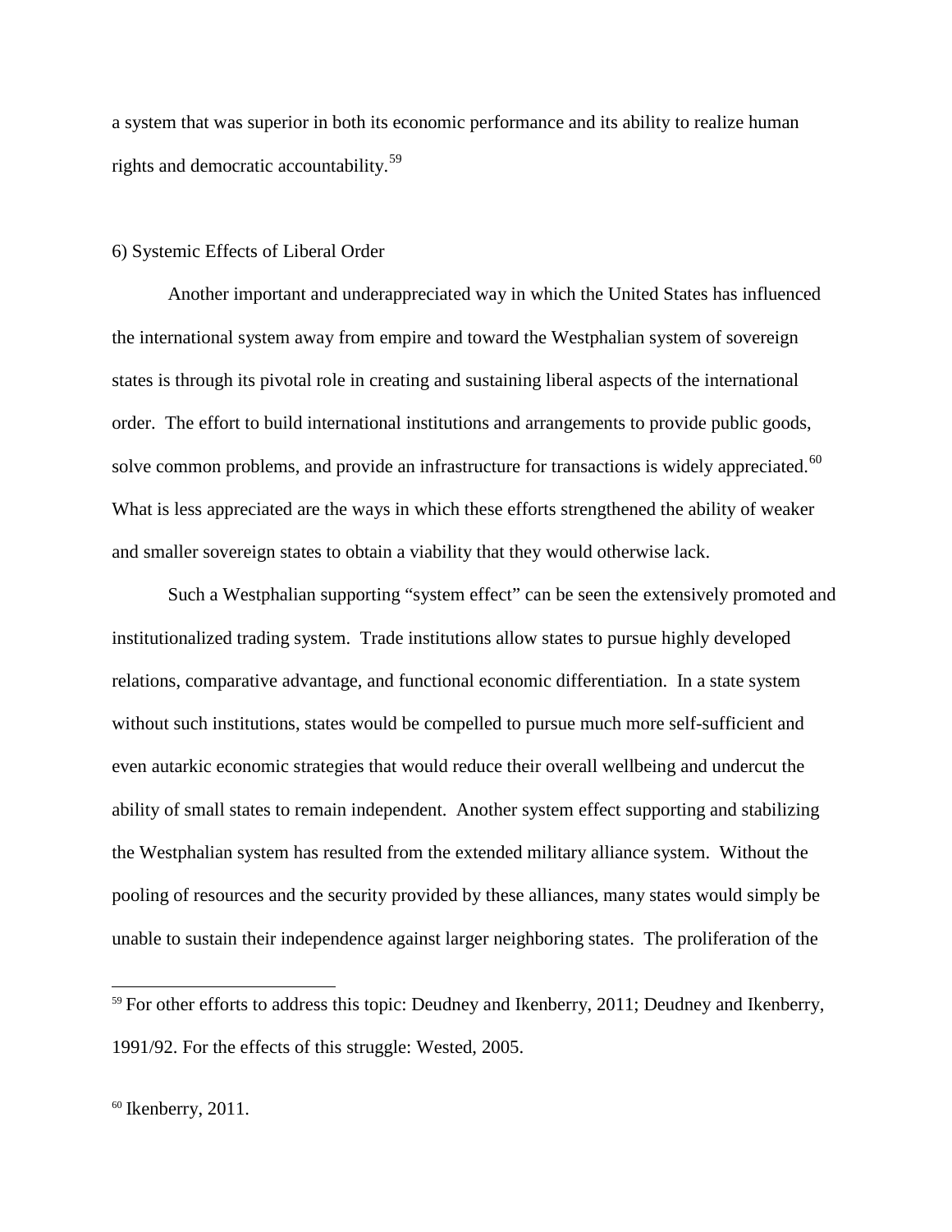a system that was superior in both its economic performance and its ability to realize human rights and democratic accountability.[59]

6) Systemic Effects of Liberal Order

Another important and underappreciated way in which the United States has influenced the international system away from empire and toward the Westphalian system of sovereign states is through its pivotal role in creating and sustaining liberal aspects of the international order. The effort to build international institutions and arrangements to provide public goods, solve common problems, and provide an infrastructure for transactions is widely appreciated.[60] What is less appreciated are the ways in which these efforts strengthened the ability of weaker and smaller sovereign states to obtain a viability that they would otherwise lack.

Such a Westphalian supporting "system effect" can be seen the extensively promoted and institutionalized trading system. Trade institutions allow states to pursue highly developed relations, comparative advantage, and functional economic differentiation. In a state system without such institutions, states would be compelled to pursue much more self-sufficient and even autarkic economic strategies that would reduce their overall wellbeing and undercut the ability of small states to remain independent. Another system effect supporting and stabilizing the Westphalian system has resulted from the extended military alliance system. Without the pooling of resources and the security provided by these alliances, many states would simply be unable to sustain their independence against larger neighboring states. The proliferation of the

---

[59] For other efforts to address this topic: Deudney and Ikenberry, 2011; Deudney and Ikenberry, 1991/92. For the effects of this struggle: Wested, 2005.

[60] Ikenberry, 2011.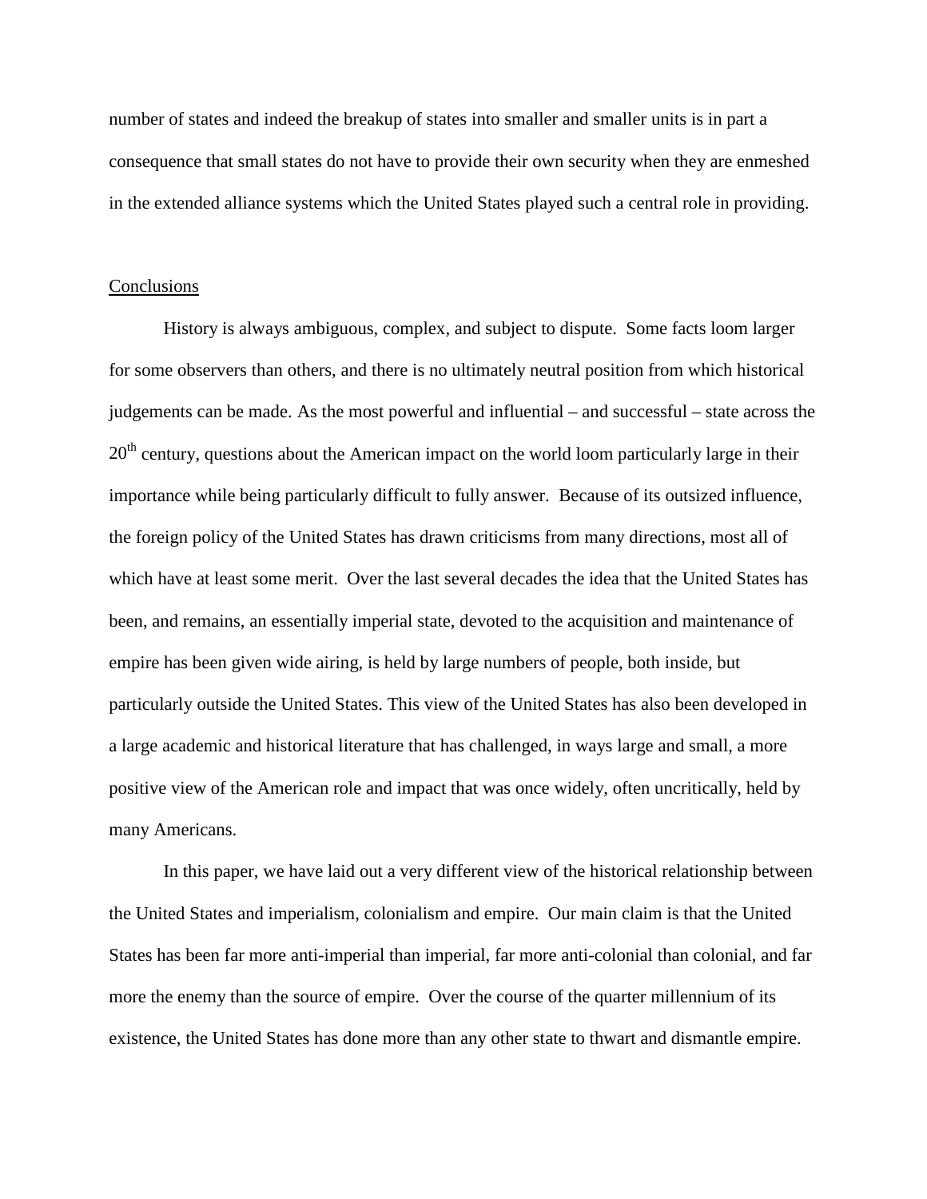number of states and indeed the breakup of states into smaller and smaller units is in part a consequence that small states do not have to provide their own security when they are enmeshed in the extended alliance systems which the United States played such a central role in providing.

## Conclusions

History is always ambiguous, complex, and subject to dispute. Some facts loom larger for some observers than others, and there is no ultimately neutral position from which historical judgements can be made. As the most powerful and influential – and successful – state across the 20th century, questions about the American impact on the world loom particularly large in their importance while being particularly difficult to fully answer. Because of its outsized influence, the foreign policy of the United States has drawn criticisms from many directions, most all of which have at least some merit. Over the last several decades the idea that the United States has been, and remains, an essentially imperial state, devoted to the acquisition and maintenance of empire has been given wide airing, is held by large numbers of people, both inside, but particularly outside the United States. This view of the United States has also been developed in a large academic and historical literature that has challenged, in ways large and small, a more positive view of the American role and impact that was once widely, often uncritically, held by many Americans.

In this paper, we have laid out a very different view of the historical relationship between the United States and imperialism, colonialism and empire. Our main claim is that the United States has been far more anti-imperial than imperial, far more anti-colonial than colonial, and far more the enemy than the source of empire. Over the course of the quarter millennium of its existence, the United States has done more than any other state to thwart and dismantle empire.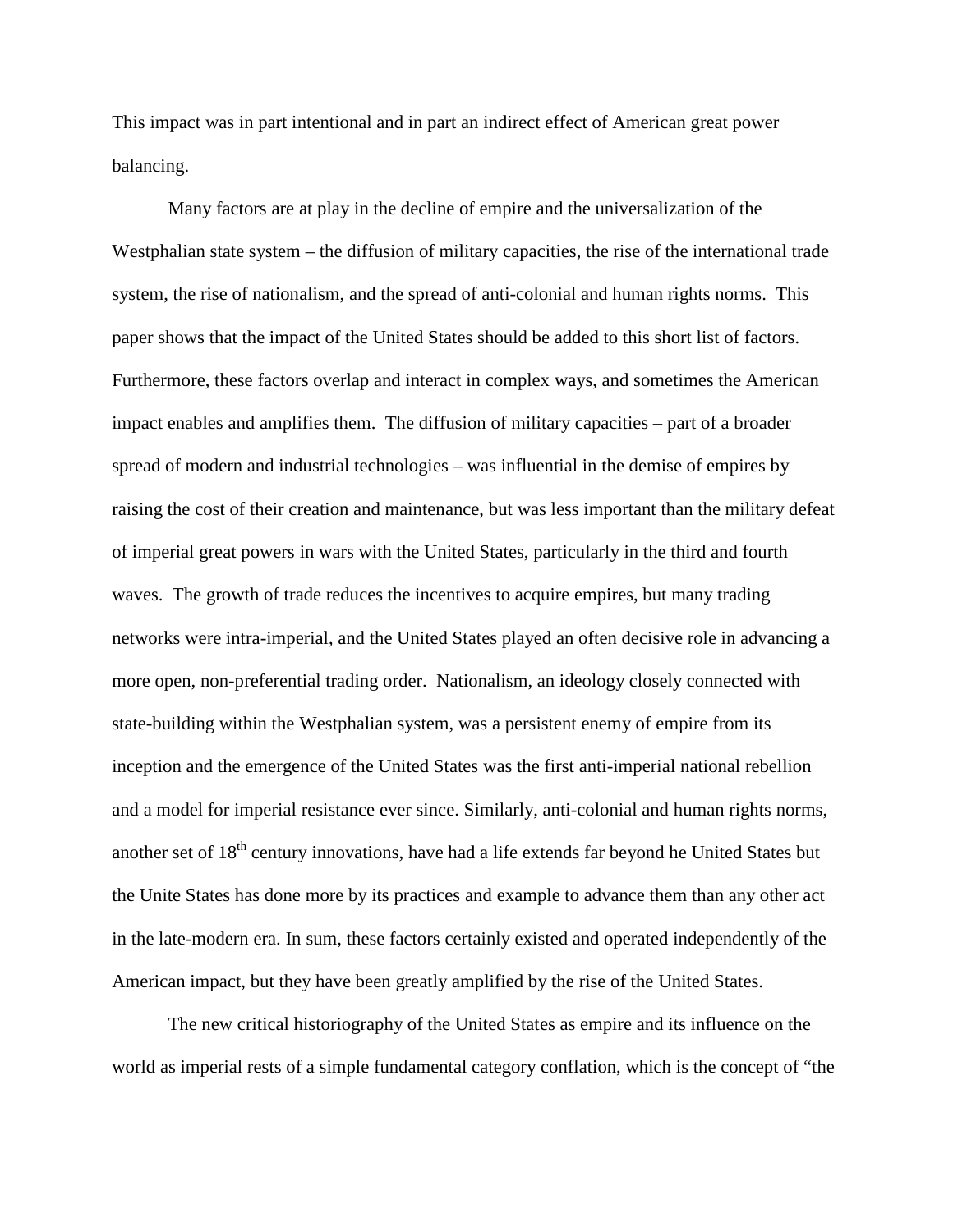This impact was in part intentional and in part an indirect effect of American great power balancing.

Many factors are at play in the decline of empire and the universalization of the Westphalian state system – the diffusion of military capacities, the rise of the international trade system, the rise of nationalism, and the spread of anti-colonial and human rights norms. This paper shows that the impact of the United States should be added to this short list of factors. Furthermore, these factors overlap and interact in complex ways, and sometimes the American impact enables and amplifies them. The diffusion of military capacities – part of a broader spread of modern and industrial technologies – was influential in the demise of empires by raising the cost of their creation and maintenance, but was less important than the military defeat of imperial great powers in wars with the United States, particularly in the third and fourth waves. The growth of trade reduces the incentives to acquire empires, but many trading networks were intra-imperial, and the United States played an often decisive role in advancing a more open, non-preferential trading order. Nationalism, an ideology closely connected with state-building within the Westphalian system, was a persistent enemy of empire from its inception and the emergence of the United States was the first anti-imperial national rebellion and a model for imperial resistance ever since. Similarly, anti-colonial and human rights norms, another set of 18th century innovations, have had a life extends far beyond he United States but the Unite States has done more by its practices and example to advance them than any other act in the late-modern era. In sum, these factors certainly existed and operated independently of the American impact, but they have been greatly amplified by the rise of the United States.

The new critical historiography of the United States as empire and its influence on the world as imperial rests of a simple fundamental category conflation, which is the concept of "the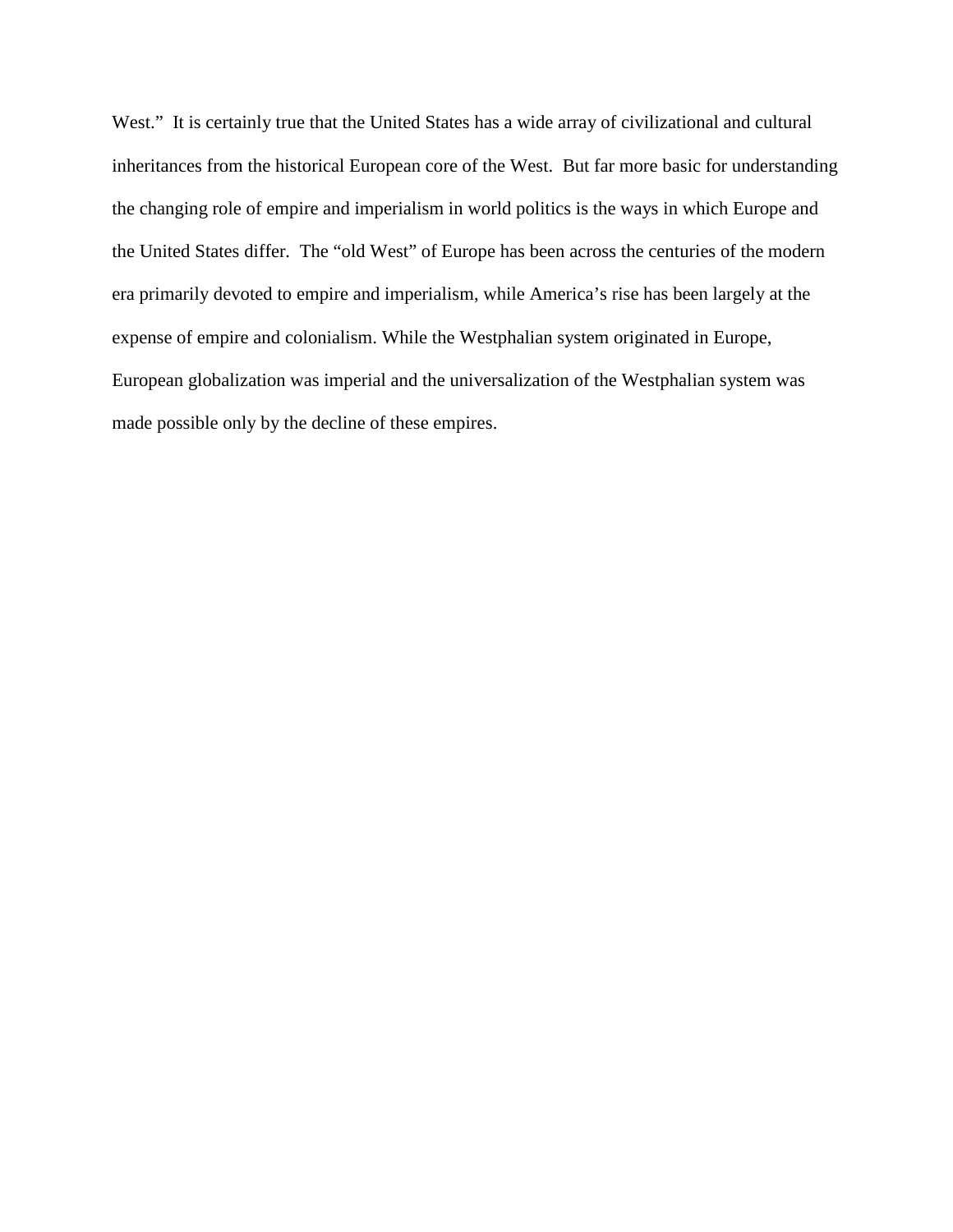West." It is certainly true that the United States has a wide array of civilizational and cultural inheritances from the historical European core of the West. But far more basic for understanding the changing role of empire and imperialism in world politics is the ways in which Europe and the United States differ. The "old West" of Europe has been across the centuries of the modern era primarily devoted to empire and imperialism, while America's rise has been largely at the expense of empire and colonialism. While the Westphalian system originated in Europe, European globalization was imperial and the universalization of the Westphalian system was made possible only by the decline of these empires.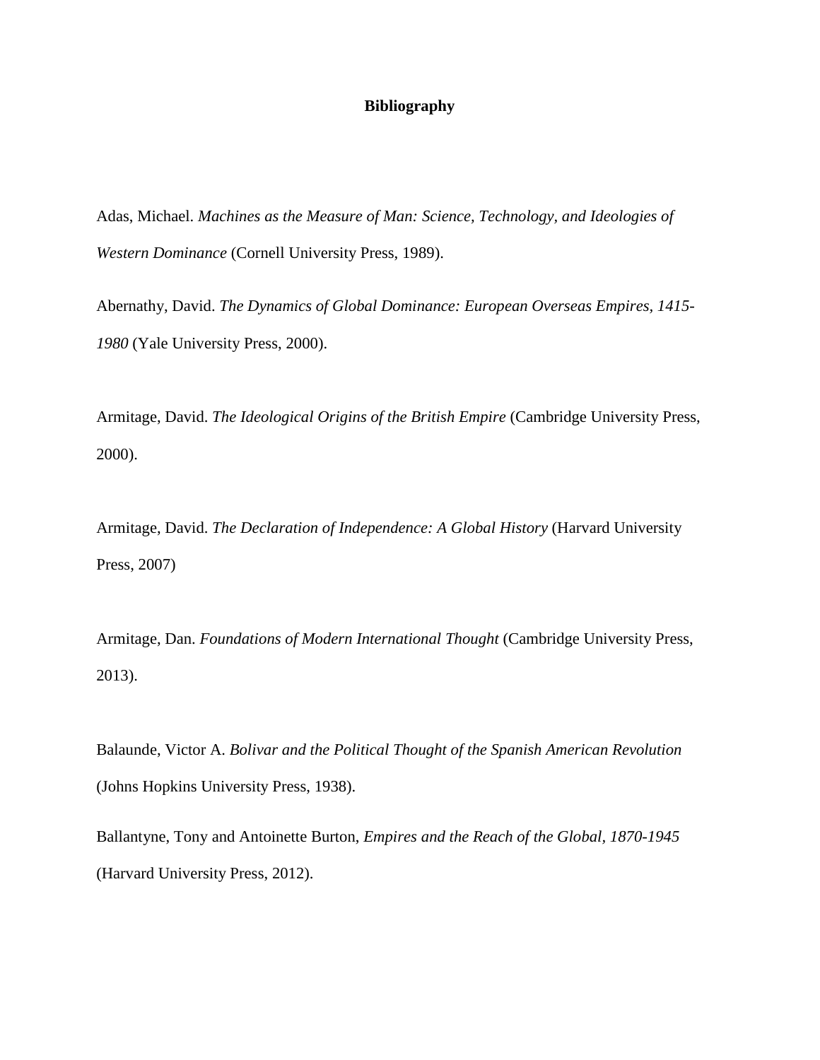**Bibliography**

Adas, Michael. *Machines as the Measure of Man: Science, Technology, and Ideologies of Western Dominance* (Cornell University Press, 1989).

Abernathy, David. *The Dynamics of Global Dominance: European Overseas Empires, 1415-1980* (Yale University Press, 2000).

Armitage, David. *The Ideological Origins of the British Empire* (Cambridge University Press, 2000).

Armitage, David. *The Declaration of Independence: A Global History* (Harvard University Press, 2007)

Armitage, Dan. *Foundations of Modern International Thought* (Cambridge University Press, 2013).

Balaunde, Victor A. *Bolivar and the Political Thought of the Spanish American Revolution* (Johns Hopkins University Press, 1938).

Ballantyne, Tony and Antoinette Burton, *Empires and the Reach of the Global, 1870-1945* (Harvard University Press, 2012).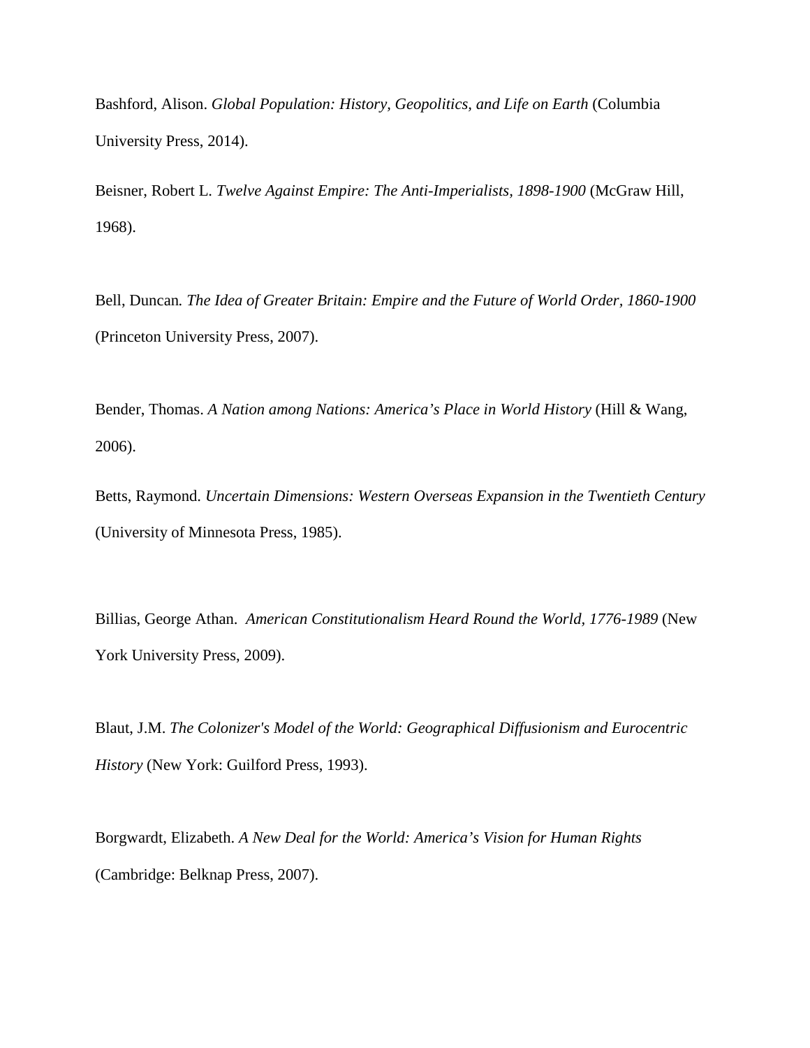Bashford, Alison. *Global Population: History, Geopolitics, and Life on Earth* (Columbia University Press, 2014).

Beisner, Robert L. *Twelve Against Empire: The Anti-Imperialists, 1898-1900* (McGraw Hill, 1968).

Bell, Duncan*. The Idea of Greater Britain: Empire and the Future of World Order, 1860-1900* (Princeton University Press, 2007).

Bender, Thomas. *A Nation among Nations: America's Place in World History* (Hill & Wang, 2006).

Betts, Raymond. *Uncertain Dimensions: Western Overseas Expansion in the Twentieth Century* (University of Minnesota Press, 1985).

Billias, George Athan. *American Constitutionalism Heard Round the World, 1776-1989* (New York University Press, 2009).

Blaut, J.M. *The Colonizer's Model of the World: Geographical Diffusionism and Eurocentric History* (New York: Guilford Press, 1993).

Borgwardt, Elizabeth. *A New Deal for the World: America's Vision for Human Rights* (Cambridge: Belknap Press, 2007).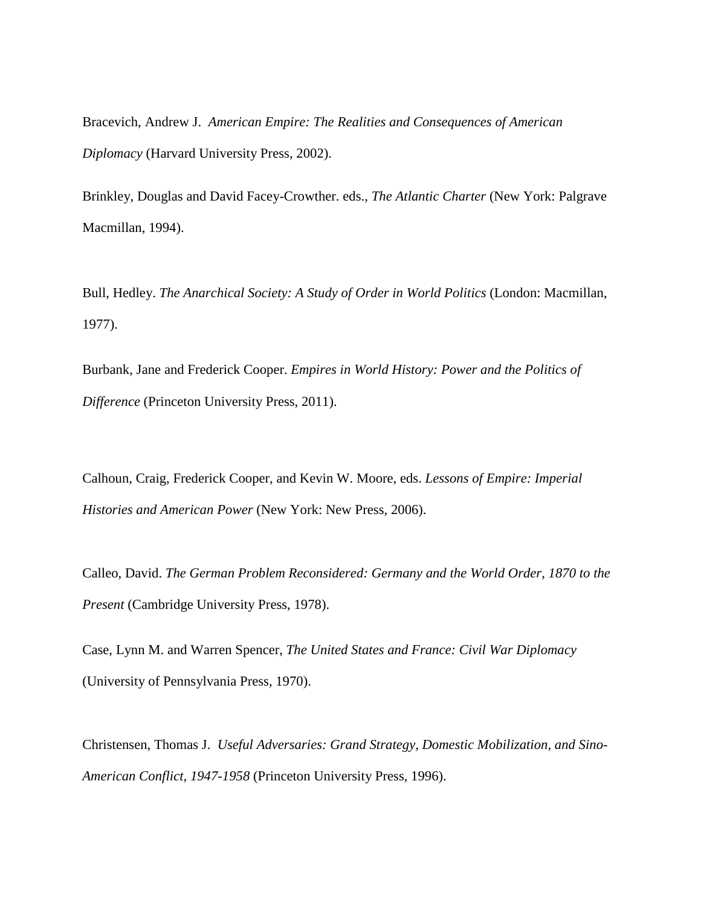Bracevich, Andrew J. *American Empire: The Realities and Consequences of American Diplomacy* (Harvard University Press, 2002).

Brinkley, Douglas and David Facey-Crowther. eds., *The Atlantic Charter* (New York: Palgrave Macmillan, 1994).

Bull, Hedley. *The Anarchical Society: A Study of Order in World Politics* (London: Macmillan, 1977).

Burbank, Jane and Frederick Cooper. *Empires in World History: Power and the Politics of Difference* (Princeton University Press, 2011).

Calhoun, Craig, Frederick Cooper, and Kevin W. Moore, eds. *Lessons of Empire: Imperial Histories and American Power* (New York: New Press, 2006).

Calleo, David. *The German Problem Reconsidered: Germany and the World Order, 1870 to the Present* (Cambridge University Press, 1978).

Case, Lynn M. and Warren Spencer, *The United States and France: Civil War Diplomacy* (University of Pennsylvania Press, 1970).

Christensen, Thomas J. *Useful Adversaries: Grand Strategy, Domestic Mobilization, and Sino-American Conflict, 1947-1958* (Princeton University Press, 1996).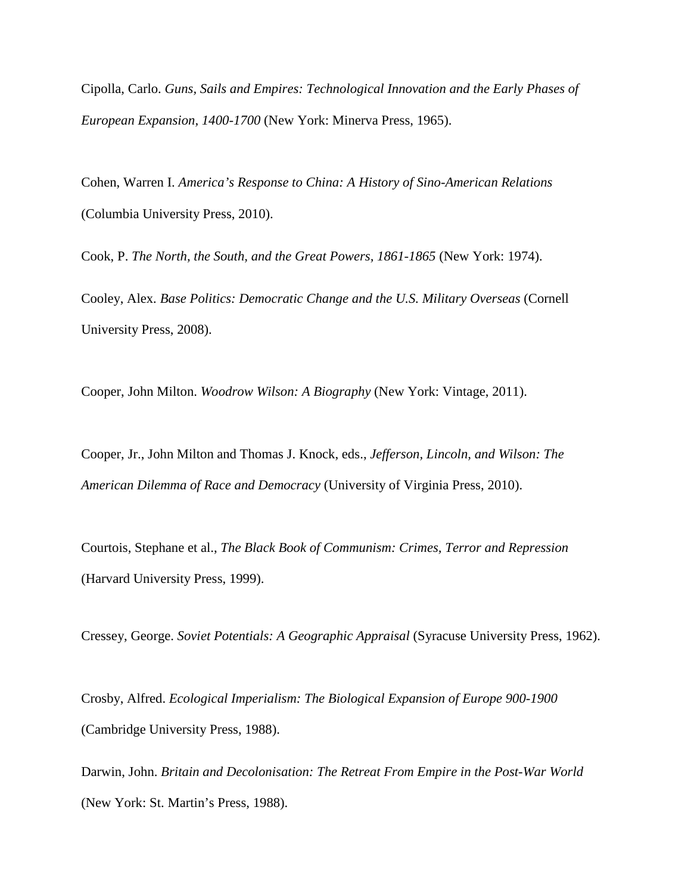Cipolla, Carlo. *Guns, Sails and Empires: Technological Innovation and the Early Phases of European Expansion, 1400-1700* (New York: Minerva Press, 1965).

Cohen, Warren I. *America's Response to China: A History of Sino-American Relations* (Columbia University Press, 2010).

Cook, P. *The North, the South, and the Great Powers, 1861-1865* (New York: 1974).

Cooley, Alex. *Base Politics: Democratic Change and the U.S. Military Overseas* (Cornell University Press, 2008).

Cooper, John Milton. *Woodrow Wilson: A Biography* (New York: Vintage, 2011).

Cooper, Jr., John Milton and Thomas J. Knock, eds., *Jefferson, Lincoln, and Wilson: The American Dilemma of Race and Democracy* (University of Virginia Press, 2010).

Courtois, Stephane et al., *The Black Book of Communism: Crimes, Terror and Repression* (Harvard University Press, 1999).

Cressey, George. *Soviet Potentials: A Geographic Appraisal* (Syracuse University Press, 1962).

Crosby, Alfred. *Ecological Imperialism: The Biological Expansion of Europe 900-1900* (Cambridge University Press, 1988).

Darwin, John. *Britain and Decolonisation: The Retreat From Empire in the Post-War World* (New York: St. Martin's Press, 1988).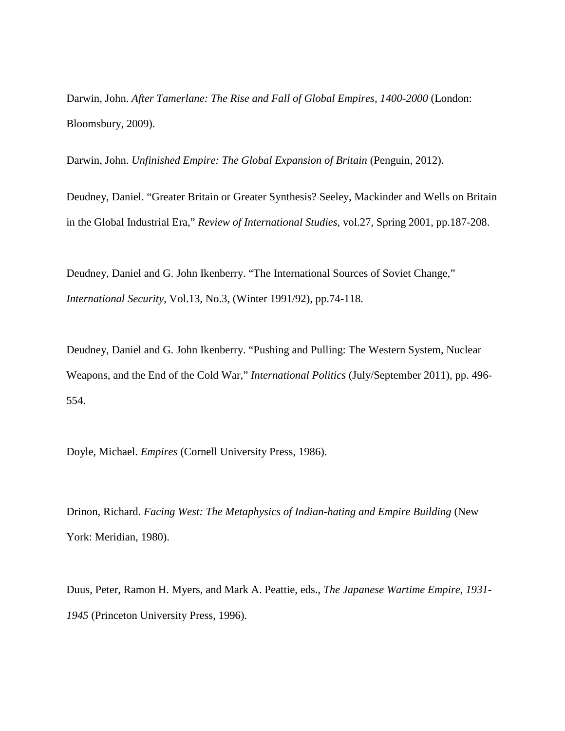Darwin, John. *After Tamerlane: The Rise and Fall of Global Empires, 1400-2000* (London: Bloomsbury, 2009).

Darwin, John. *Unfinished Empire: The Global Expansion of Britain* (Penguin, 2012).

Deudney, Daniel. "Greater Britain or Greater Synthesis? Seeley, Mackinder and Wells on Britain in the Global Industrial Era," *Review of International Studies*, vol.27, Spring 2001, pp.187-208.

Deudney, Daniel and G. John Ikenberry. "The International Sources of Soviet Change," *International Security*, Vol.13, No.3, (Winter 1991/92), pp.74-118.

Deudney, Daniel and G. John Ikenberry. "Pushing and Pulling: The Western System, Nuclear Weapons, and the End of the Cold War," *International Politics* (July/September 2011), pp. 496-554.

Doyle, Michael. *Empires* (Cornell University Press, 1986).

Drinon, Richard. *Facing West: The Metaphysics of Indian-hating and Empire Building* (New York: Meridian, 1980).

Duus, Peter, Ramon H. Myers, and Mark A. Peattie, eds., *The Japanese Wartime Empire, 1931-1945* (Princeton University Press, 1996).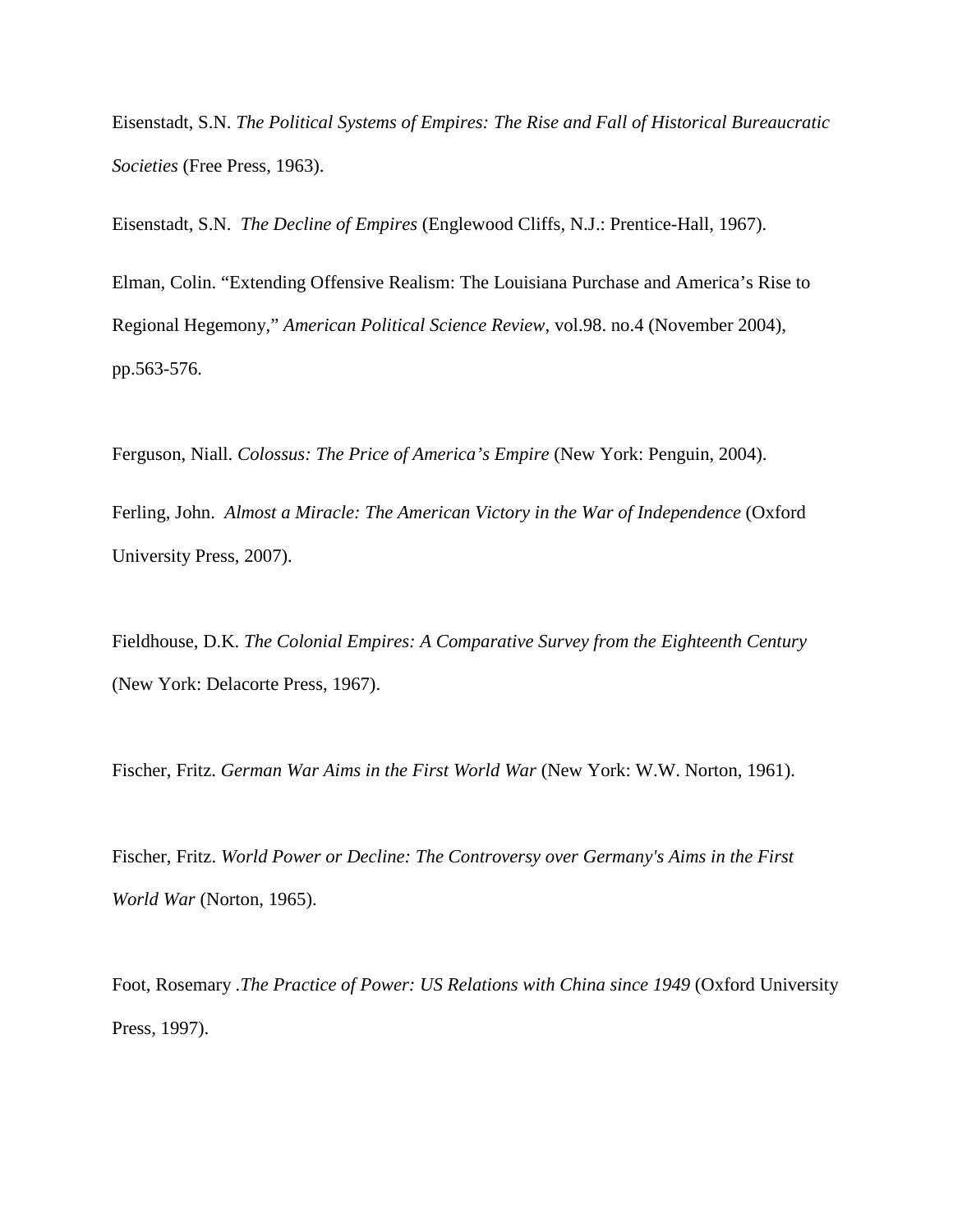Eisenstadt, S.N. *The Political Systems of Empires: The Rise and Fall of Historical Bureaucratic Societies* (Free Press, 1963).

Eisenstadt, S.N. *The Decline of Empires* (Englewood Cliffs, N.J.: Prentice-Hall, 1967).

Elman, Colin. "Extending Offensive Realism: The Louisiana Purchase and America's Rise to Regional Hegemony," *American Political Science Review*, vol.98. no.4 (November 2004), pp.563-576.

Ferguson, Niall. *Colossus: The Price of America's Empire* (New York: Penguin, 2004).

Ferling, John. *Almost a Miracle: The American Victory in the War of Independence* (Oxford University Press, 2007).

Fieldhouse, D.K. *The Colonial Empires: A Comparative Survey from the Eighteenth Century* (New York: Delacorte Press, 1967).

Fischer, Fritz. *German War Aims in the First World War* (New York: W.W. Norton, 1961).

Fischer, Fritz. *World Power or Decline: The Controversy over Germany's Aims in the First World War* (Norton, 1965).

Foot, Rosemary .*The Practice of Power: US Relations with China since 1949* (Oxford University Press, 1997).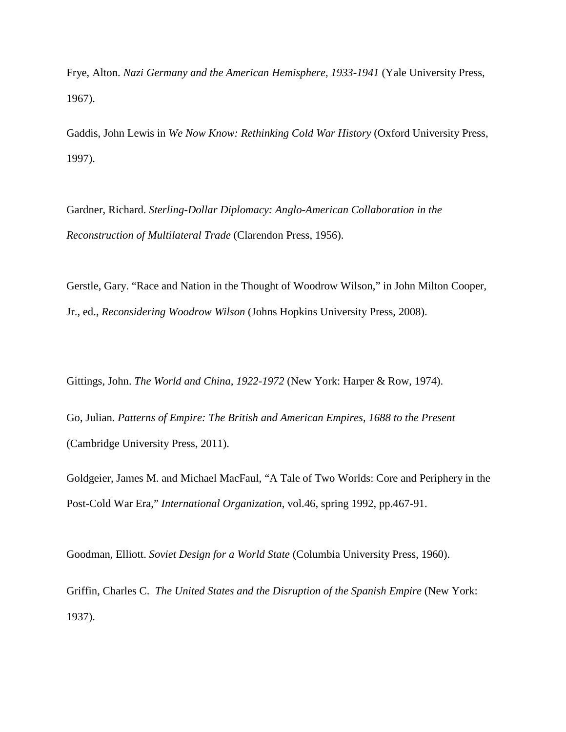Frye, Alton. *Nazi Germany and the American Hemisphere, 1933-1941* (Yale University Press, 1967).

Gaddis, John Lewis in *We Now Know: Rethinking Cold War History* (Oxford University Press, 1997).

Gardner, Richard. *Sterling-Dollar Diplomacy: Anglo-American Collaboration in the Reconstruction of Multilateral Trade* (Clarendon Press, 1956).

Gerstle, Gary. "Race and Nation in the Thought of Woodrow Wilson," in John Milton Cooper, Jr., ed., *Reconsidering Woodrow Wilson* (Johns Hopkins University Press, 2008).

Gittings, John. *The World and China, 1922-1972* (New York: Harper & Row, 1974).

Go, Julian. *Patterns of Empire: The British and American Empires, 1688 to the Present* (Cambridge University Press, 2011).

Goldgeier, James M. and Michael MacFaul, "A Tale of Two Worlds: Core and Periphery in the Post-Cold War Era," *International Organization*, vol.46, spring 1992, pp.467-91.

Goodman, Elliott. *Soviet Design for a World State* (Columbia University Press, 1960).

Griffin, Charles C. *The United States and the Disruption of the Spanish Empire* (New York: 1937).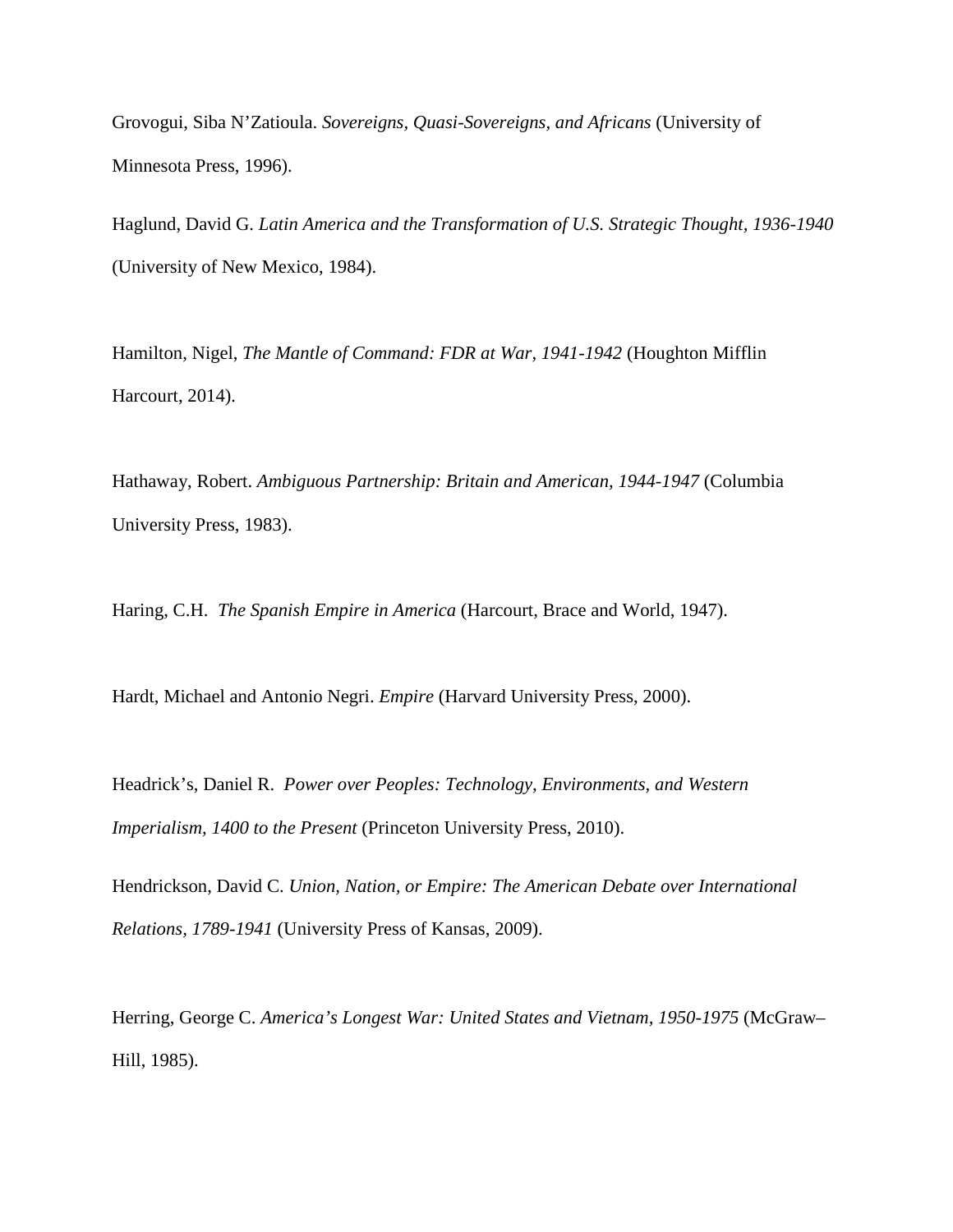Grovogui, Siba N'Zatioula. *Sovereigns, Quasi-Sovereigns, and Africans* (University of Minnesota Press, 1996).

Haglund, David G. *Latin America and the Transformation of U.S. Strategic Thought, 1936-1940* (University of New Mexico, 1984).

Hamilton, Nigel, *The Mantle of Command: FDR at War, 1941-1942* (Houghton Mifflin Harcourt, 2014).

Hathaway, Robert. *Ambiguous Partnership: Britain and American, 1944-1947* (Columbia University Press, 1983).

Haring, C.H. *The Spanish Empire in America* (Harcourt, Brace and World, 1947).

Hardt, Michael and Antonio Negri. *Empire* (Harvard University Press, 2000).

Headrick's, Daniel R. *Power over Peoples: Technology, Environments, and Western Imperialism, 1400 to the Present* (Princeton University Press, 2010).

Hendrickson, David C. *Union, Nation, or Empire: The American Debate over International Relations, 1789-1941* (University Press of Kansas, 2009).

Herring, George C. *America's Longest War: United States and Vietnam, 1950-1975* (McGraw–Hill, 1985).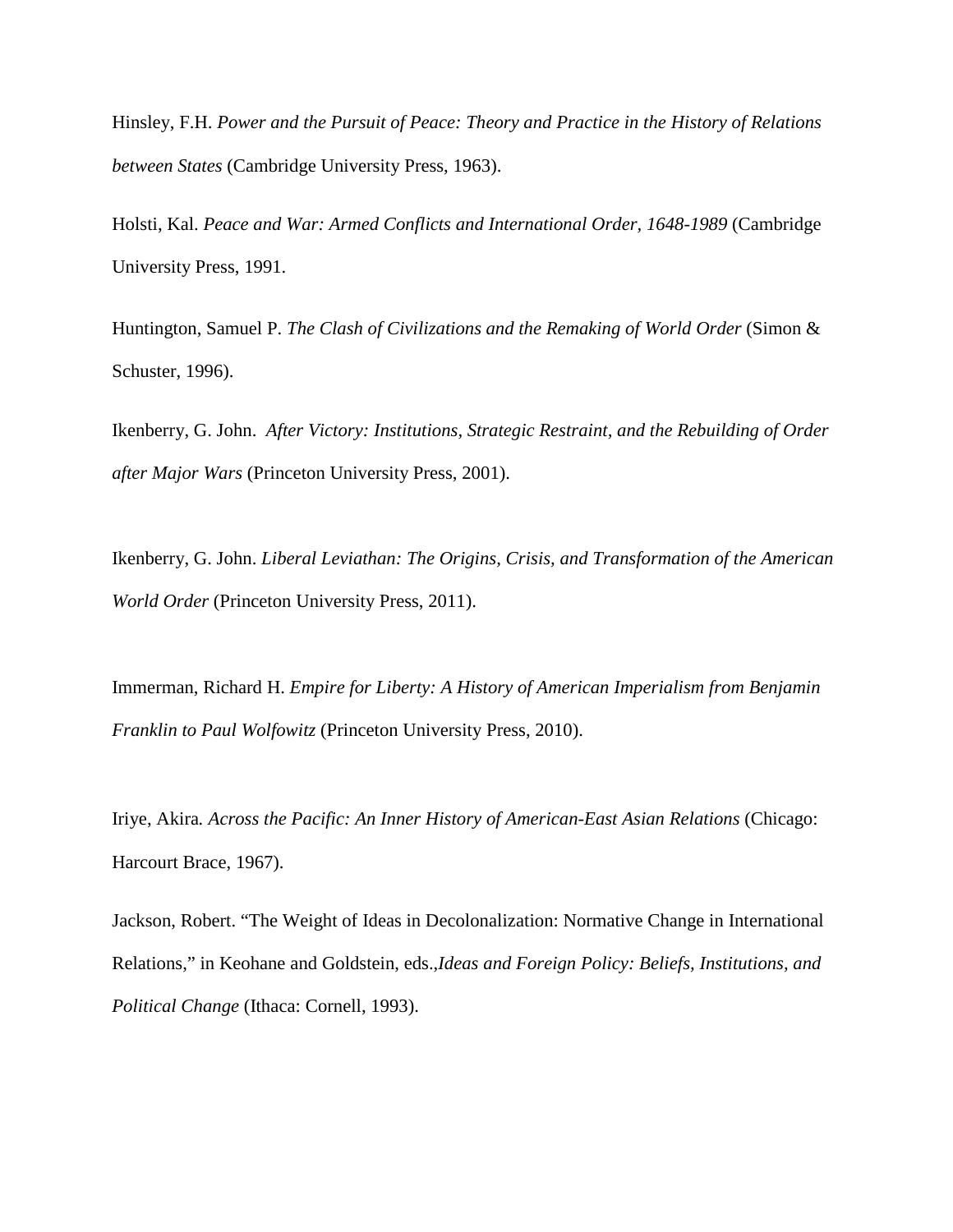Hinsley, F.H. *Power and the Pursuit of Peace: Theory and Practice in the History of Relations between States* (Cambridge University Press, 1963).

Holsti, Kal. *Peace and War: Armed Conflicts and International Order, 1648-1989* (Cambridge University Press, 1991.

Huntington, Samuel P. *The Clash of Civilizations and the Remaking of World Order* (Simon & Schuster, 1996).

Ikenberry, G. John. *After Victory: Institutions, Strategic Restraint, and the Rebuilding of Order after Major Wars* (Princeton University Press, 2001).

Ikenberry, G. John. *Liberal Leviathan: The Origins, Crisis, and Transformation of the American World Order* (Princeton University Press, 2011).

Immerman, Richard H. *Empire for Liberty: A History of American Imperialism from Benjamin Franklin to Paul Wolfowitz* (Princeton University Press, 2010).

Iriye, Akira. *Across the Pacific: An Inner History of American-East Asian Relations* (Chicago: Harcourt Brace, 1967).

Jackson, Robert. "The Weight of Ideas in Decolonalization: Normative Change in International Relations," in Keohane and Goldstein, eds.,*Ideas and Foreign Policy: Beliefs, Institutions, and Political Change* (Ithaca: Cornell, 1993).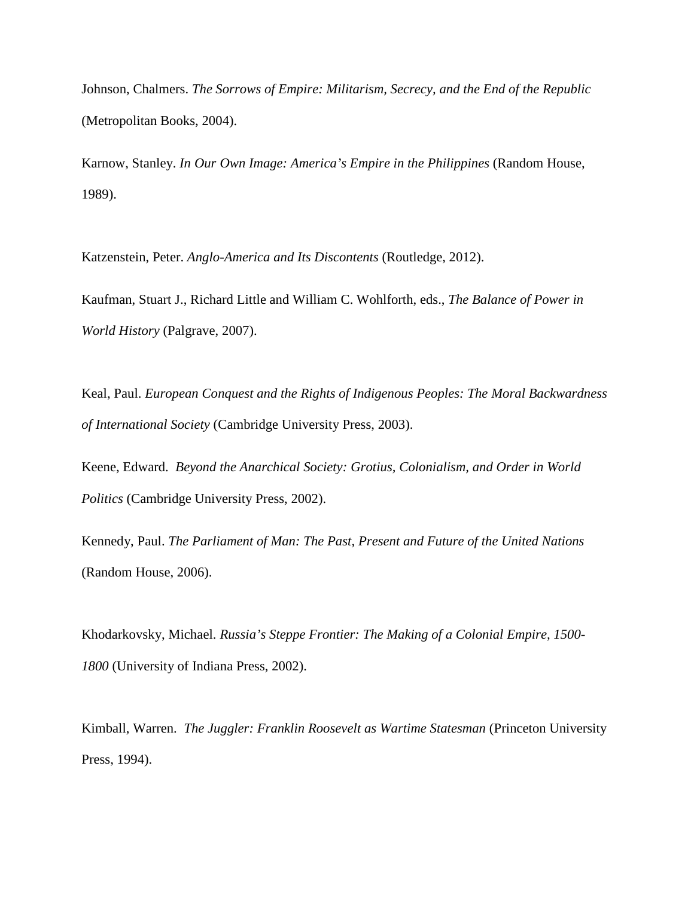Johnson, Chalmers. *The Sorrows of Empire: Militarism, Secrecy, and the End of the Republic* (Metropolitan Books, 2004).

Karnow, Stanley. *In Our Own Image: America's Empire in the Philippines* (Random House, 1989).

Katzenstein, Peter. *Anglo-America and Its Discontents* (Routledge, 2012).

Kaufman, Stuart J., Richard Little and William C. Wohlforth, eds., *The Balance of Power in World History* (Palgrave, 2007).

Keal, Paul. *European Conquest and the Rights of Indigenous Peoples: The Moral Backwardness of International Society* (Cambridge University Press, 2003).

Keene, Edward. *Beyond the Anarchical Society: Grotius, Colonialism, and Order in World Politics* (Cambridge University Press, 2002).

Kennedy, Paul. *The Parliament of Man: The Past, Present and Future of the United Nations* (Random House, 2006).

Khodarkovsky, Michael. *Russia's Steppe Frontier: The Making of a Colonial Empire, 1500-1800* (University of Indiana Press, 2002).

Kimball, Warren. *The Juggler: Franklin Roosevelt as Wartime Statesman* (Princeton University Press, 1994).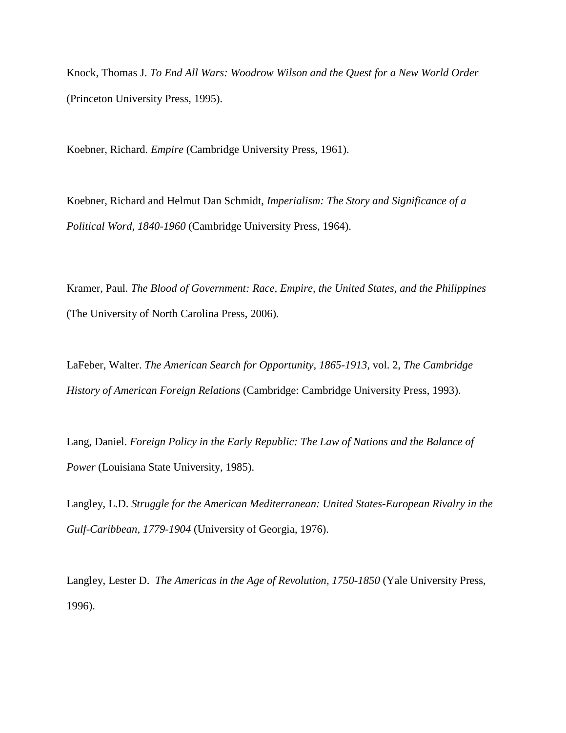Knock, Thomas J. *To End All Wars: Woodrow Wilson and the Quest for a New World Order* (Princeton University Press, 1995).

Koebner, Richard. *Empire* (Cambridge University Press, 1961).

Koebner, Richard and Helmut Dan Schmidt, *Imperialism: The Story and Significance of a Political Word, 1840-1960* (Cambridge University Press, 1964).

Kramer, Paul. *The Blood of Government: Race, Empire, the United States, and the Philippines* (The University of North Carolina Press, 2006).

LaFeber, Walter. *The American Search for Opportunity, 1865-1913*, vol. 2, *The Cambridge History of American Foreign Relations* (Cambridge: Cambridge University Press, 1993).

Lang, Daniel. *Foreign Policy in the Early Republic: The Law of Nations and the Balance of Power* (Louisiana State University, 1985).

Langley, L.D. *Struggle for the American Mediterranean: United States-European Rivalry in the Gulf-Caribbean, 1779-1904* (University of Georgia, 1976).

Langley, Lester D. *The Americas in the Age of Revolution, 1750-1850* (Yale University Press, 1996).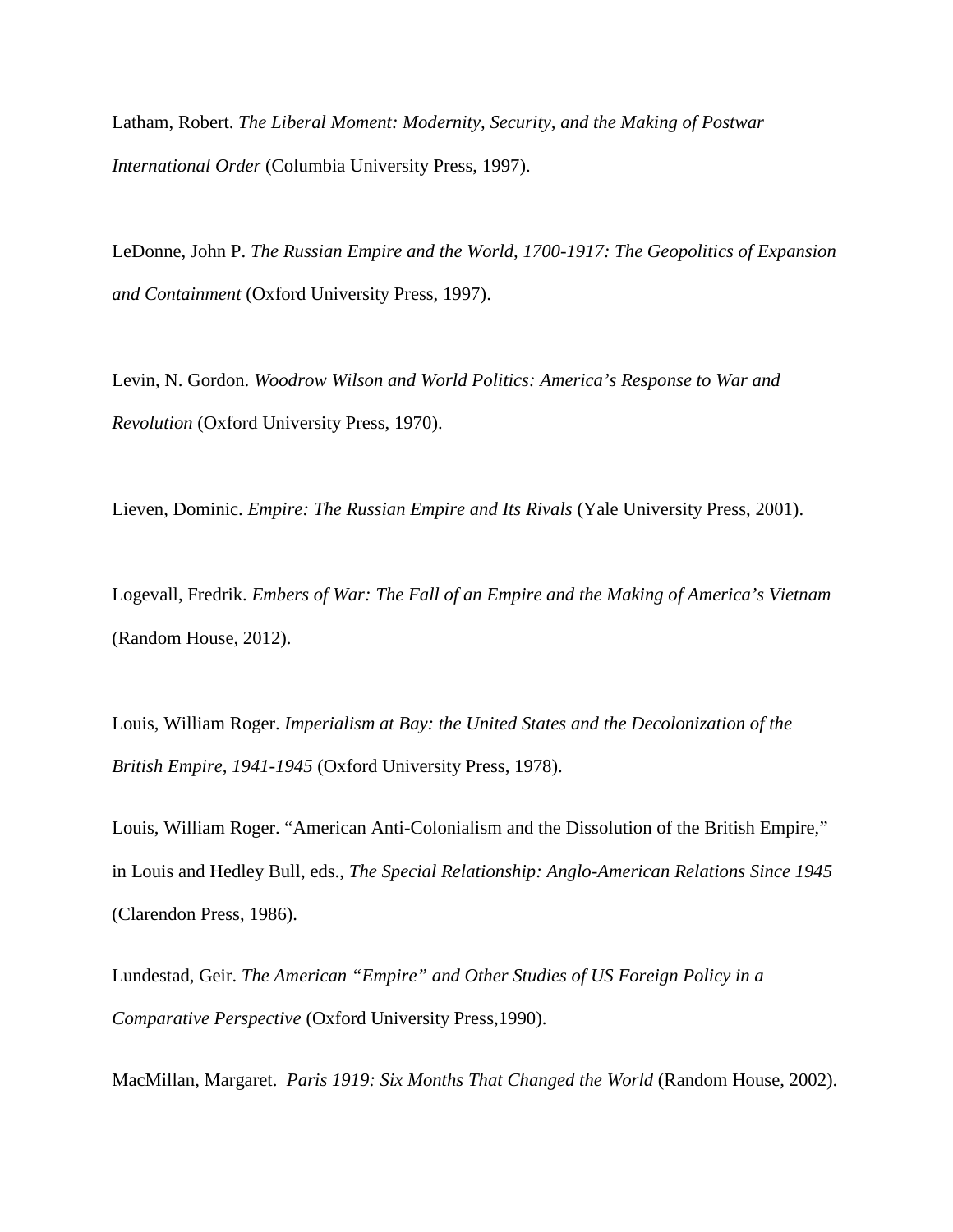Latham, Robert. *The Liberal Moment: Modernity, Security, and the Making of Postwar International Order* (Columbia University Press, 1997).

LeDonne, John P. *The Russian Empire and the World, 1700-1917: The Geopolitics of Expansion and Containment* (Oxford University Press, 1997).

Levin, N. Gordon. *Woodrow Wilson and World Politics: America's Response to War and Revolution* (Oxford University Press, 1970).

Lieven, Dominic. *Empire: The Russian Empire and Its Rivals* (Yale University Press, 2001).

Logevall, Fredrik. *Embers of War: The Fall of an Empire and the Making of America's Vietnam* (Random House, 2012).

Louis, William Roger. *Imperialism at Bay: the United States and the Decolonization of the British Empire, 1941-1945* (Oxford University Press, 1978).

Louis, William Roger. "American Anti-Colonialism and the Dissolution of the British Empire," in Louis and Hedley Bull, eds., *The Special Relationship: Anglo-American Relations Since 1945* (Clarendon Press, 1986).

Lundestad, Geir. *The American "Empire" and Other Studies of US Foreign Policy in a Comparative Perspective* (Oxford University Press,1990).

MacMillan, Margaret. *Paris 1919: Six Months That Changed the World* (Random House, 2002).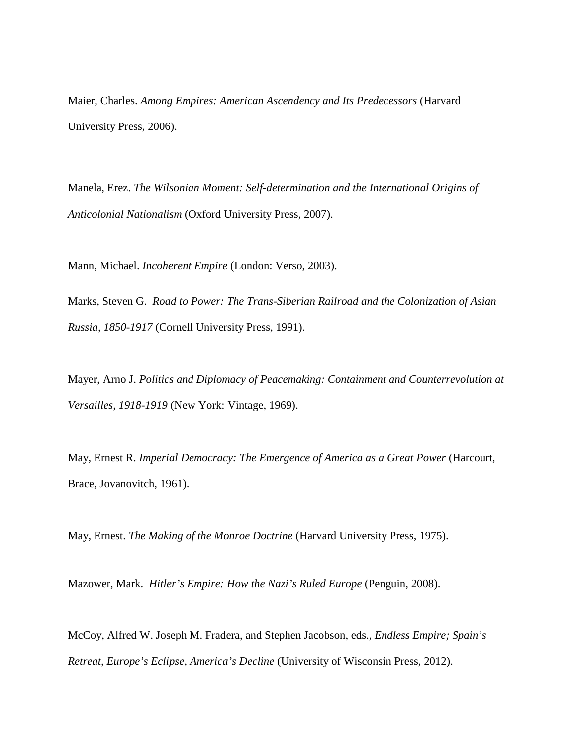Maier, Charles. *Among Empires: American Ascendency and Its Predecessors* (Harvard University Press, 2006).

Manela, Erez. *The Wilsonian Moment: Self-determination and the International Origins of Anticolonial Nationalism* (Oxford University Press, 2007).

Mann, Michael. *Incoherent Empire* (London: Verso, 2003).

Marks, Steven G. *Road to Power: The Trans-Siberian Railroad and the Colonization of Asian Russia, 1850-1917* (Cornell University Press, 1991).

Mayer, Arno J. *Politics and Diplomacy of Peacemaking: Containment and Counterrevolution at Versailles, 1918-1919* (New York: Vintage, 1969).

May, Ernest R. *Imperial Democracy: The Emergence of America as a Great Power* (Harcourt, Brace, Jovanovitch, 1961).

May, Ernest. *The Making of the Monroe Doctrine* (Harvard University Press, 1975).

Mazower, Mark. *Hitler's Empire: How the Nazi's Ruled Europe* (Penguin, 2008).

McCoy, Alfred W. Joseph M. Fradera, and Stephen Jacobson, eds., *Endless Empire; Spain's Retreat, Europe's Eclipse, America's Decline* (University of Wisconsin Press, 2012).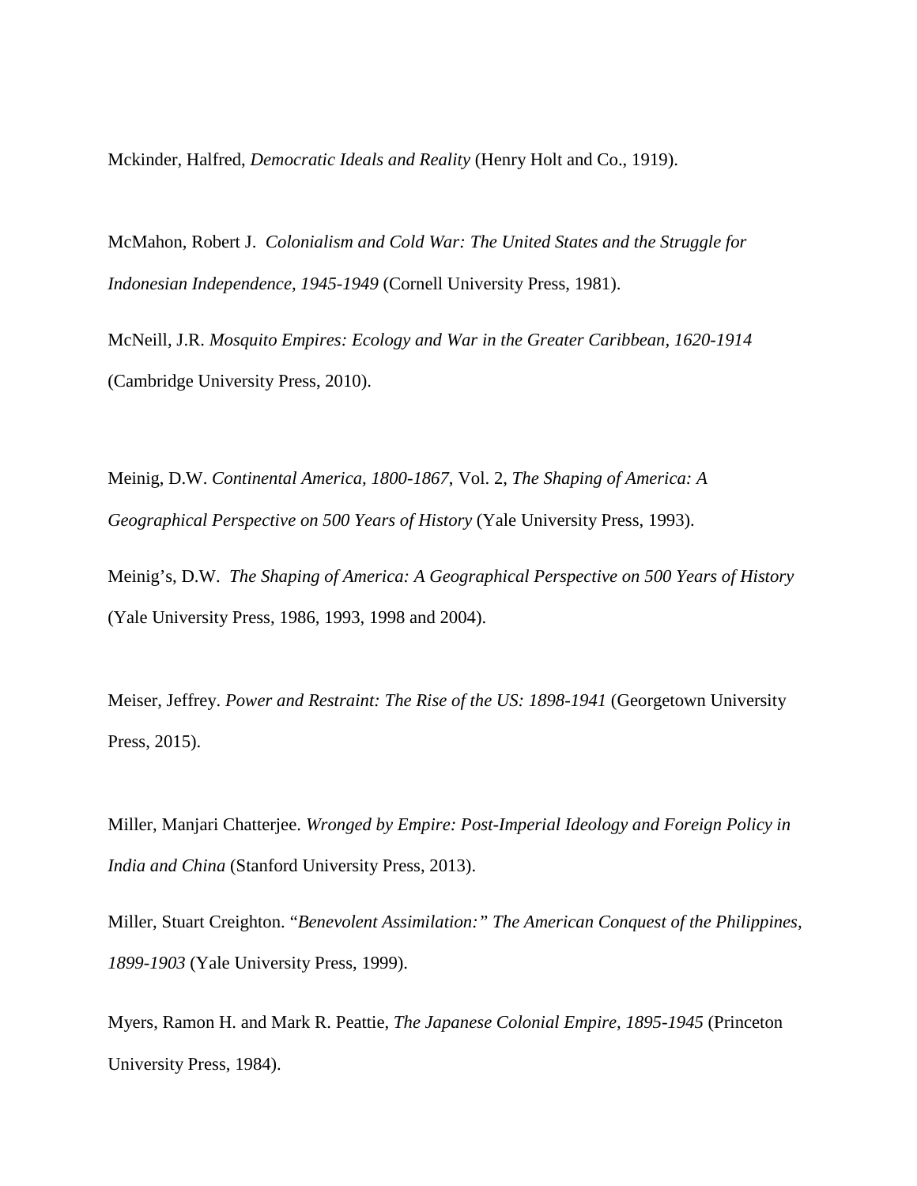Mckinder, Halfred, *Democratic Ideals and Reality* (Henry Holt and Co., 1919).

McMahon, Robert J. *Colonialism and Cold War: The United States and the Struggle for Indonesian Independence, 1945-1949* (Cornell University Press, 1981).

McNeill, J.R. *Mosquito Empires: Ecology and War in the Greater Caribbean, 1620-1914* (Cambridge University Press, 2010).

Meinig, D.W. *Continental America, 1800-1867*, Vol. 2, *The Shaping of America: A Geographical Perspective on 500 Years of History* (Yale University Press, 1993).

Meinig's, D.W. *The Shaping of America: A Geographical Perspective on 500 Years of History* (Yale University Press, 1986, 1993, 1998 and 2004).

Meiser, Jeffrey. *Power and Restraint: The Rise of the US: 1898-1941* (Georgetown University Press, 2015).

Miller, Manjari Chatterjee. *Wronged by Empire: Post-Imperial Ideology and Foreign Policy in India and China* (Stanford University Press, 2013).

Miller, Stuart Creighton. "*Benevolent Assimilation:" The American Conquest of the Philippines, 1899-1903* (Yale University Press, 1999).

Myers, Ramon H. and Mark R. Peattie, *The Japanese Colonial Empire, 1895-1945* (Princeton University Press, 1984).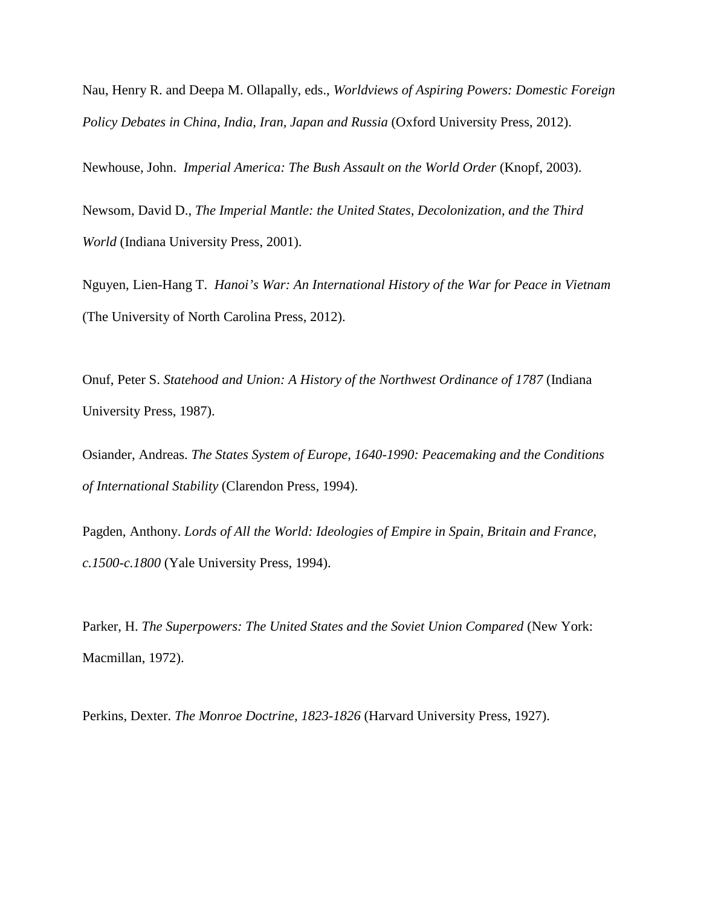Nau, Henry R. and Deepa M. Ollapally, eds., *Worldviews of Aspiring Powers: Domestic Foreign Policy Debates in China, India, Iran, Japan and Russia* (Oxford University Press, 2012).

Newhouse, John. *Imperial America: The Bush Assault on the World Order* (Knopf, 2003).

Newsom, David D., *The Imperial Mantle: the United States, Decolonization, and the Third World* (Indiana University Press, 2001).

Nguyen, Lien-Hang T. *Hanoi's War: An International History of the War for Peace in Vietnam* (The University of North Carolina Press, 2012).

Onuf, Peter S. *Statehood and Union: A History of the Northwest Ordinance of 1787* (Indiana University Press, 1987).

Osiander, Andreas. *The States System of Europe, 1640-1990: Peacemaking and the Conditions of International Stability* (Clarendon Press, 1994).

Pagden, Anthony. *Lords of All the World: Ideologies of Empire in Spain, Britain and France, c.1500-c.1800* (Yale University Press, 1994).

Parker, H. *The Superpowers: The United States and the Soviet Union Compared* (New York: Macmillan, 1972).

Perkins, Dexter. *The Monroe Doctrine, 1823-1826* (Harvard University Press, 1927).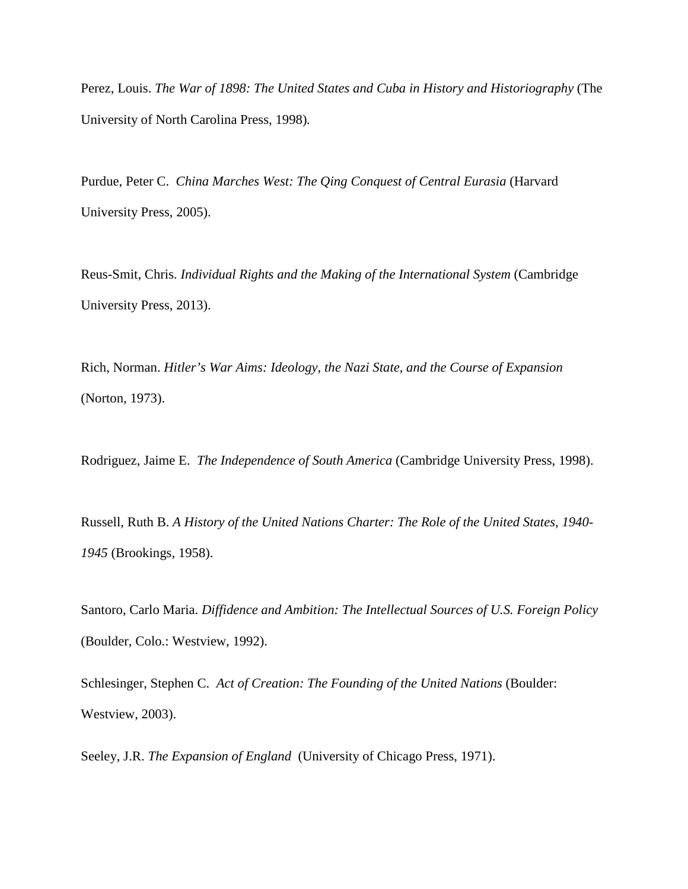Perez, Louis. *The War of 1898: The United States and Cuba in History and Historiography* (The University of North Carolina Press, 1998).

Purdue, Peter C. *China Marches West: The Qing Conquest of Central Eurasia* (Harvard University Press, 2005).

Reus-Smit, Chris. *Individual Rights and the Making of the International System* (Cambridge University Press, 2013).

Rich, Norman. *Hitler's War Aims: Ideology, the Nazi State, and the Course of Expansion* (Norton, 1973).

Rodriguez, Jaime E. *The Independence of South America* (Cambridge University Press, 1998).

Russell, Ruth B. *A History of the United Nations Charter: The Role of the United States, 1940-1945* (Brookings, 1958).

Santoro, Carlo Maria. *Diffidence and Ambition: The Intellectual Sources of U.S. Foreign Policy* (Boulder, Colo.: Westview, 1992).

Schlesinger, Stephen C. *Act of Creation: The Founding of the United Nations* (Boulder: Westview, 2003).

Seeley, J.R. *The Expansion of England* (University of Chicago Press, 1971).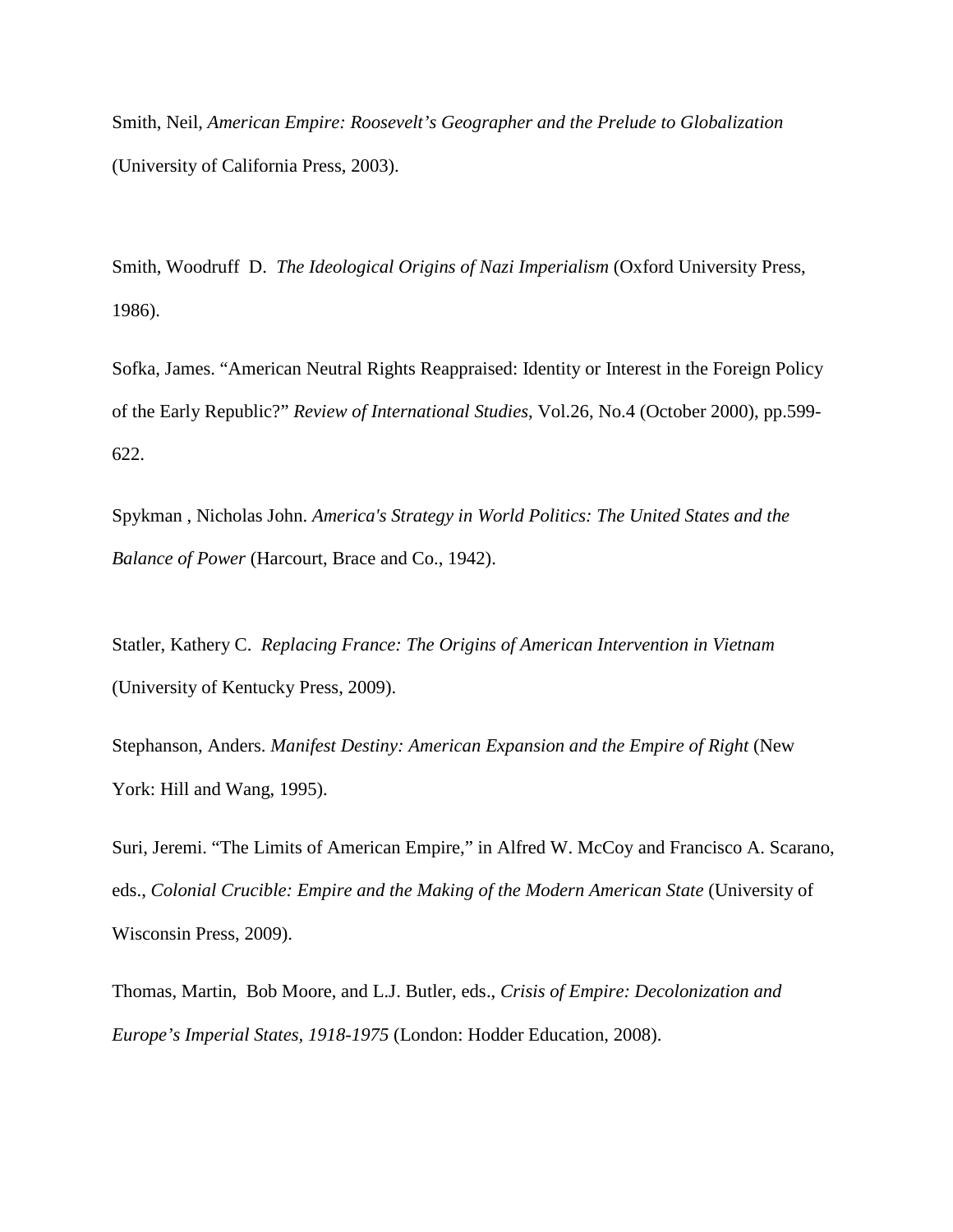Smith, Neil, *American Empire: Roosevelt's Geographer and the Prelude to Globalization* (University of California Press, 2003).

Smith, Woodruff D. *The Ideological Origins of Nazi Imperialism* (Oxford University Press, 1986).

Sofka, James. "American Neutral Rights Reappraised: Identity or Interest in the Foreign Policy of the Early Republic?" *Review of International Studies*, Vol.26, No.4 (October 2000), pp.599-622.

Spykman , Nicholas John. *America's Strategy in World Politics: The United States and the Balance of Power* (Harcourt, Brace and Co., 1942).

Statler, Kathery C. *Replacing France: The Origins of American Intervention in Vietnam* (University of Kentucky Press, 2009).

Stephanson, Anders. *Manifest Destiny: American Expansion and the Empire of Right* (New York: Hill and Wang, 1995).

Suri, Jeremi. "The Limits of American Empire," in Alfred W. McCoy and Francisco A. Scarano, eds., *Colonial Crucible: Empire and the Making of the Modern American State* (University of Wisconsin Press, 2009).

Thomas, Martin, Bob Moore, and L.J. Butler, eds., *Crisis of Empire: Decolonization and Europe's Imperial States, 1918-1975* (London: Hodder Education, 2008).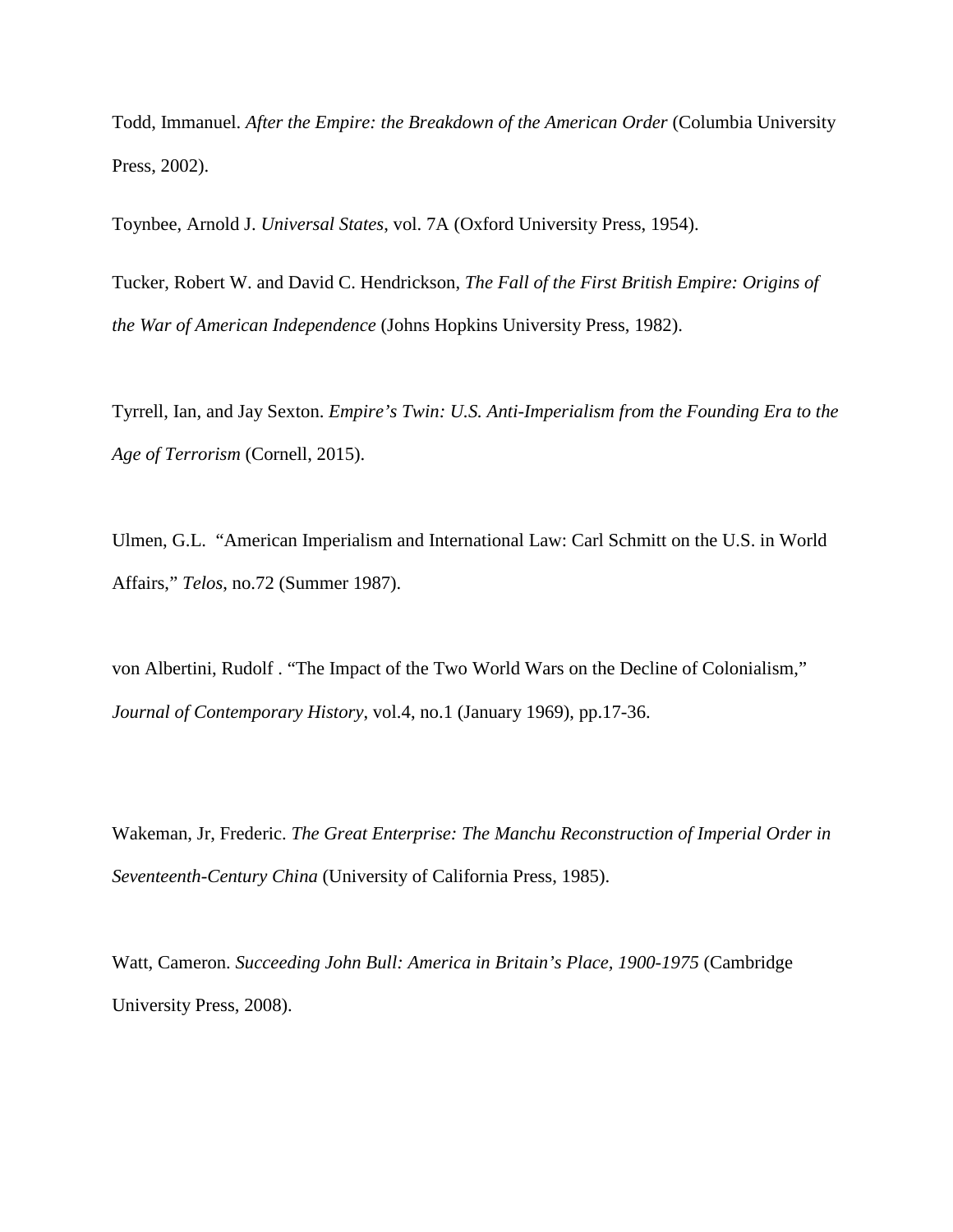Todd, Immanuel. *After the Empire: the Breakdown of the American Order* (Columbia University Press, 2002).

Toynbee, Arnold J. *Universal States,* vol. 7A (Oxford University Press, 1954).

Tucker, Robert W. and David C. Hendrickson, *The Fall of the First British Empire: Origins of the War of American Independence* (Johns Hopkins University Press, 1982).

Tyrrell, Ian, and Jay Sexton. *Empire's Twin: U.S. Anti-Imperialism from the Founding Era to the Age of Terrorism* (Cornell, 2015).

Ulmen, G.L. "American Imperialism and International Law: Carl Schmitt on the U.S. in World Affairs," *Telos*, no.72 (Summer 1987).

von Albertini, Rudolf . "The Impact of the Two World Wars on the Decline of Colonialism," *Journal of Contemporary History*, vol.4, no.1 (January 1969), pp.17-36.

Wakeman, Jr, Frederic. *The Great Enterprise: The Manchu Reconstruction of Imperial Order in Seventeenth-Century China* (University of California Press, 1985).

Watt, Cameron. *Succeeding John Bull: America in Britain's Place, 1900-1975* (Cambridge University Press, 2008).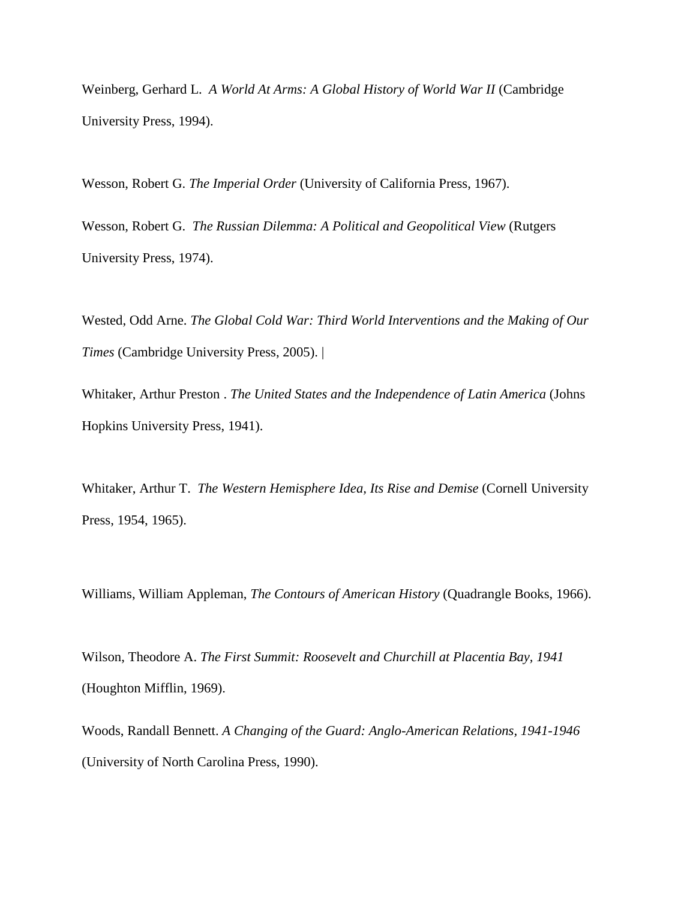Weinberg, Gerhard L.  *A World At Arms: A Global History of World War II* (Cambridge University Press, 1994).

Wesson, Robert G. *The Imperial Order* (University of California Press, 1967).

Wesson, Robert G.  *The Russian Dilemma: A Political and Geopolitical View* (Rutgers University Press, 1974).

Wested, Odd Arne. *The Global Cold War: Third World Interventions and the Making of Our Times* (Cambridge University Press, 2005). |

Whitaker, Arthur Preston . *The United States and the Independence of Latin America* (Johns Hopkins University Press, 1941).

Whitaker, Arthur T.  *The Western Hemisphere Idea, Its Rise and Demise* (Cornell University Press, 1954, 1965).

Williams, William Appleman, *The Contours of American History* (Quadrangle Books, 1966).

Wilson, Theodore A. *The First Summit: Roosevelt and Churchill at Placentia Bay, 1941* (Houghton Mifflin, 1969).

Woods, Randall Bennett. *A Changing of the Guard: Anglo-American Relations, 1941-1946* (University of North Carolina Press, 1990).